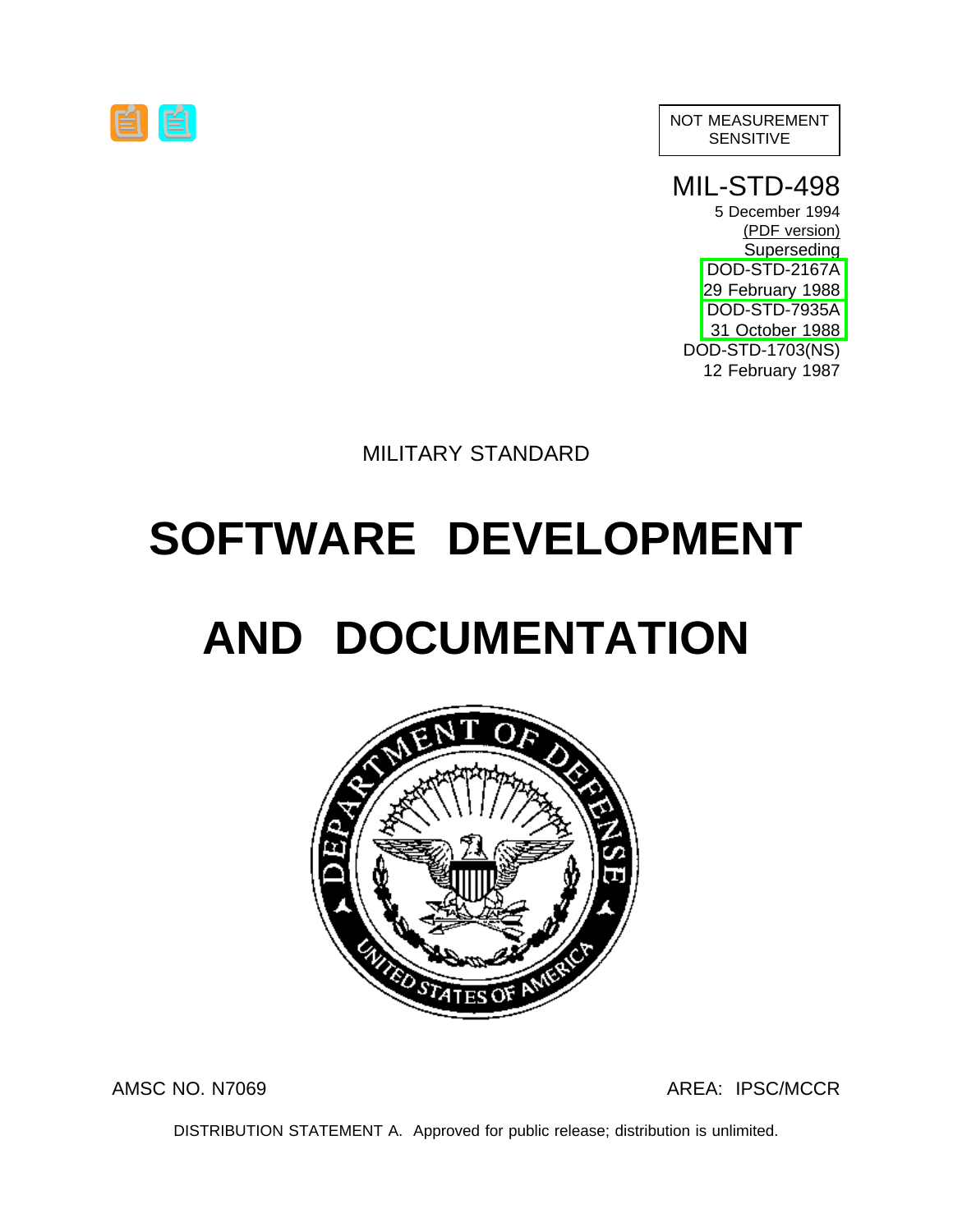NOT MEASUREMENT SENSITIVE

MIL-STD-498
5 December 1994
(PDF version)
Superseding
DOD-STD-2167A
29 February 1988
DOD-STD-7935A
31 October 1988
DOD-STD-1703(NS)
12 February 1987

MILITARY STANDARD

# SOFTWARE DEVELOPMENT AND DOCUMENTATION

AMSC NO. N7069

AREA: IPSC/MCCR

DISTRIBUTION STATEMENT A. Approved for public release; distribution is unlimited.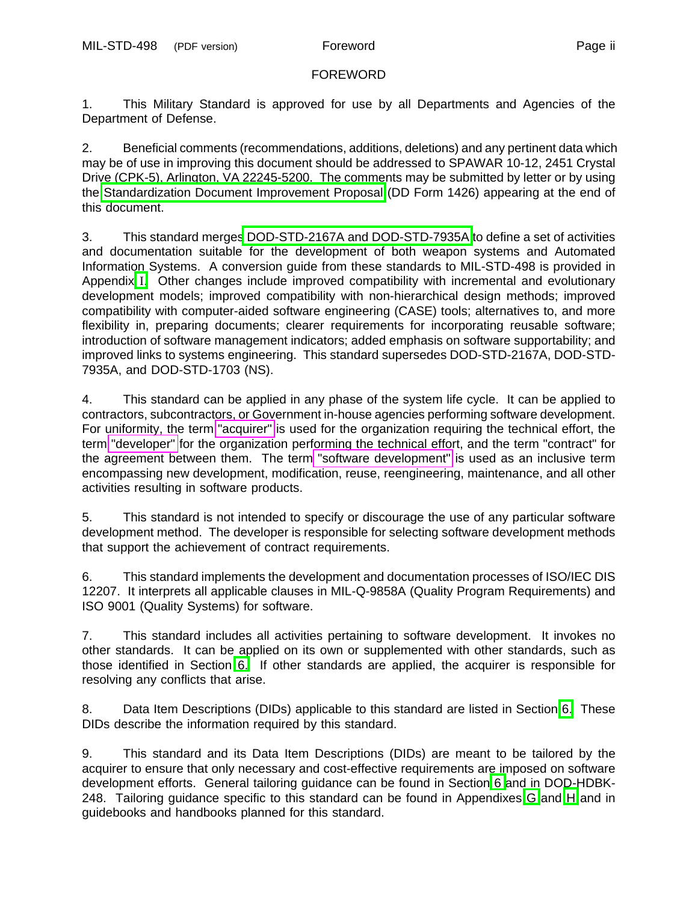# FOREWORD

1. This Military Standard is approved for use by all Departments and Agencies of the Department of Defense.

2. Beneficial comments (recommendations, additions, deletions) and any pertinent data which may be of use in improving this document should be addressed to SPAWAR 10-12, 2451 Crystal Drive (CPK-5), Arlington, VA 22245-5200. The comments may be submitted by letter or by using the Standardization Document Improvement Proposal (DD Form 1426) appearing at the end of this document.

3. This standard merges DOD-STD-2167A and DOD-STD-7935A to define a set of activities and documentation suitable for the development of both weapon systems and Automated Information Systems. A conversion guide from these standards to MIL-STD-498 is provided in Appendix I. Other changes include improved compatibility with incremental and evolutionary development models; improved compatibility with non-hierarchical design methods; improved compatibility with computer-aided software engineering (CASE) tools; alternatives to, and more flexibility in, preparing documents; clearer requirements for incorporating reusable software; introduction of software management indicators; added emphasis on software supportability; and improved links to systems engineering. This standard supersedes DOD-STD-2167A, DOD-STD-7935A, and DOD-STD-1703 (NS).

4. This standard can be applied in any phase of the system life cycle. It can be applied to contractors, subcontractors, or Government in-house agencies performing software development. For uniformity, the term "acquirer" is used for the organization requiring the technical effort, the term "developer" for the organization performing the technical effort, and the term "contract" for the agreement between them. The term "software development" is used as an inclusive term encompassing new development, modification, reuse, reengineering, maintenance, and all other activities resulting in software products.

5. This standard is not intended to specify or discourage the use of any particular software development method. The developer is responsible for selecting software development methods that support the achievement of contract requirements.

6. This standard implements the development and documentation processes of ISO/IEC DIS 12207. It interprets all applicable clauses in MIL-Q-9858A (Quality Program Requirements) and ISO 9001 (Quality Systems) for software.

7. This standard includes all activities pertaining to software development. It invokes no other standards. It can be applied on its own or supplemented with other standards, such as those identified in Section 6. If other standards are applied, the acquirer is responsible for resolving any conflicts that arise.

8. Data Item Descriptions (DIDs) applicable to this standard are listed in Section 6. These DIDs describe the information required by this standard.

9. This standard and its Data Item Descriptions (DIDs) are meant to be tailored by the acquirer to ensure that only necessary and cost-effective requirements are imposed on software development efforts. General tailoring guidance can be found in Section 6 and in DOD-HDBK-248. Tailoring guidance specific to this standard can be found in Appendixes G and H and in guidebooks and handbooks planned for this standard.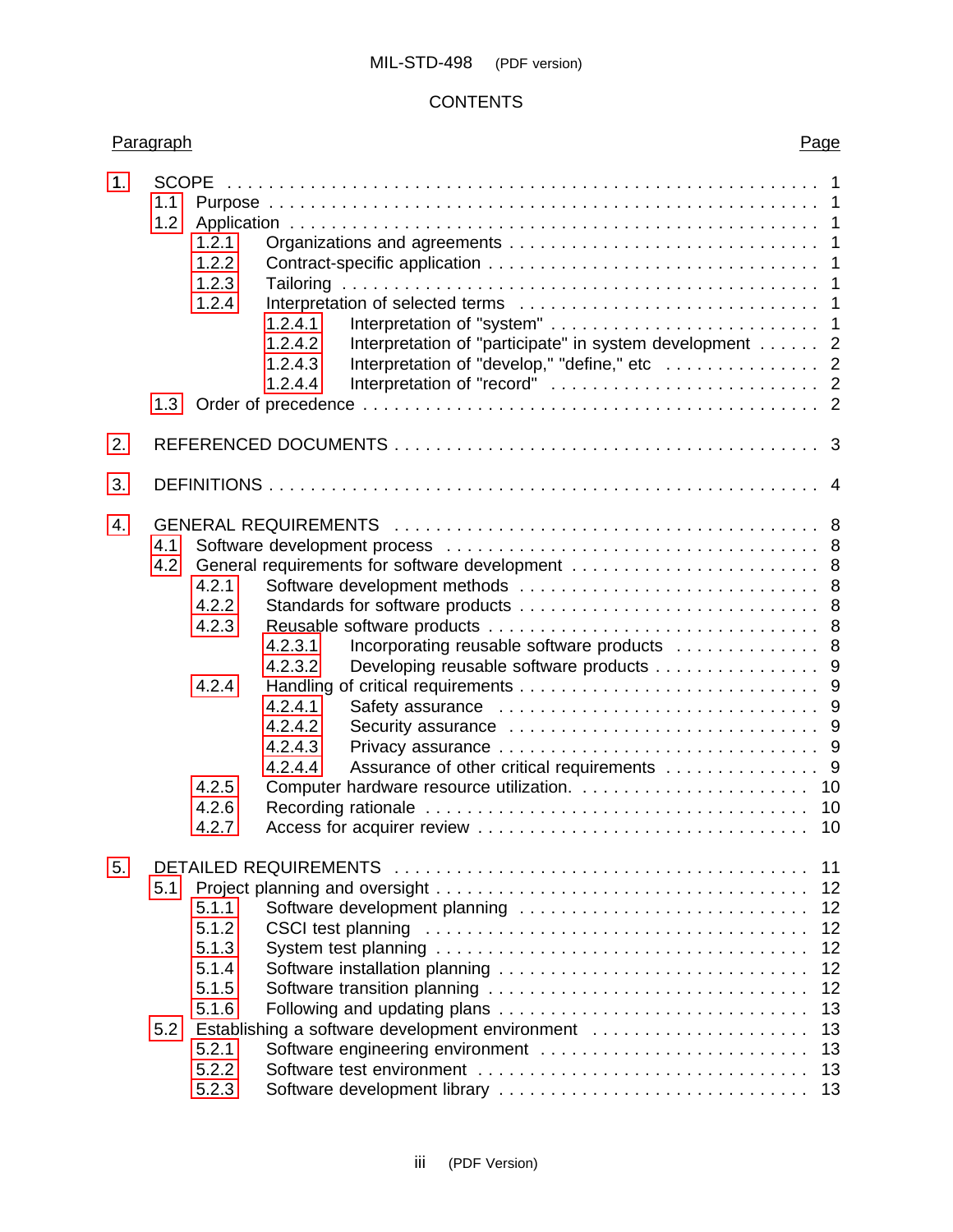CONTENTS

| Paragraph | | Page |
|---|---|---|
| 1. | SCOPE | 1 |
| 1.1 | Purpose | 1 |
| 1.2 | Application | 1 |
| 1.2.1 | Organizations and agreements | 1 |
| 1.2.2 | Contract-specific application | 1 |
| 1.2.3 | Tailoring | 1 |
| 1.2.4 | Interpretation of selected terms | 1 |
| 1.2.4.1 | Interpretation of "system" | 1 |
| 1.2.4.2 | Interpretation of "participate" in system development | 2 |
| 1.2.4.3 | Interpretation of "develop," "define," etc | 2 |
| 1.2.4.4 | Interpretation of "record" | 2 |
| 1.3 | Order of precedence | 2 |
| 2. | REFERENCED DOCUMENTS | 3 |
| 3. | DEFINITIONS | 4 |
| 4. | GENERAL REQUIREMENTS | 8 |
| 4.1 | Software development process | 8 |
| 4.2 | General requirements for software development | 8 |
| 4.2.1 | Software development methods | 8 |
| 4.2.2 | Standards for software products | 8 |
| 4.2.3 | Reusable software products | 8 |
| 4.2.3.1 | Incorporating reusable software products | 8 |
| 4.2.3.2 | Developing reusable software products | 9 |
| 4.2.4 | Handling of critical requirements | 9 |
| 4.2.4.1 | Safety assurance | 9 |
| 4.2.4.2 | Security assurance | 9 |
| 4.2.4.3 | Privacy assurance | 9 |
| 4.2.4.4 | Assurance of other critical requirements | 9 |
| 4.2.5 | Computer hardware resource utilization | 10 |
| 4.2.6 | Recording rationale | 10 |
| 4.2.7 | Access for acquirer review | 10 |
| 5. | DETAILED REQUIREMENTS | 11 |
| 5.1 | Project planning and oversight | 12 |
| 5.1.1 | Software development planning | 12 |
| 5.1.2 | CSCI test planning | 12 |
| 5.1.3 | System test planning | 12 |
| 5.1.4 | Software installation planning | 12 |
| 5.1.5 | Software transition planning | 12 |
| 5.1.6 | Following and updating plans | 13 |
| 5.2 | Establishing a software development environment | 13 |
| 5.2.1 | Software engineering environment | 13 |
| 5.2.2 | Software test environment | 13 |
| 5.2.3 | Software development library | 13 |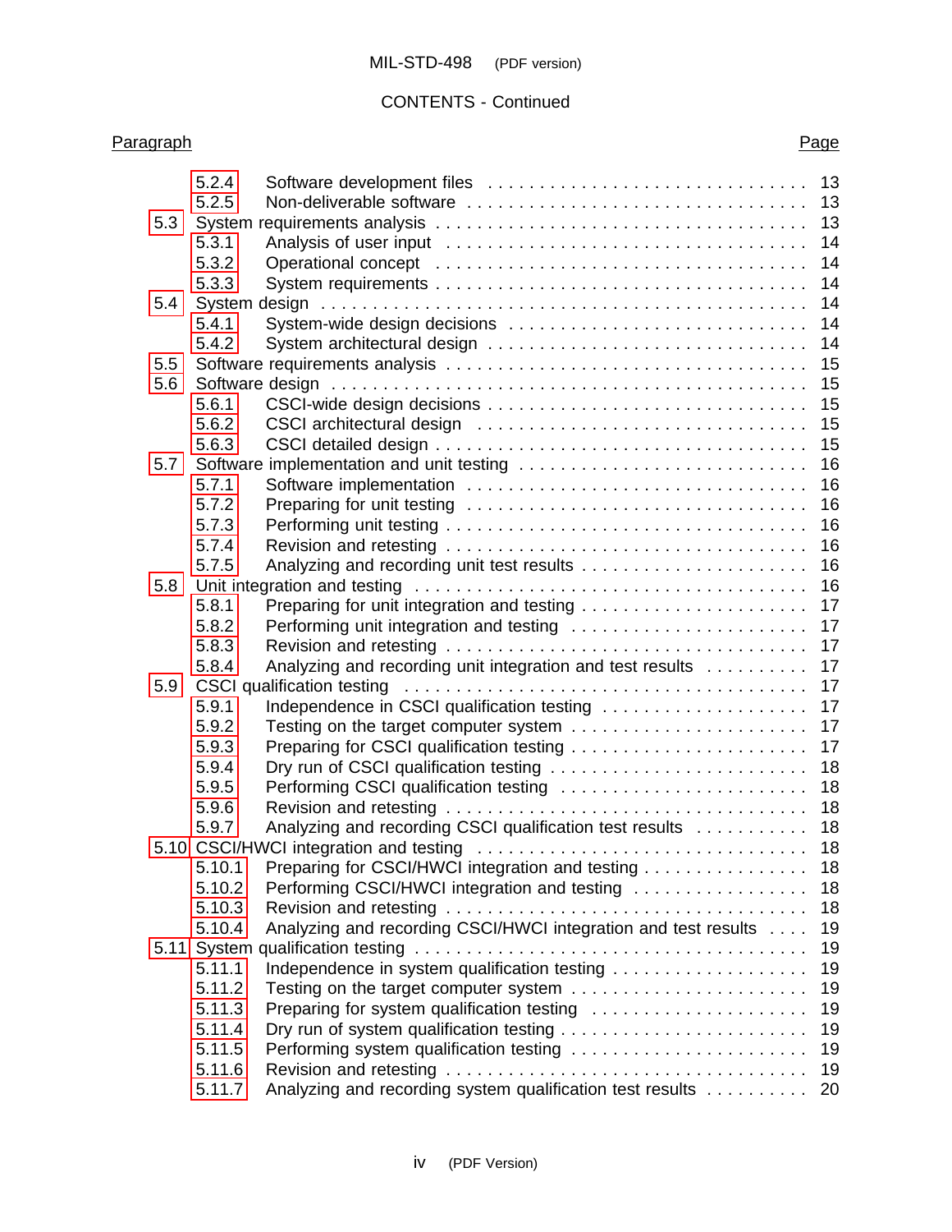CONTENTS - Continued

| Paragraph | | Page |
|---|---|---|
| 5.2.4 | Software development files | 13 |
| 5.2.5 | Non-deliverable software | 13 |
| 5.3 | System requirements analysis | 13 |
| 5.3.1 | Analysis of user input | 14 |
| 5.3.2 | Operational concept | 14 |
| 5.3.3 | System requirements | 14 |
| 5.4 | System design | 14 |
| 5.4.1 | System-wide design decisions | 14 |
| 5.4.2 | System architectural design | 14 |
| 5.5 | Software requirements analysis | 15 |
| 5.6 | Software design | 15 |
| 5.6.1 | CSCI-wide design decisions | 15 |
| 5.6.2 | CSCI architectural design | 15 |
| 5.6.3 | CSCI detailed design | 15 |
| 5.7 | Software implementation and unit testing | 16 |
| 5.7.1 | Software implementation | 16 |
| 5.7.2 | Preparing for unit testing | 16 |
| 5.7.3 | Performing unit testing | 16 |
| 5.7.4 | Revision and retesting | 16 |
| 5.7.5 | Analyzing and recording unit test results | 16 |
| 5.8 | Unit integration and testing | 16 |
| 5.8.1 | Preparing for unit integration and testing | 17 |
| 5.8.2 | Performing unit integration and testing | 17 |
| 5.8.3 | Revision and retesting | 17 |
| 5.8.4 | Analyzing and recording unit integration and test results | 17 |
| 5.9 | CSCI qualification testing | 17 |
| 5.9.1 | Independence in CSCI qualification testing | 17 |
| 5.9.2 | Testing on the target computer system | 17 |
| 5.9.3 | Preparing for CSCI qualification testing | 17 |
| 5.9.4 | Dry run of CSCI qualification testing | 18 |
| 5.9.5 | Performing CSCI qualification testing | 18 |
| 5.9.6 | Revision and retesting | 18 |
| 5.9.7 | Analyzing and recording CSCI qualification test results | 18 |
| 5.10 | CSCI/HWCI integration and testing | 18 |
| 5.10.1 | Preparing for CSCI/HWCI integration and testing | 18 |
| 5.10.2 | Performing CSCI/HWCI integration and testing | 18 |
| 5.10.3 | Revision and retesting | 18 |
| 5.10.4 | Analyzing and recording CSCI/HWCI integration and test results | 19 |
| 5.11 | System qualification testing | 19 |
| 5.11.1 | Independence in system qualification testing | 19 |
| 5.11.2 | Testing on the target computer system | 19 |
| 5.11.3 | Preparing for system qualification testing | 19 |
| 5.11.4 | Dry run of system qualification testing | 19 |
| 5.11.5 | Performing system qualification testing | 19 |
| 5.11.6 | Revision and retesting | 19 |
| 5.11.7 | Analyzing and recording system qualification test results | 20 |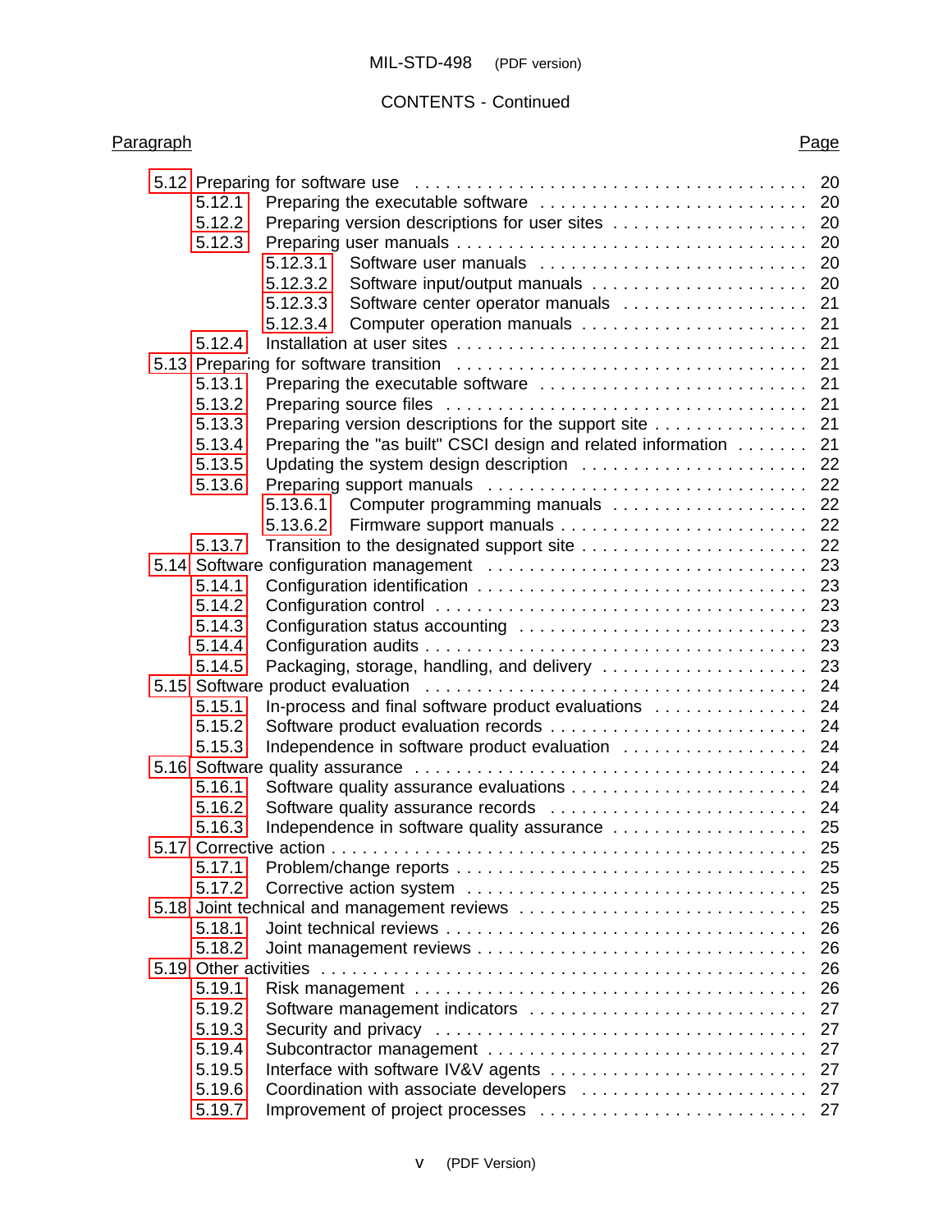CONTENTS - Continued

| Paragraph | | Page |
|---|---|---|
| 5.12 | Preparing for software use | 20 |
| 5.12.1 | Preparing the executable software | 20 |
| 5.12.2 | Preparing version descriptions for user sites | 20 |
| 5.12.3 | Preparing user manuals | 20 |
| 5.12.3.1 | Software user manuals | 20 |
| 5.12.3.2 | Software input/output manuals | 20 |
| 5.12.3.3 | Software center operator manuals | 21 |
| 5.12.3.4 | Computer operation manuals | 21 |
| 5.12.4 | Installation at user sites | 21 |
| 5.13 | Preparing for software transition | 21 |
| 5.13.1 | Preparing the executable software | 21 |
| 5.13.2 | Preparing source files | 21 |
| 5.13.3 | Preparing version descriptions for the support site | 21 |
| 5.13.4 | Preparing the "as built" CSCI design and related information | 21 |
| 5.13.5 | Updating the system design description | 22 |
| 5.13.6 | Preparing support manuals | 22 |
| 5.13.6.1 | Computer programming manuals | 22 |
| 5.13.6.2 | Firmware support manuals | 22 |
| 5.13.7 | Transition to the designated support site | 22 |
| 5.14 | Software configuration management | 23 |
| 5.14.1 | Configuration identification | 23 |
| 5.14.2 | Configuration control | 23 |
| 5.14.3 | Configuration status accounting | 23 |
| 5.14.4 | Configuration audits | 23 |
| 5.14.5 | Packaging, storage, handling, and delivery | 23 |
| 5.15 | Software product evaluation | 24 |
| 5.15.1 | In-process and final software product evaluations | 24 |
| 5.15.2 | Software product evaluation records | 24 |
| 5.15.3 | Independence in software product evaluation | 24 |
| 5.16 | Software quality assurance | 24 |
| 5.16.1 | Software quality assurance evaluations | 24 |
| 5.16.2 | Software quality assurance records | 24 |
| 5.16.3 | Independence in software quality assurance | 25 |
| 5.17 | Corrective action | 25 |
| 5.17.1 | Problem/change reports | 25 |
| 5.17.2 | Corrective action system | 25 |
| 5.18 | Joint technical and management reviews | 25 |
| 5.18.1 | Joint technical reviews | 26 |
| 5.18.2 | Joint management reviews | 26 |
| 5.19 | Other activities | 26 |
| 5.19.1 | Risk management | 26 |
| 5.19.2 | Software management indicators | 27 |
| 5.19.3 | Security and privacy | 27 |
| 5.19.4 | Subcontractor management | 27 |
| 5.19.5 | Interface with software IV&V agents | 27 |
| 5.19.6 | Coordination with associate developers | 27 |
| 5.19.7 | Improvement of project processes | 27 |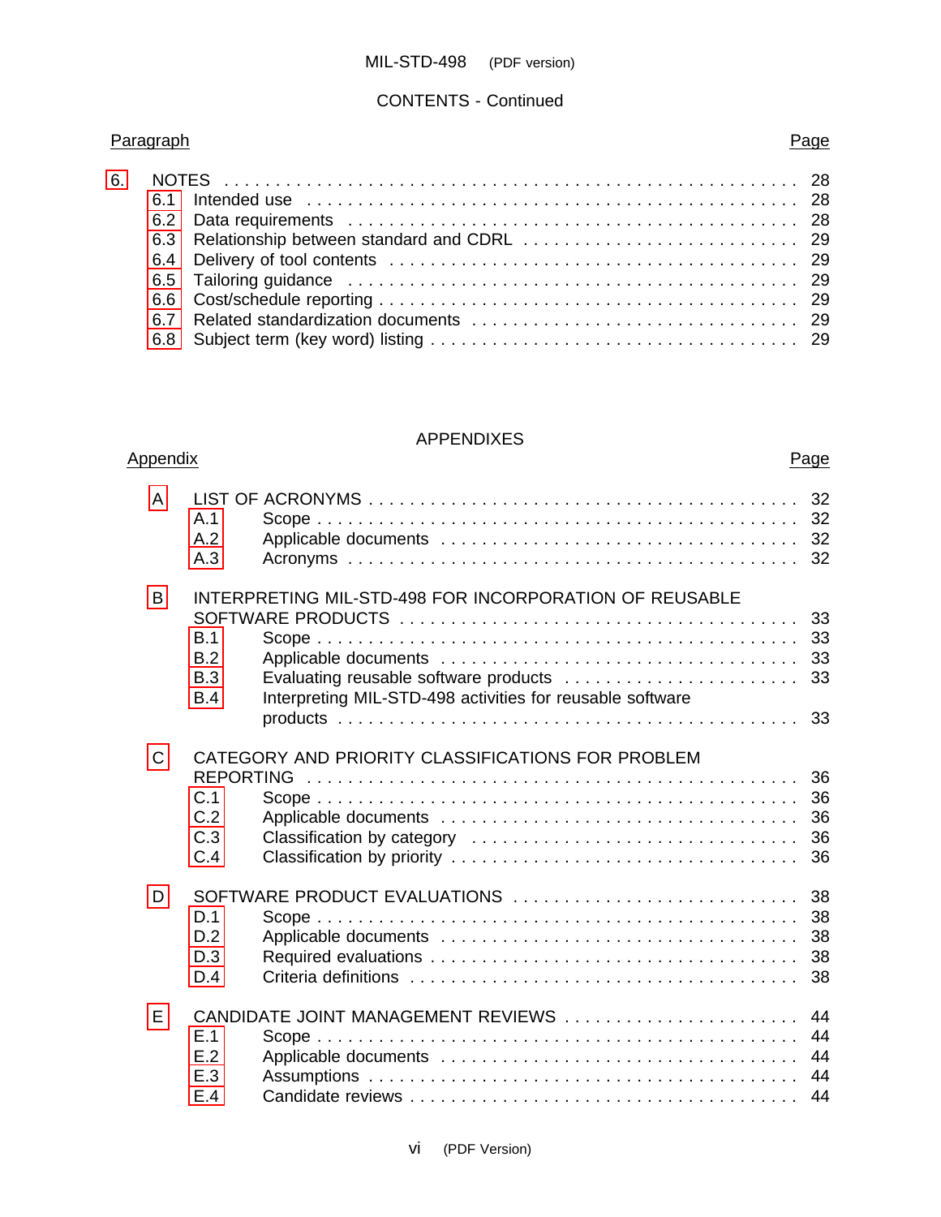CONTENTS - Continued

| Paragraph | | Page |
|---|---|---|
| 6. | NOTES | 28 |
| 6.1 | Intended use | 28 |
| 6.2 | Data requirements | 28 |
| 6.3 | Relationship between standard and CDRL | 29 |
| 6.4 | Delivery of tool contents | 29 |
| 6.5 | Tailoring guidance | 29 |
| 6.6 | Cost/schedule reporting | 29 |
| 6.7 | Related standardization documents | 29 |
| 6.8 | Subject term (key word) listing | 29 |

APPENDIXES

| Appendix | | | Page |
|---|---|---|---|
| A | LIST OF ACRONYMS | | 32 |
| | A.1 | Scope | 32 |
| | A.2 | Applicable documents | 32 |
| | A.3 | Acronyms | 32 |
| B | INTERPRETING MIL-STD-498 FOR INCORPORATION OF REUSABLE SOFTWARE PRODUCTS | | 33 |
| | B.1 | Scope | 33 |
| | B.2 | Applicable documents | 33 |
| | B.3 | Evaluating reusable software products | 33 |
| | B.4 | Interpreting MIL-STD-498 activities for reusable software products | 33 |
| C | CATEGORY AND PRIORITY CLASSIFICATIONS FOR PROBLEM REPORTING | | 36 |
| | C.1 | Scope | 36 |
| | C.2 | Applicable documents | 36 |
| | C.3 | Classification by category | 36 |
| | C.4 | Classification by priority | 36 |
| D | SOFTWARE PRODUCT EVALUATIONS | | 38 |
| | D.1 | Scope | 38 |
| | D.2 | Applicable documents | 38 |
| | D.3 | Required evaluations | 38 |
| | D.4 | Criteria definitions | 38 |
| E | CANDIDATE JOINT MANAGEMENT REVIEWS | | 44 |
| | E.1 | Scope | 44 |
| | E.2 | Applicable documents | 44 |
| | E.3 | Assumptions | 44 |
| | E.4 | Candidate reviews | 44 |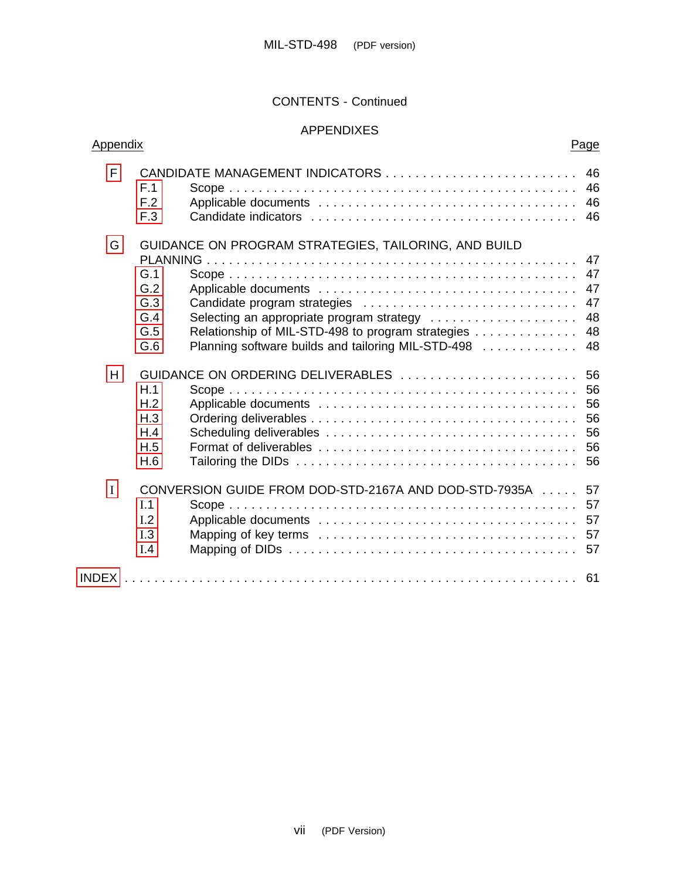CONTENTS - Continued

APPENDIXES

| Appendix | | Page |
|---|---|---|
| F | CANDIDATE MANAGEMENT INDICATORS | 46 |
| F.1 | Scope | 46 |
| F.2 | Applicable documents | 46 |
| F.3 | Candidate indicators | 46 |
| G | GUIDANCE ON PROGRAM STRATEGIES, TAILORING, AND BUILD PLANNING | 47 |
| G.1 | Scope | 47 |
| G.2 | Applicable documents | 47 |
| G.3 | Candidate program strategies | 47 |
| G.4 | Selecting an appropriate program strategy | 48 |
| G.5 | Relationship of MIL-STD-498 to program strategies | 48 |
| G.6 | Planning software builds and tailoring MIL-STD-498 | 48 |
| H | GUIDANCE ON ORDERING DELIVERABLES | 56 |
| H.1 | Scope | 56 |
| H.2 | Applicable documents | 56 |
| H.3 | Ordering deliverables | 56 |
| H.4 | Scheduling deliverables | 56 |
| H.5 | Format of deliverables | 56 |
| H.6 | Tailoring the DIDs | 56 |
| I | CONVERSION GUIDE FROM DOD-STD-2167A AND DOD-STD-7935A | 57 |
| I.1 | Scope | 57 |
| I.2 | Applicable documents | 57 |
| I.3 | Mapping of key terms | 57 |
| I.4 | Mapping of DIDs | 57 |
| INDEX | | 61 |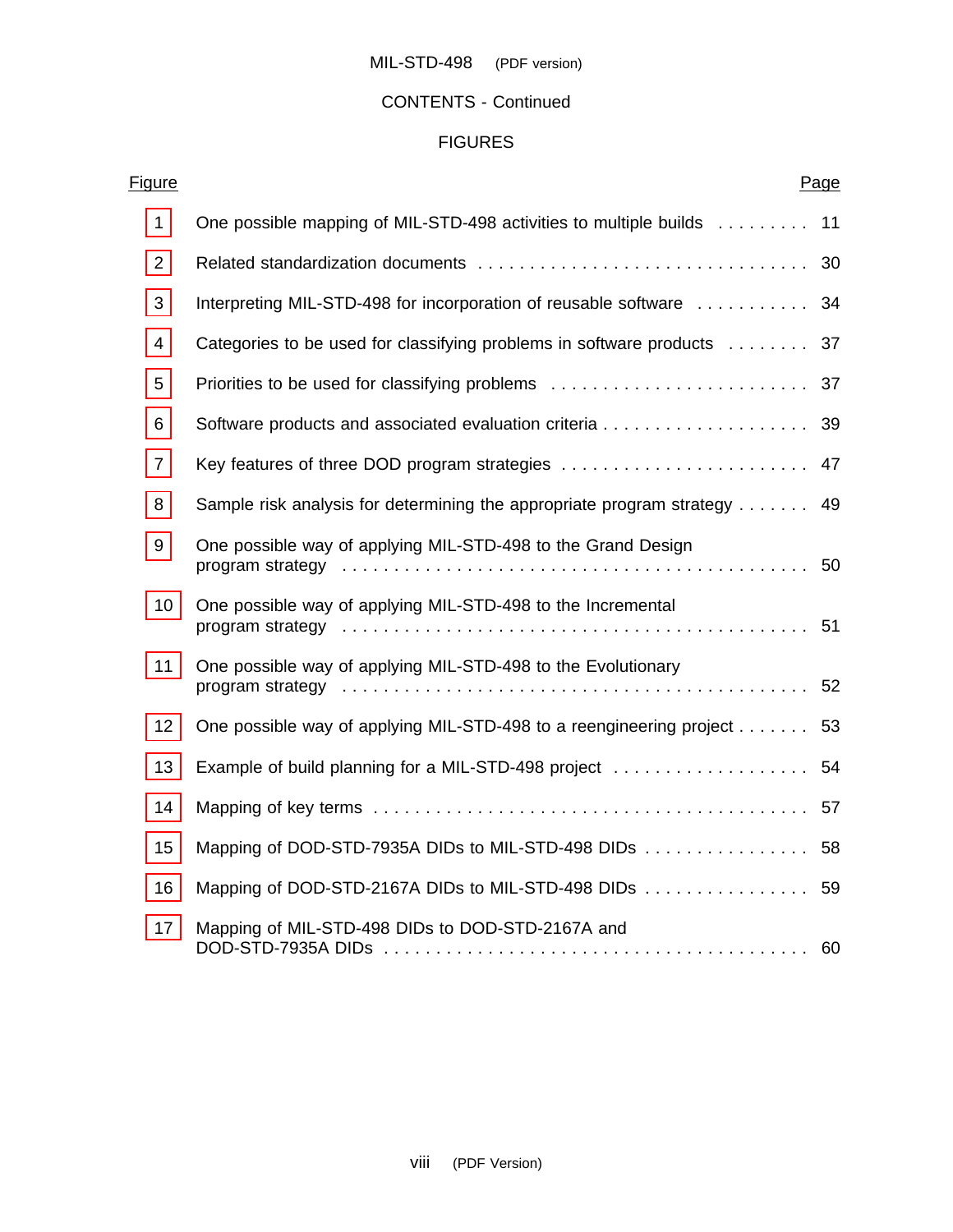CONTENTS - Continued

FIGURES

| Figure | | Page |
|---|---|---|
| 1 | One possible mapping of MIL-STD-498 activities to multiple builds | 11 |
| 2 | Related standardization documents | 30 |
| 3 | Interpreting MIL-STD-498 for incorporation of reusable software | 34 |
| 4 | Categories to be used for classifying problems in software products | 37 |
| 5 | Priorities to be used for classifying problems | 37 |
| 6 | Software products and associated evaluation criteria | 39 |
| 7 | Key features of three DOD program strategies | 47 |
| 8 | Sample risk analysis for determining the appropriate program strategy | 49 |
| 9 | One possible way of applying MIL-STD-498 to the Grand Design program strategy | 50 |
| 10 | One possible way of applying MIL-STD-498 to the Incremental program strategy | 51 |
| 11 | One possible way of applying MIL-STD-498 to the Evolutionary program strategy | 52 |
| 12 | One possible way of applying MIL-STD-498 to a reengineering project | 53 |
| 13 | Example of build planning for a MIL-STD-498 project | 54 |
| 14 | Mapping of key terms | 57 |
| 15 | Mapping of DOD-STD-7935A DIDs to MIL-STD-498 DIDs | 58 |
| 16 | Mapping of DOD-STD-2167A DIDs to MIL-STD-498 DIDs | 59 |
| 17 | Mapping of MIL-STD-498 DIDs to DOD-STD-2167A and DOD-STD-7935A DIDs | 60 |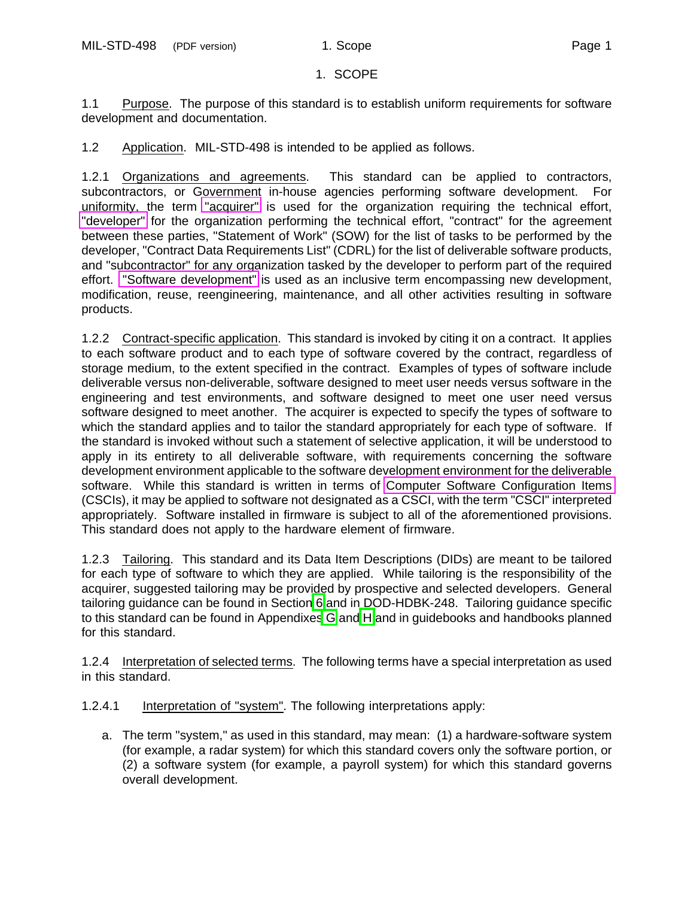# 1. SCOPE

1.1 Purpose. The purpose of this standard is to establish uniform requirements for software development and documentation.

1.2 Application. MIL-STD-498 is intended to be applied as follows.

1.2.1 Organizations and agreements. This standard can be applied to contractors, subcontractors, or Government in-house agencies performing software development. For uniformity, the term "acquirer" is used for the organization requiring the technical effort, "developer" for the organization performing the technical effort, "contract" for the agreement between these parties, "Statement of Work" (SOW) for the list of tasks to be performed by the developer, "Contract Data Requirements List" (CDRL) for the list of deliverable software products, and "subcontractor" for any organization tasked by the developer to perform part of the required effort. "Software development" is used as an inclusive term encompassing new development, modification, reuse, reengineering, maintenance, and all other activities resulting in software products.

1.2.2 Contract-specific application. This standard is invoked by citing it on a contract. It applies to each software product and to each type of software covered by the contract, regardless of storage medium, to the extent specified in the contract. Examples of types of software include deliverable versus non-deliverable, software designed to meet user needs versus software in the engineering and test environments, and software designed to meet one user need versus software designed to meet another. The acquirer is expected to specify the types of software to which the standard applies and to tailor the standard appropriately for each type of software. If the standard is invoked without such a statement of selective application, it will be understood to apply in its entirety to all deliverable software, with requirements concerning the software development environment applicable to the software development environment for the deliverable software. While this standard is written in terms of Computer Software Configuration Items (CSCIs), it may be applied to software not designated as a CSCI, with the term "CSCI" interpreted appropriately. Software installed in firmware is subject to all of the aforementioned provisions. This standard does not apply to the hardware element of firmware.

1.2.3 Tailoring. This standard and its Data Item Descriptions (DIDs) are meant to be tailored for each type of software to which they are applied. While tailoring is the responsibility of the acquirer, suggested tailoring may be provided by prospective and selected developers. General tailoring guidance can be found in Section 6 and in DOD-HDBK-248. Tailoring guidance specific to this standard can be found in Appendixes G and H and in guidebooks and handbooks planned for this standard.

1.2.4 Interpretation of selected terms. The following terms have a special interpretation as used in this standard.

1.2.4.1 Interpretation of "system". The following interpretations apply:

a. The term "system," as used in this standard, may mean: (1) a hardware-software system (for example, a radar system) for which this standard covers only the software portion, or (2) a software system (for example, a payroll system) for which this standard governs overall development.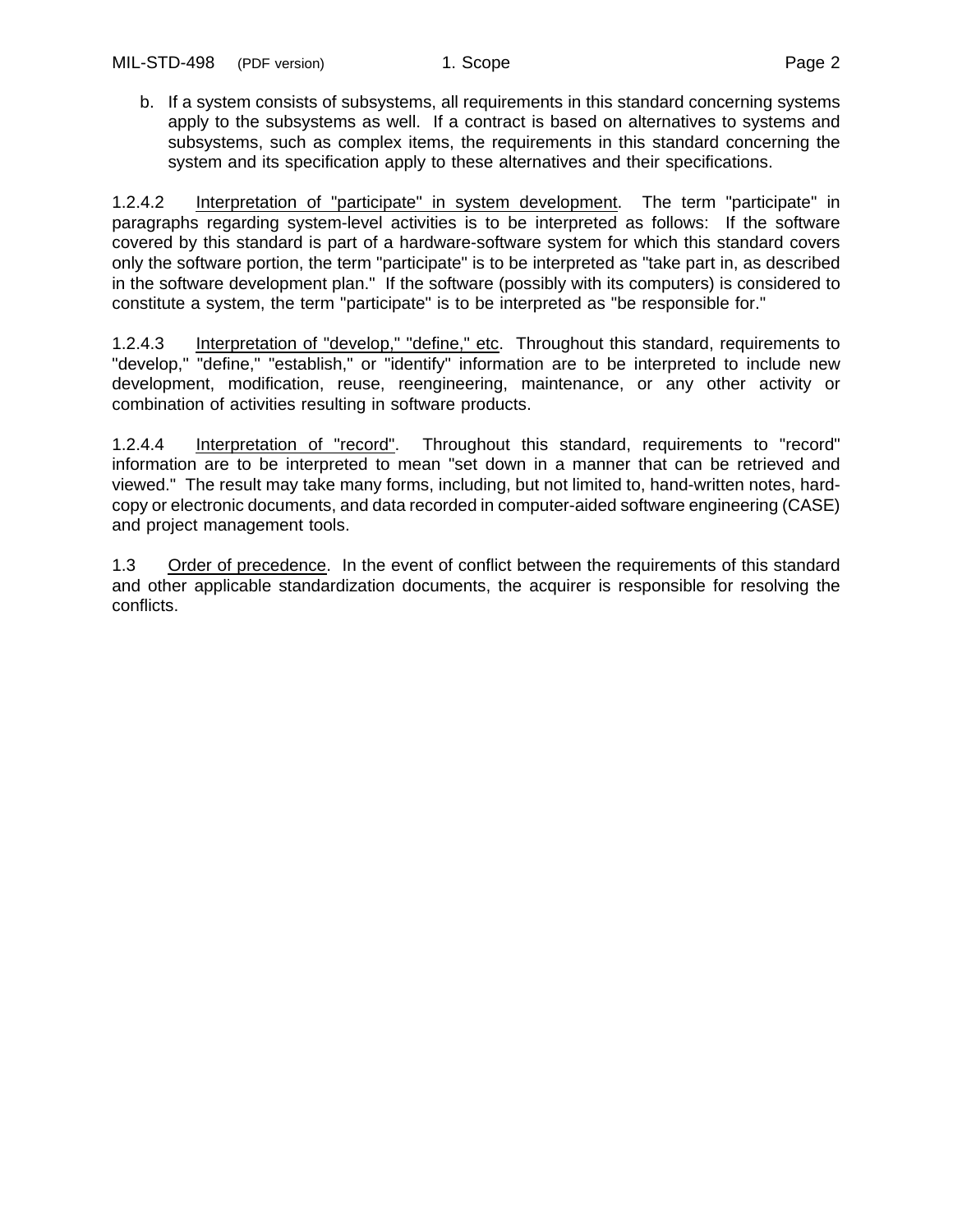b. If a system consists of subsystems, all requirements in this standard concerning systems apply to the subsystems as well. If a contract is based on alternatives to systems and subsystems, such as complex items, the requirements in this standard concerning the system and its specification apply to these alternatives and their specifications.

1.2.4.2 Interpretation of "participate" in system development. The term "participate" in paragraphs regarding system-level activities is to be interpreted as follows: If the software covered by this standard is part of a hardware-software system for which this standard covers only the software portion, the term "participate" is to be interpreted as "take part in, as described in the software development plan." If the software (possibly with its computers) is considered to constitute a system, the term "participate" is to be interpreted as "be responsible for."

1.2.4.3 Interpretation of "develop," "define," etc. Throughout this standard, requirements to "develop," "define," "establish," or "identify" information are to be interpreted to include new development, modification, reuse, reengineering, maintenance, or any other activity or combination of activities resulting in software products.

1.2.4.4 Interpretation of "record". Throughout this standard, requirements to "record" information are to be interpreted to mean "set down in a manner that can be retrieved and viewed." The result may take many forms, including, but not limited to, hand-written notes, hard-copy or electronic documents, and data recorded in computer-aided software engineering (CASE) and project management tools.

1.3 Order of precedence. In the event of conflict between the requirements of this standard and other applicable standardization documents, the acquirer is responsible for resolving the conflicts.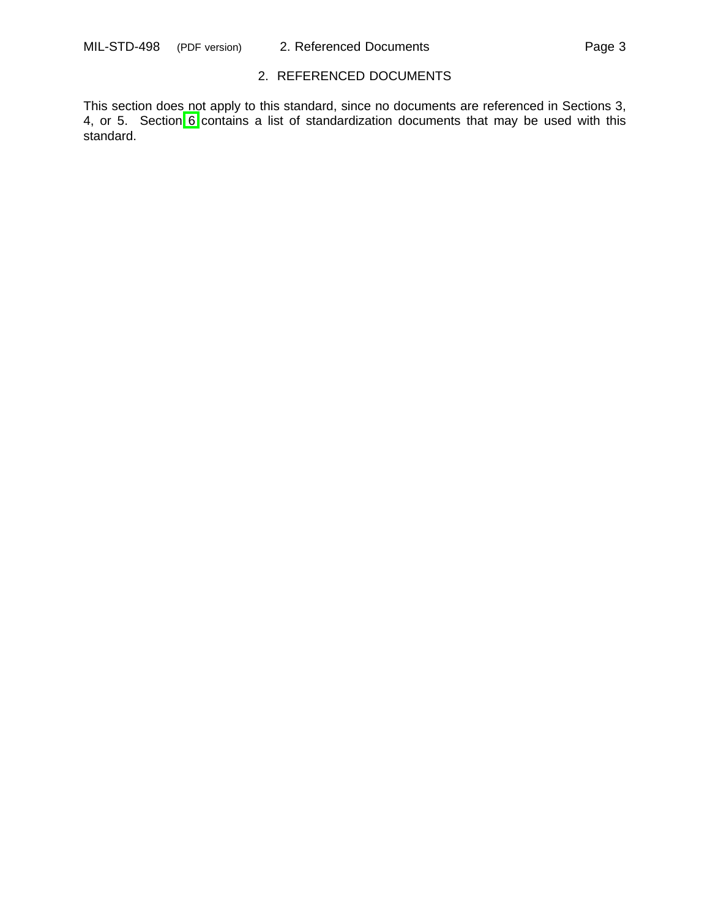## 2. REFERENCED DOCUMENTS

This section does not apply to this standard, since no documents are referenced in Sections 3, 4, or 5. Section 6 contains a list of standardization documents that may be used with this standard.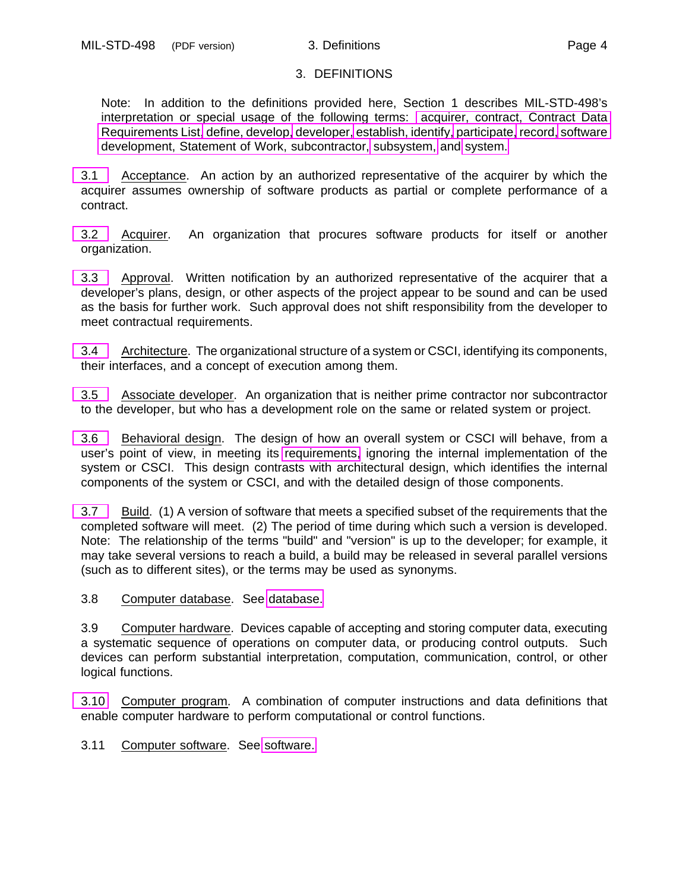# 3. DEFINITIONS

Note: In addition to the definitions provided here, Section 1 describes MIL-STD-498's interpretation or special usage of the following terms: acquirer, contract, Contract Data Requirements List, define, develop, developer, establish, identify, participate, record, software development, Statement of Work, subcontractor, subsystem, and system.

3.1 Acceptance. An action by an authorized representative of the acquirer by which the acquirer assumes ownership of software products as partial or complete performance of a contract.

3.2 Acquirer. An organization that procures software products for itself or another organization.

3.3 Approval. Written notification by an authorized representative of the acquirer that a developer's plans, design, or other aspects of the project appear to be sound and can be used as the basis for further work. Such approval does not shift responsibility from the developer to meet contractual requirements.

3.4 Architecture. The organizational structure of a system or CSCI, identifying its components, their interfaces, and a concept of execution among them.

3.5 Associate developer. An organization that is neither prime contractor nor subcontractor to the developer, but who has a development role on the same or related system or project.

3.6 Behavioral design. The design of how an overall system or CSCI will behave, from a user's point of view, in meeting its requirements, ignoring the internal implementation of the system or CSCI. This design contrasts with architectural design, which identifies the internal components of the system or CSCI, and with the detailed design of those components.

3.7 Build. (1) A version of software that meets a specified subset of the requirements that the completed software will meet. (2) The period of time during which such a version is developed. Note: The relationship of the terms "build" and "version" is up to the developer; for example, it may take several versions to reach a build, a build may be released in several parallel versions (such as to different sites), or the terms may be used as synonyms.

3.8 Computer database. See database.

3.9 Computer hardware. Devices capable of accepting and storing computer data, executing a systematic sequence of operations on computer data, or producing control outputs. Such devices can perform substantial interpretation, computation, communication, control, or other logical functions.

3.10 Computer program. A combination of computer instructions and data definitions that enable computer hardware to perform computational or control functions.

3.11 Computer software. See software.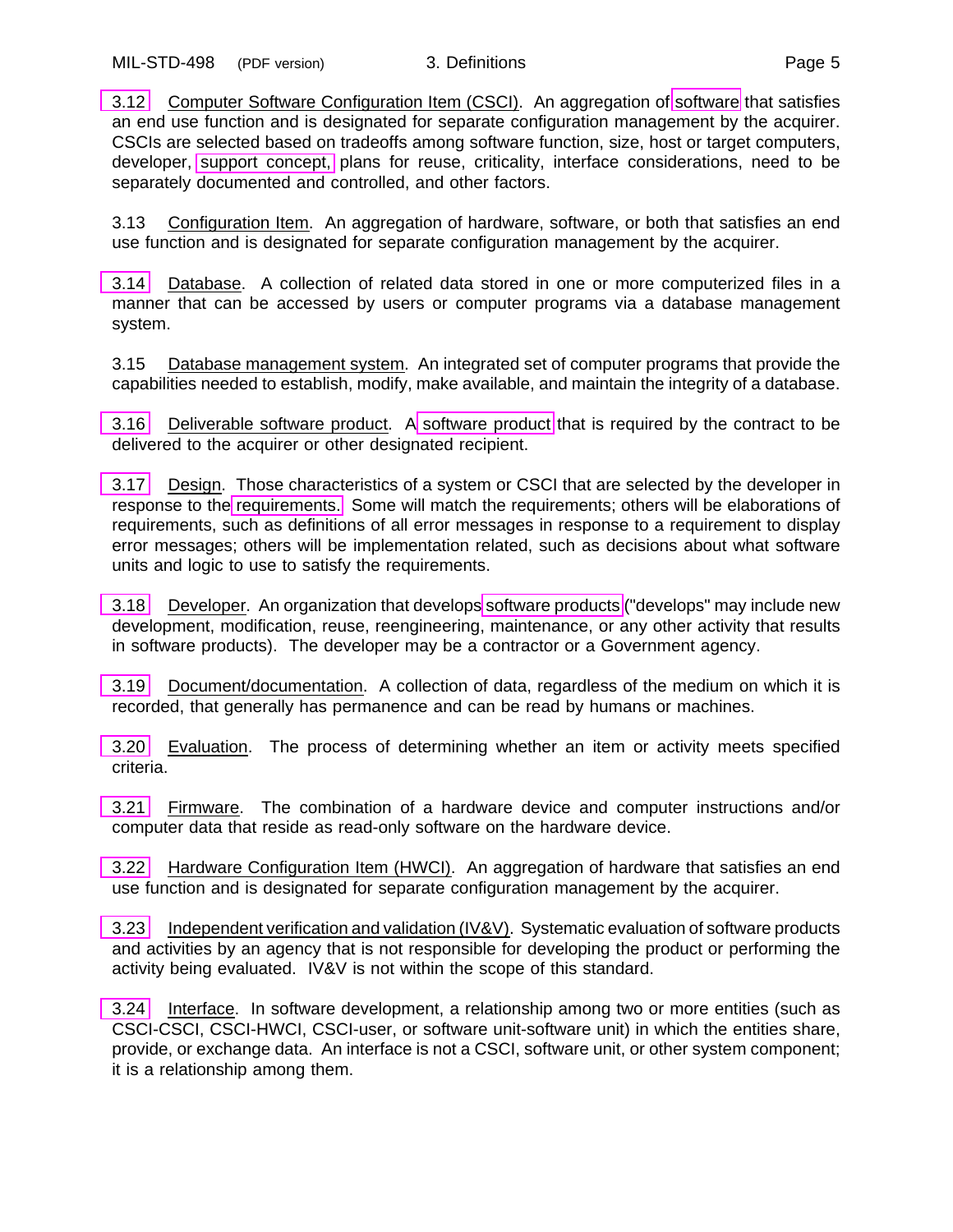3.12 Computer Software Configuration Item (CSCI). An aggregation of software that satisfies an end use function and is designated for separate configuration management by the acquirer. CSCIs are selected based on tradeoffs among software function, size, host or target computers, developer, support concept, plans for reuse, criticality, interface considerations, need to be separately documented and controlled, and other factors.

3.13 Configuration Item. An aggregation of hardware, software, or both that satisfies an end use function and is designated for separate configuration management by the acquirer.

3.14 Database. A collection of related data stored in one or more computerized files in a manner that can be accessed by users or computer programs via a database management system.

3.15 Database management system. An integrated set of computer programs that provide the capabilities needed to establish, modify, make available, and maintain the integrity of a database.

3.16 Deliverable software product. A software product that is required by the contract to be delivered to the acquirer or other designated recipient.

3.17 Design. Those characteristics of a system or CSCI that are selected by the developer in response to the requirements. Some will match the requirements; others will be elaborations of requirements, such as definitions of all error messages in response to a requirement to display error messages; others will be implementation related, such as decisions about what software units and logic to use to satisfy the requirements.

3.18 Developer. An organization that develops software products ("develops" may include new development, modification, reuse, reengineering, maintenance, or any other activity that results in software products). The developer may be a contractor or a Government agency.

3.19 Document/documentation. A collection of data, regardless of the medium on which it is recorded, that generally has permanence and can be read by humans or machines.

3.20 Evaluation. The process of determining whether an item or activity meets specified criteria.

3.21 Firmware. The combination of a hardware device and computer instructions and/or computer data that reside as read-only software on the hardware device.

3.22 Hardware Configuration Item (HWCI). An aggregation of hardware that satisfies an end use function and is designated for separate configuration management by the acquirer.

3.23 Independent verification and validation (IV&V). Systematic evaluation of software products and activities by an agency that is not responsible for developing the product or performing the activity being evaluated. IV&V is not within the scope of this standard.

3.24 Interface. In software development, a relationship among two or more entities (such as CSCI-CSCI, CSCI-HWCI, CSCI-user, or software unit-software unit) in which the entities share, provide, or exchange data. An interface is not a CSCI, software unit, or other system component; it is a relationship among them.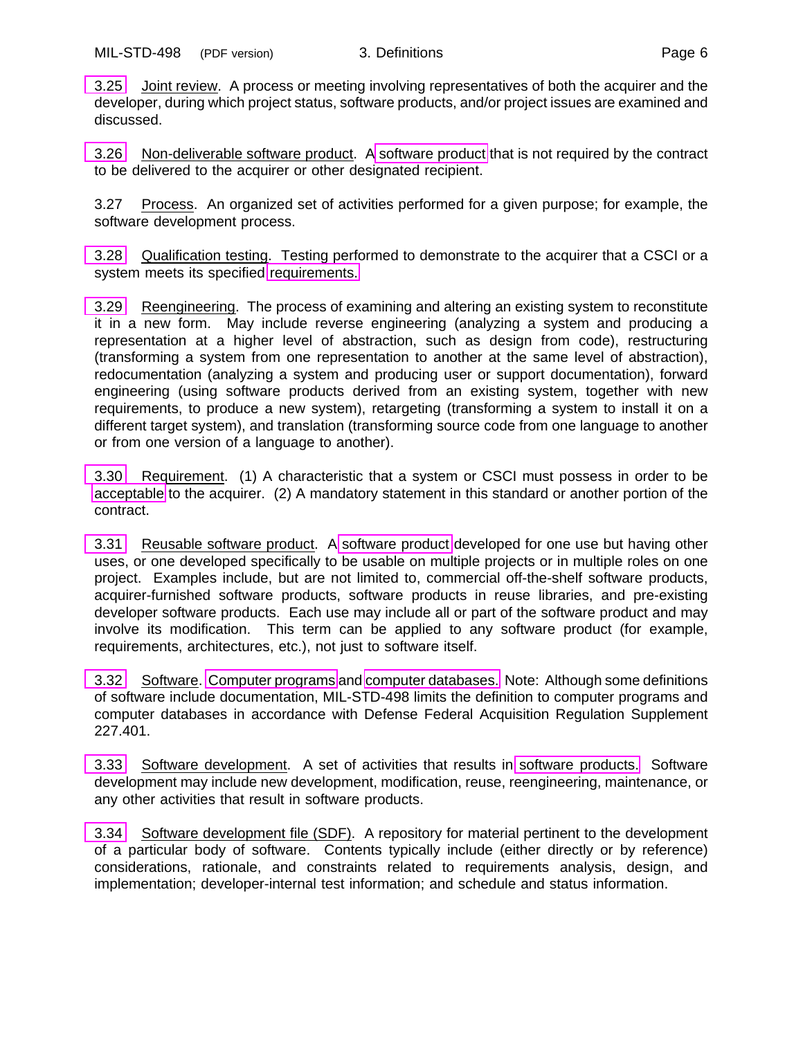3.25 Joint review. A process or meeting involving representatives of both the acquirer and the developer, during which project status, software products, and/or project issues are examined and discussed.

3.26 Non-deliverable software product. A software product that is not required by the contract to be delivered to the acquirer or other designated recipient.

3.27 Process. An organized set of activities performed for a given purpose; for example, the software development process.

3.28 Qualification testing. Testing performed to demonstrate to the acquirer that a CSCI or a system meets its specified requirements.

3.29 Reengineering. The process of examining and altering an existing system to reconstitute it in a new form. May include reverse engineering (analyzing a system and producing a representation at a higher level of abstraction, such as design from code), restructuring (transforming a system from one representation to another at the same level of abstraction), redocumentation (analyzing a system and producing user or support documentation), forward engineering (using software products derived from an existing system, together with new requirements, to produce a new system), retargeting (transforming a system to install it on a different target system), and translation (transforming source code from one language to another or from one version of a language to another).

3.30 Requirement. (1) A characteristic that a system or CSCI must possess in order to be acceptable to the acquirer. (2) A mandatory statement in this standard or another portion of the contract.

3.31 Reusable software product. A software product developed for one use but having other uses, or one developed specifically to be usable on multiple projects or in multiple roles on one project. Examples include, but are not limited to, commercial off-the-shelf software products, acquirer-furnished software products, software products in reuse libraries, and pre-existing developer software products. Each use may include all or part of the software product and may involve its modification. This term can be applied to any software product (for example, requirements, architectures, etc.), not just to software itself.

3.32 Software. Computer programs and computer databases. Note: Although some definitions of software include documentation, MIL-STD-498 limits the definition to computer programs and computer databases in accordance with Defense Federal Acquisition Regulation Supplement 227.401.

3.33 Software development. A set of activities that results in software products. Software development may include new development, modification, reuse, reengineering, maintenance, or any other activities that result in software products.

3.34 Software development file (SDF). A repository for material pertinent to the development of a particular body of software. Contents typically include (either directly or by reference) considerations, rationale, and constraints related to requirements analysis, design, and implementation; developer-internal test information; and schedule and status information.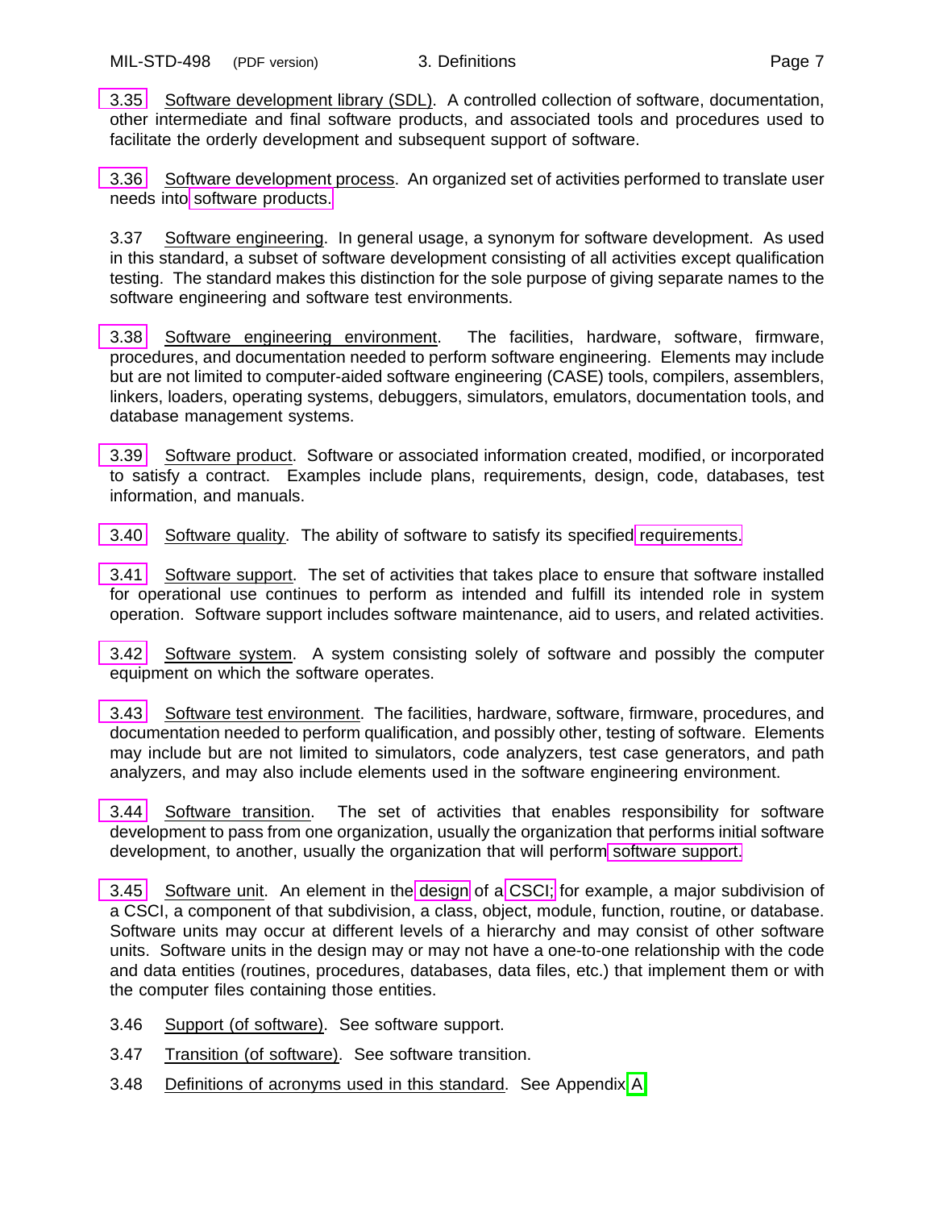3.35 Software development library (SDL). A controlled collection of software, documentation, other intermediate and final software products, and associated tools and procedures used to facilitate the orderly development and subsequent support of software.

3.36 Software development process. An organized set of activities performed to translate user needs into software products.

3.37 Software engineering. In general usage, a synonym for software development. As used in this standard, a subset of software development consisting of all activities except qualification testing. The standard makes this distinction for the sole purpose of giving separate names to the software engineering and software test environments.

3.38 Software engineering environment. The facilities, hardware, software, firmware, procedures, and documentation needed to perform software engineering. Elements may include but are not limited to computer-aided software engineering (CASE) tools, compilers, assemblers, linkers, loaders, operating systems, debuggers, simulators, emulators, documentation tools, and database management systems.

3.39 Software product. Software or associated information created, modified, or incorporated to satisfy a contract. Examples include plans, requirements, design, code, databases, test information, and manuals.

3.40 Software quality. The ability of software to satisfy its specified requirements.

3.41 Software support. The set of activities that takes place to ensure that software installed for operational use continues to perform as intended and fulfill its intended role in system operation. Software support includes software maintenance, aid to users, and related activities.

3.42 Software system. A system consisting solely of software and possibly the computer equipment on which the software operates.

3.43 Software test environment. The facilities, hardware, software, firmware, procedures, and documentation needed to perform qualification, and possibly other, testing of software. Elements may include but are not limited to simulators, code analyzers, test case generators, and path analyzers, and may also include elements used in the software engineering environment.

3.44 Software transition. The set of activities that enables responsibility for software development to pass from one organization, usually the organization that performs initial software development, to another, usually the organization that will perform software support.

3.45 Software unit. An element in the design of a CSCI; for example, a major subdivision of a CSCI, a component of that subdivision, a class, object, module, function, routine, or database. Software units may occur at different levels of a hierarchy and may consist of other software units. Software units in the design may or may not have a one-to-one relationship with the code and data entities (routines, procedures, databases, data files, etc.) that implement them or with the computer files containing those entities.

3.46 Support (of software). See software support.

3.47 Transition (of software). See software transition.

3.48 Definitions of acronyms used in this standard. See Appendix A.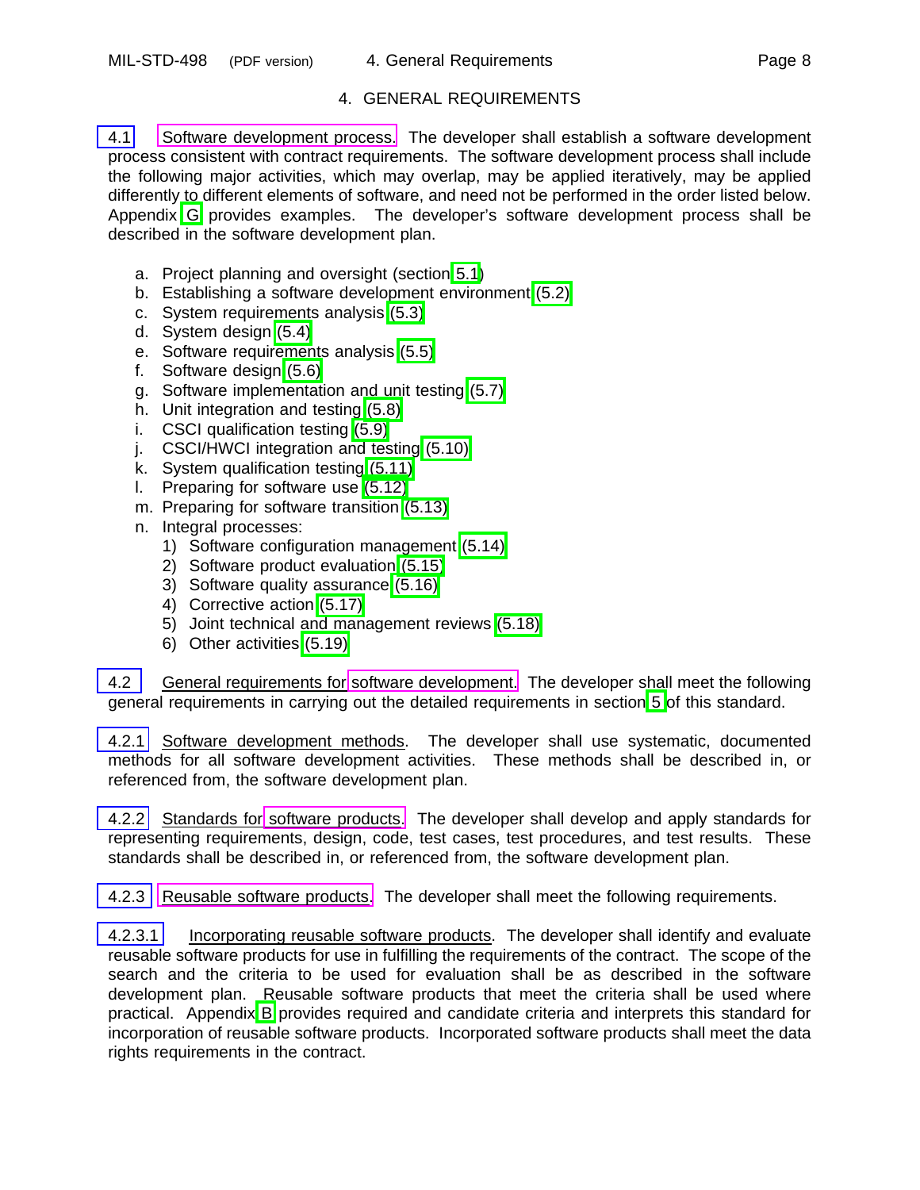# 4. GENERAL REQUIREMENTS

4.1 Software development process. The developer shall establish a software development process consistent with contract requirements. The software development process shall include the following major activities, which may overlap, may be applied iteratively, may be applied differently to different elements of software, and need not be performed in the order listed below. Appendix G provides examples. The developer's software development process shall be described in the software development plan.

a. Project planning and oversight (section 5.1)
b. Establishing a software development environment (5.2)
c. System requirements analysis (5.3)
d. System design (5.4)
e. Software requirements analysis (5.5)
f. Software design (5.6)
g. Software implementation and unit testing (5.7)
h. Unit integration and testing (5.8)
i. CSCI qualification testing (5.9)
j. CSCI/HWCI integration and testing (5.10)
k. System qualification testing (5.11)
l. Preparing for software use (5.12)
m. Preparing for software transition (5.13)
n. Integral processes:
   1) Software configuration management (5.14)
   2) Software product evaluation (5.15)
   3) Software quality assurance (5.16)
   4) Corrective action (5.17)
   5) Joint technical and management reviews (5.18)
   6) Other activities (5.19)

4.2 General requirements for software development. The developer shall meet the following general requirements in carrying out the detailed requirements in section 5 of this standard.

4.2.1 Software development methods. The developer shall use systematic, documented methods for all software development activities. These methods shall be described in, or referenced from, the software development plan.

4.2.2 Standards for software products. The developer shall develop and apply standards for representing requirements, design, code, test cases, test procedures, and test results. These standards shall be described in, or referenced from, the software development plan.

4.2.3 Reusable software products. The developer shall meet the following requirements.

4.2.3.1 Incorporating reusable software products. The developer shall identify and evaluate reusable software products for use in fulfilling the requirements of the contract. The scope of the search and the criteria to be used for evaluation shall be as described in the software development plan. Reusable software products that meet the criteria shall be used where practical. Appendix B provides required and candidate criteria and interprets this standard for incorporation of reusable software products. Incorporated software products shall meet the data rights requirements in the contract.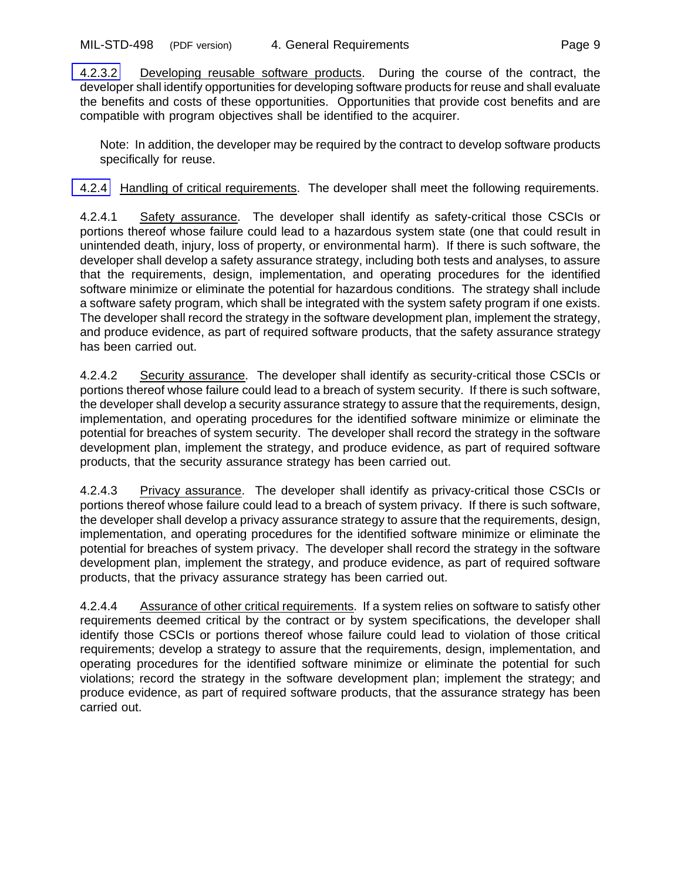4.2.3.2 Developing reusable software products. During the course of the contract, the developer shall identify opportunities for developing software products for reuse and shall evaluate the benefits and costs of these opportunities. Opportunities that provide cost benefits and are compatible with program objectives shall be identified to the acquirer.

Note: In addition, the developer may be required by the contract to develop software products specifically for reuse.

4.2.4 Handling of critical requirements. The developer shall meet the following requirements.

4.2.4.1 Safety assurance. The developer shall identify as safety-critical those CSCIs or portions thereof whose failure could lead to a hazardous system state (one that could result in unintended death, injury, loss of property, or environmental harm). If there is such software, the developer shall develop a safety assurance strategy, including both tests and analyses, to assure that the requirements, design, implementation, and operating procedures for the identified software minimize or eliminate the potential for hazardous conditions. The strategy shall include a software safety program, which shall be integrated with the system safety program if one exists. The developer shall record the strategy in the software development plan, implement the strategy, and produce evidence, as part of required software products, that the safety assurance strategy has been carried out.

4.2.4.2 Security assurance. The developer shall identify as security-critical those CSCIs or portions thereof whose failure could lead to a breach of system security. If there is such software, the developer shall develop a security assurance strategy to assure that the requirements, design, implementation, and operating procedures for the identified software minimize or eliminate the potential for breaches of system security. The developer shall record the strategy in the software development plan, implement the strategy, and produce evidence, as part of required software products, that the security assurance strategy has been carried out.

4.2.4.3 Privacy assurance. The developer shall identify as privacy-critical those CSCIs or portions thereof whose failure could lead to a breach of system privacy. If there is such software, the developer shall develop a privacy assurance strategy to assure that the requirements, design, implementation, and operating procedures for the identified software minimize or eliminate the potential for breaches of system privacy. The developer shall record the strategy in the software development plan, implement the strategy, and produce evidence, as part of required software products, that the privacy assurance strategy has been carried out.

4.2.4.4 Assurance of other critical requirements. If a system relies on software to satisfy other requirements deemed critical by the contract or by system specifications, the developer shall identify those CSCIs or portions thereof whose failure could lead to violation of those critical requirements; develop a strategy to assure that the requirements, design, implementation, and operating procedures for the identified software minimize or eliminate the potential for such violations; record the strategy in the software development plan; implement the strategy; and produce evidence, as part of required software products, that the assurance strategy has been carried out.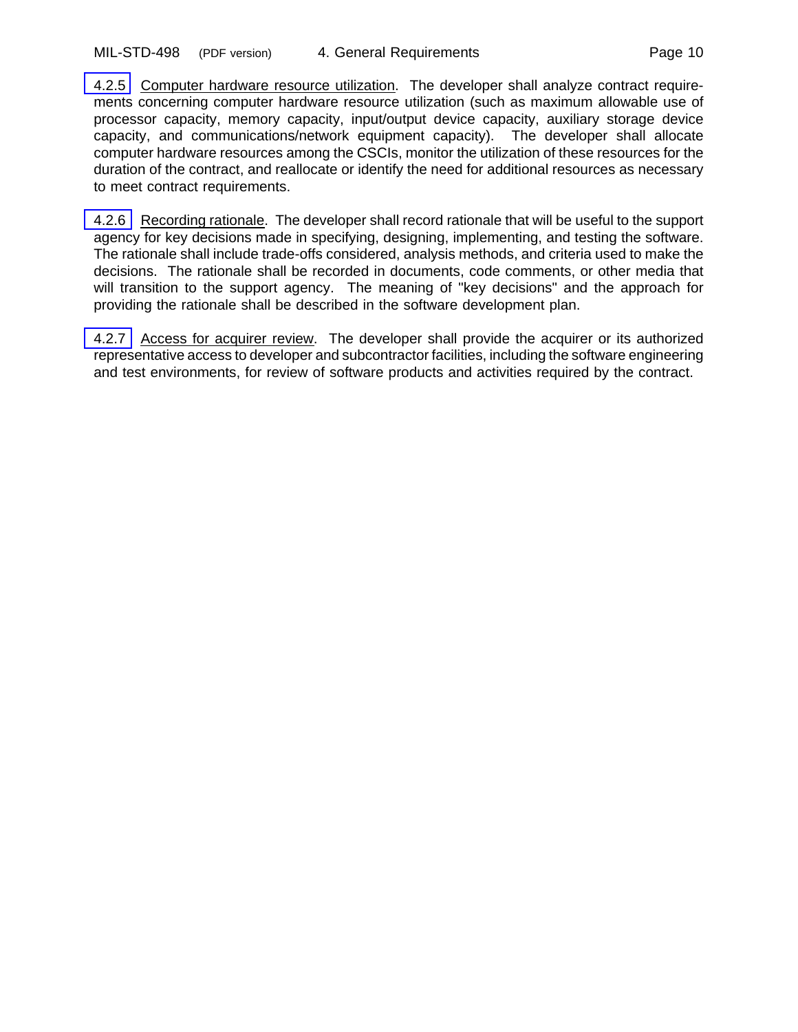4.2.5 Computer hardware resource utilization. The developer shall analyze contract requirements concerning computer hardware resource utilization (such as maximum allowable use of processor capacity, memory capacity, input/output device capacity, auxiliary storage device capacity, and communications/network equipment capacity). The developer shall allocate computer hardware resources among the CSCIs, monitor the utilization of these resources for the duration of the contract, and reallocate or identify the need for additional resources as necessary to meet contract requirements.

4.2.6 Recording rationale. The developer shall record rationale that will be useful to the support agency for key decisions made in specifying, designing, implementing, and testing the software. The rationale shall include trade-offs considered, analysis methods, and criteria used to make the decisions. The rationale shall be recorded in documents, code comments, or other media that will transition to the support agency. The meaning of "key decisions" and the approach for providing the rationale shall be described in the software development plan.

4.2.7 Access for acquirer review. The developer shall provide the acquirer or its authorized representative access to developer and subcontractor facilities, including the software engineering and test environments, for review of software products and activities required by the contract.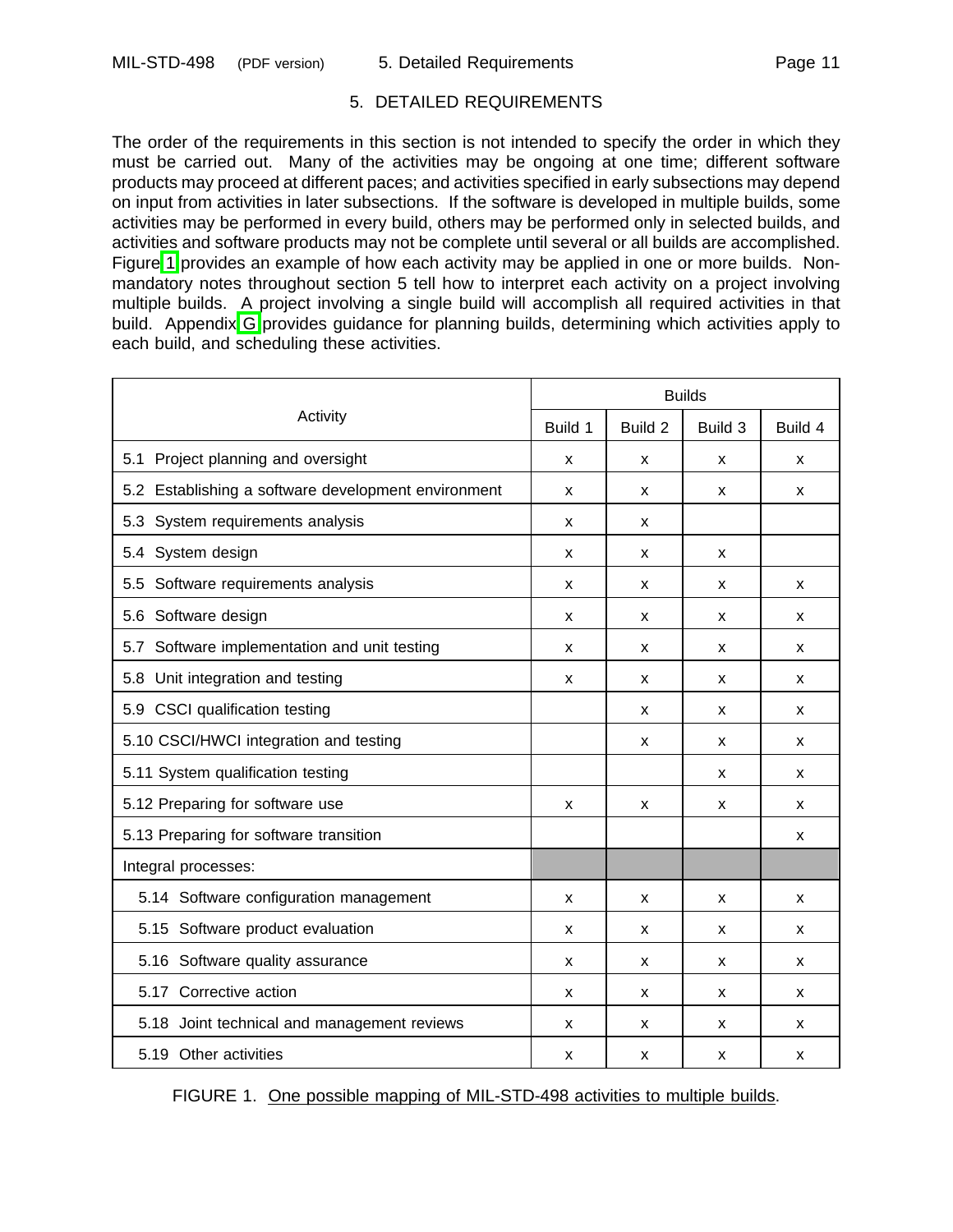# 5. DETAILED REQUIREMENTS

The order of the requirements in this section is not intended to specify the order in which they must be carried out. Many of the activities may be ongoing at one time; different software products may proceed at different paces; and activities specified in early subsections may depend on input from activities in later subsections. If the software is developed in multiple builds, some activities may be performed in every build, others may be performed only in selected builds, and activities and software products may not be complete until several or all builds are accomplished. Figure 1 provides an example of how each activity may be applied in one or more builds. Non-mandatory notes throughout section 5 tell how to interpret each activity on a project involving multiple builds. A project involving a single build will accomplish all required activities in that build. Appendix G provides guidance for planning builds, determining which activities apply to each build, and scheduling these activities.

| Activity | Builds | | | |
|---|---|---|---|---|
| | Build 1 | Build 2 | Build 3 | Build 4 |
| 5.1 Project planning and oversight | x | x | x | x |
| 5.2 Establishing a software development environment | x | x | x | x |
| 5.3 System requirements analysis | x | x | | |
| 5.4 System design | x | x | x | |
| 5.5 Software requirements analysis | x | x | x | x |
| 5.6 Software design | x | x | x | x |
| 5.7 Software implementation and unit testing | x | x | x | x |
| 5.8 Unit integration and testing | x | x | x | x |
| 5.9 CSCI qualification testing | | x | x | x |
| 5.10 CSCI/HWCI integration and testing | | x | x | x |
| 5.11 System qualification testing | | | x | x |
| 5.12 Preparing for software use | x | x | x | x |
| 5.13 Preparing for software transition | | | | x |
| Integral processes: | | | | |
| 5.14 Software configuration management | x | x | x | x |
| 5.15 Software product evaluation | x | x | x | x |
| 5.16 Software quality assurance | x | x | x | x |
| 5.17 Corrective action | x | x | x | x |
| 5.18 Joint technical and management reviews | x | x | x | x |
| 5.19 Other activities | x | x | x | x |

FIGURE 1. One possible mapping of MIL-STD-498 activities to multiple builds.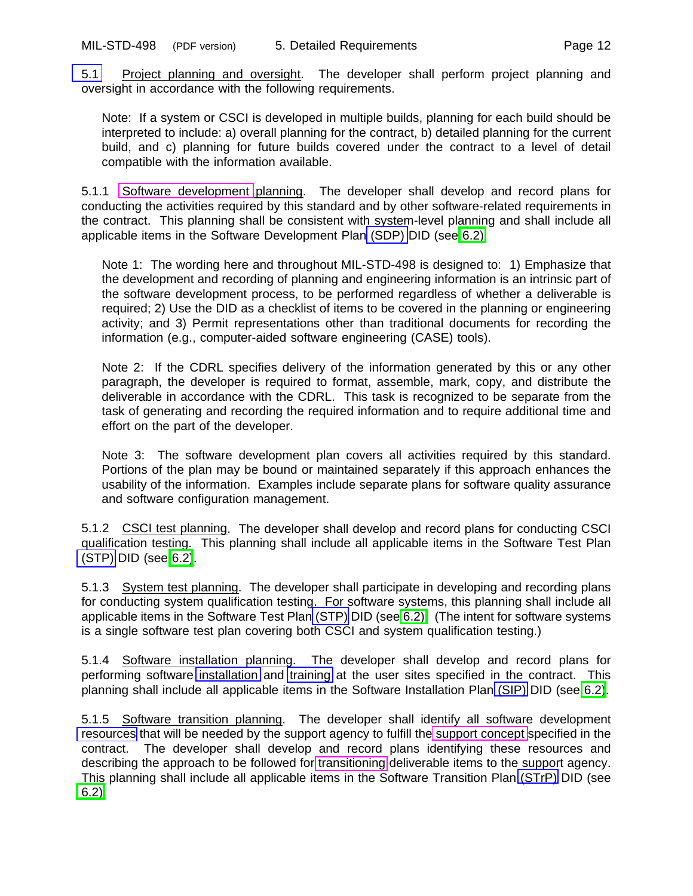5.1 Project planning and oversight. The developer shall perform project planning and oversight in accordance with the following requirements.

> Note: If a system or CSCI is developed in multiple builds, planning for each build should be interpreted to include: a) overall planning for the contract, b) detailed planning for the current build, and c) planning for future builds covered under the contract to a level of detail compatible with the information available.

5.1.1 Software development planning. The developer shall develop and record plans for conducting the activities required by this standard and by other software-related requirements in the contract. This planning shall be consistent with system-level planning and shall include all applicable items in the Software Development Plan (SDP) DID (see 6.2).

> Note 1: The wording here and throughout MIL-STD-498 is designed to: 1) Emphasize that the development and recording of planning and engineering information is an intrinsic part of the software development process, to be performed regardless of whether a deliverable is required; 2) Use the DID as a checklist of items to be covered in the planning or engineering activity; and 3) Permit representations other than traditional documents for recording the information (e.g., computer-aided software engineering (CASE) tools).

> Note 2: If the CDRL specifies delivery of the information generated by this or any other paragraph, the developer is required to format, assemble, mark, copy, and distribute the deliverable in accordance with the CDRL. This task is recognized to be separate from the task of generating and recording the required information and to require additional time and effort on the part of the developer.

> Note 3: The software development plan covers all activities required by this standard. Portions of the plan may be bound or maintained separately if this approach enhances the usability of the information. Examples include separate plans for software quality assurance and software configuration management.

5.1.2 CSCI test planning. The developer shall develop and record plans for conducting CSCI qualification testing. This planning shall include all applicable items in the Software Test Plan (STP) DID (see 6.2).

5.1.3 System test planning. The developer shall participate in developing and recording plans for conducting system qualification testing. For software systems, this planning shall include all applicable items in the Software Test Plan (STP) DID (see 6.2). (The intent for software systems is a single software test plan covering both CSCI and system qualification testing.)

5.1.4 Software installation planning. The developer shall develop and record plans for performing software installation and training at the user sites specified in the contract. This planning shall include all applicable items in the Software Installation Plan (SIP) DID (see 6.2).

5.1.5 Software transition planning. The developer shall identify all software development resources that will be needed by the support agency to fulfill the support concept specified in the contract. The developer shall develop and record plans identifying these resources and describing the approach to be followed for transitioning deliverable items to the support agency. This planning shall include all applicable items in the Software Transition Plan (STrP) DID (see 6.2).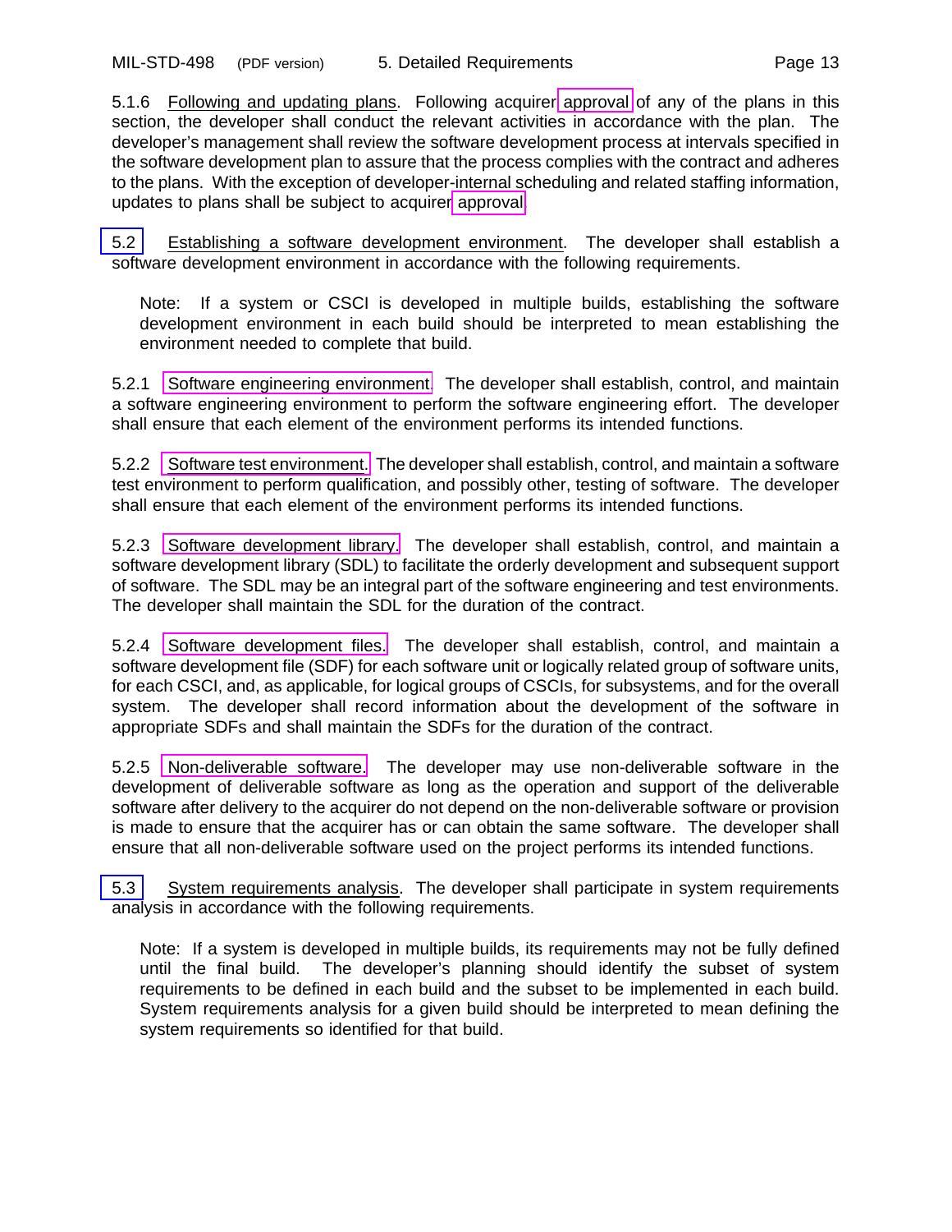5.1.6 Following and updating plans. Following acquirer approval of any of the plans in this section, the developer shall conduct the relevant activities in accordance with the plan. The developer's management shall review the software development process at intervals specified in the software development plan to assure that the process complies with the contract and adheres to the plans. With the exception of developer-internal scheduling and related staffing information, updates to plans shall be subject to acquirer approval.

## 5.2 Establishing a software development environment. 

The developer shall establish a software development environment in accordance with the following requirements.

> Note: If a system or CSCI is developed in multiple builds, establishing the software development environment in each build should be interpreted to mean establishing the environment needed to complete that build.

5.2.1 Software engineering environment. The developer shall establish, control, and maintain a software engineering environment to perform the software engineering effort. The developer shall ensure that each element of the environment performs its intended functions.

5.2.2 Software test environment. The developer shall establish, control, and maintain a software test environment to perform qualification, and possibly other, testing of software. The developer shall ensure that each element of the environment performs its intended functions.

5.2.3 Software development library. The developer shall establish, control, and maintain a software development library (SDL) to facilitate the orderly development and subsequent support of software. The SDL may be an integral part of the software engineering and test environments. The developer shall maintain the SDL for the duration of the contract.

5.2.4 Software development files. The developer shall establish, control, and maintain a software development file (SDF) for each software unit or logically related group of software units, for each CSCI, and, as applicable, for logical groups of CSCIs, for subsystems, and for the overall system. The developer shall record information about the development of the software in appropriate SDFs and shall maintain the SDFs for the duration of the contract.

5.2.5 Non-deliverable software. The developer may use non-deliverable software in the development of deliverable software as long as the operation and support of the deliverable software after delivery to the acquirer do not depend on the non-deliverable software or provision is made to ensure that the acquirer has or can obtain the same software. The developer shall ensure that all non-deliverable software used on the project performs its intended functions.

## 5.3 System requirements analysis. 

The developer shall participate in system requirements analysis in accordance with the following requirements.

> Note: If a system is developed in multiple builds, its requirements may not be fully defined until the final build. The developer's planning should identify the subset of system requirements to be defined in each build and the subset to be implemented in each build. System requirements analysis for a given build should be interpreted to mean defining the system requirements so identified for that build.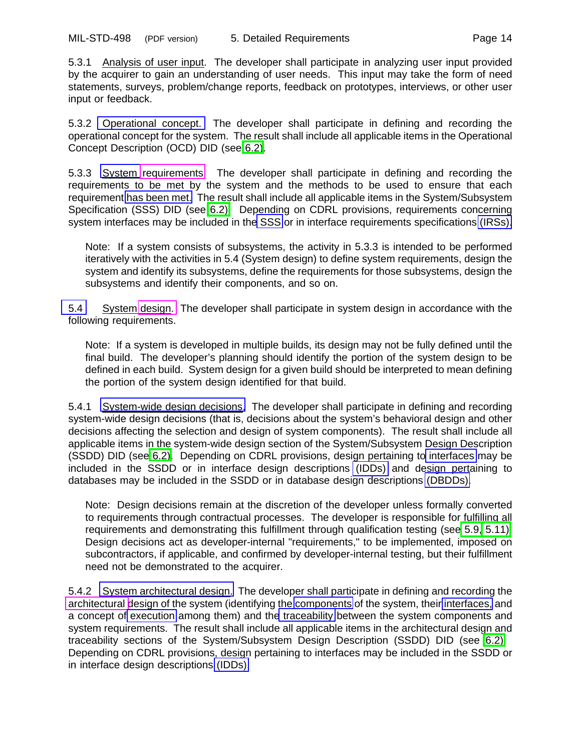5.3.1 Analysis of user input. The developer shall participate in analyzing user input provided by the acquirer to gain an understanding of user needs. This input may take the form of need statements, surveys, problem/change reports, feedback on prototypes, interviews, or other user input or feedback.

5.3.2 Operational concept. The developer shall participate in defining and recording the operational concept for the system. The result shall include all applicable items in the Operational Concept Description (OCD) DID (see 6.2).

5.3.3 System requirements. The developer shall participate in defining and recording the requirements to be met by the system and the methods to be used to ensure that each requirement has been met. The result shall include all applicable items in the System/Subsystem Specification (SSS) DID (see 6.2). Depending on CDRL provisions, requirements concerning system interfaces may be included in the SSS or in interface requirements specifications (IRSs).

> Note: If a system consists of subsystems, the activity in 5.3.3 is intended to be performed iteratively with the activities in 5.4 (System design) to define system requirements, design the system and identify its subsystems, define the requirements for those subsystems, design the subsystems and identify their components, and so on.

5.4 System design. The developer shall participate in system design in accordance with the following requirements.

> Note: If a system is developed in multiple builds, its design may not be fully defined until the final build. The developer's planning should identify the portion of the system design to be defined in each build. System design for a given build should be interpreted to mean defining the portion of the system design identified for that build.

5.4.1 System-wide design decisions. The developer shall participate in defining and recording system-wide design decisions (that is, decisions about the system's behavioral design and other decisions affecting the selection and design of system components). The result shall include all applicable items in the system-wide design section of the System/Subsystem Design Description (SSDD) DID (see 6.2). Depending on CDRL provisions, design pertaining to interfaces may be included in the SSDD or in interface design descriptions (IDDs) and design pertaining to databases may be included in the SSDD or in database design descriptions (DBDDs).

> Note: Design decisions remain at the discretion of the developer unless formally converted to requirements through contractual processes. The developer is responsible for fulfilling all requirements and demonstrating this fulfillment through qualification testing (see 5.9, 5.11). Design decisions act as developer-internal "requirements," to be implemented, imposed on subcontractors, if applicable, and confirmed by developer-internal testing, but their fulfillment need not be demonstrated to the acquirer.

5.4.2 System architectural design. The developer shall participate in defining and recording the architectural design of the system (identifying the components of the system, their interfaces, and a concept of execution among them) and the traceability between the system components and system requirements. The result shall include all applicable items in the architectural design and traceability sections of the System/Subsystem Design Description (SSDD) DID (see 6.2). Depending on CDRL provisions, design pertaining to interfaces may be included in the SSDD or in interface design descriptions (IDDs).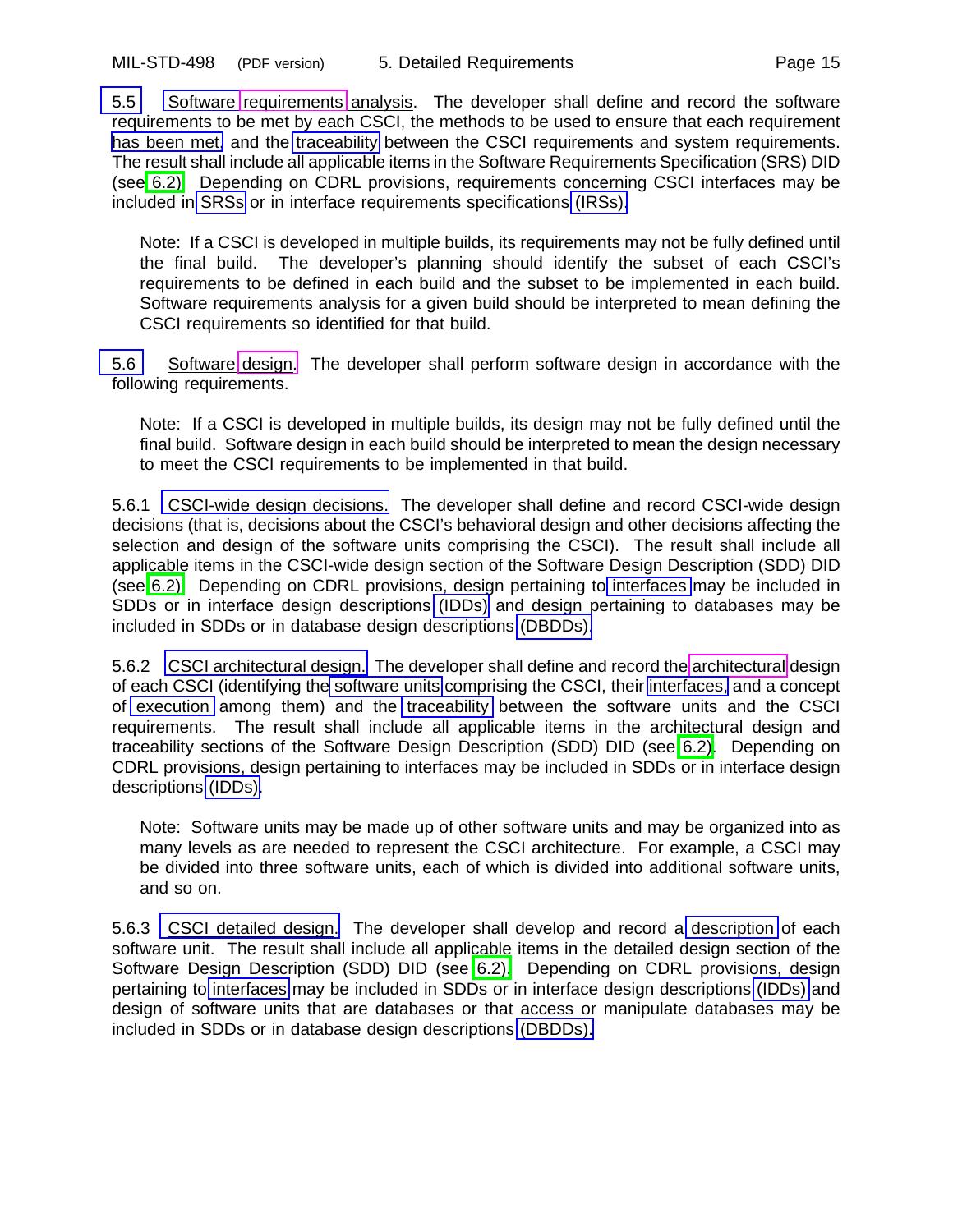5.5 Software requirements analysis. The developer shall define and record the software requirements to be met by each CSCI, the methods to be used to ensure that each requirement has been met, and the traceability between the CSCI requirements and system requirements. The result shall include all applicable items in the Software Requirements Specification (SRS) DID (see 6.2). Depending on CDRL provisions, requirements concerning CSCI interfaces may be included in SRSs or in interface requirements specifications (IRSs).

> Note: If a CSCI is developed in multiple builds, its requirements may not be fully defined until the final build. The developer's planning should identify the subset of each CSCI's requirements to be defined in each build and the subset to be implemented in each build. Software requirements analysis for a given build should be interpreted to mean defining the CSCI requirements so identified for that build.

5.6 Software design. The developer shall perform software design in accordance with the following requirements.

> Note: If a CSCI is developed in multiple builds, its design may not be fully defined until the final build. Software design in each build should be interpreted to mean the design necessary to meet the CSCI requirements to be implemented in that build.

5.6.1 CSCI-wide design decisions. The developer shall define and record CSCI-wide design decisions (that is, decisions about the CSCI's behavioral design and other decisions affecting the selection and design of the software units comprising the CSCI). The result shall include all applicable items in the CSCI-wide design section of the Software Design Description (SDD) DID (see 6.2). Depending on CDRL provisions, design pertaining to interfaces may be included in SDDs or in interface design descriptions (IDDs) and design pertaining to databases may be included in SDDs or in database design descriptions (DBDDs).

5.6.2 CSCI architectural design. The developer shall define and record the architectural design of each CSCI (identifying the software units comprising the CSCI, their interfaces, and a concept of execution among them) and the traceability between the software units and the CSCI requirements. The result shall include all applicable items in the architectural design and traceability sections of the Software Design Description (SDD) DID (see 6.2). Depending on CDRL provisions, design pertaining to interfaces may be included in SDDs or in interface design descriptions (IDDs).

> Note: Software units may be made up of other software units and may be organized into as many levels as are needed to represent the CSCI architecture. For example, a CSCI may be divided into three software units, each of which is divided into additional software units, and so on.

5.6.3 CSCI detailed design. The developer shall develop and record a description of each software unit. The result shall include all applicable items in the detailed design section of the Software Design Description (SDD) DID (see 6.2). Depending on CDRL provisions, design pertaining to interfaces may be included in SDDs or in interface design descriptions (IDDs) and design of software units that are databases or that access or manipulate databases may be included in SDDs or in database design descriptions (DBDDs).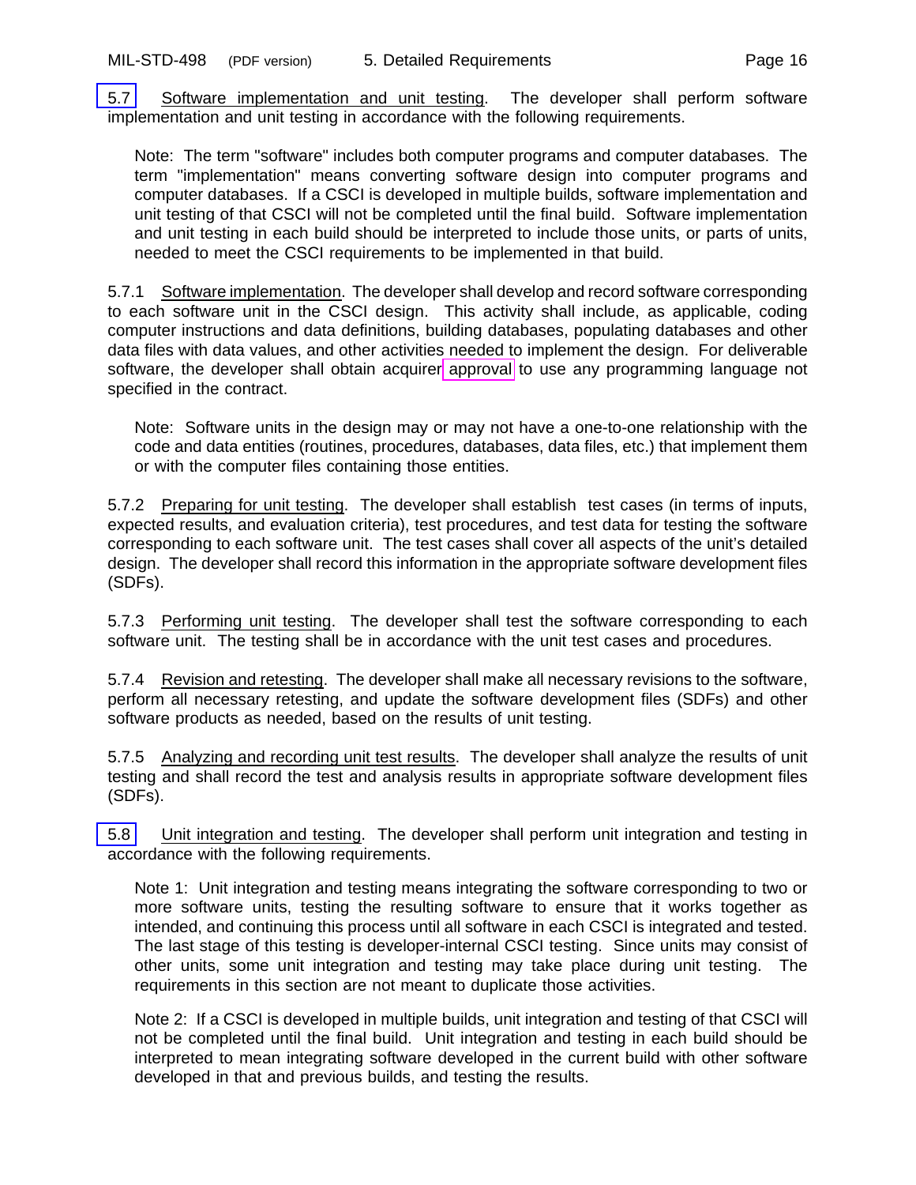5.7 Software implementation and unit testing. The developer shall perform software implementation and unit testing in accordance with the following requirements.

> Note: The term "software" includes both computer programs and computer databases. The term "implementation" means converting software design into computer programs and computer databases. If a CSCI is developed in multiple builds, software implementation and unit testing of that CSCI will not be completed until the final build. Software implementation and unit testing in each build should be interpreted to include those units, or parts of units, needed to meet the CSCI requirements to be implemented in that build.

5.7.1 Software implementation. The developer shall develop and record software corresponding to each software unit in the CSCI design. This activity shall include, as applicable, coding computer instructions and data definitions, building databases, populating databases and other data files with data values, and other activities needed to implement the design. For deliverable software, the developer shall obtain acquirer approval to use any programming language not specified in the contract.

> Note: Software units in the design may or may not have a one-to-one relationship with the code and data entities (routines, procedures, databases, data files, etc.) that implement them or with the computer files containing those entities.

5.7.2 Preparing for unit testing. The developer shall establish test cases (in terms of inputs, expected results, and evaluation criteria), test procedures, and test data for testing the software corresponding to each software unit. The test cases shall cover all aspects of the unit's detailed design. The developer shall record this information in the appropriate software development files (SDFs).

5.7.3 Performing unit testing. The developer shall test the software corresponding to each software unit. The testing shall be in accordance with the unit test cases and procedures.

5.7.4 Revision and retesting. The developer shall make all necessary revisions to the software, perform all necessary retesting, and update the software development files (SDFs) and other software products as needed, based on the results of unit testing.

5.7.5 Analyzing and recording unit test results. The developer shall analyze the results of unit testing and shall record the test and analysis results in appropriate software development files (SDFs).

5.8 Unit integration and testing. The developer shall perform unit integration and testing in accordance with the following requirements.

> Note 1: Unit integration and testing means integrating the software corresponding to two or more software units, testing the resulting software to ensure that it works together as intended, and continuing this process until all software in each CSCI is integrated and tested. The last stage of this testing is developer-internal CSCI testing. Since units may consist of other units, some unit integration and testing may take place during unit testing. The requirements in this section are not meant to duplicate those activities.

> Note 2: If a CSCI is developed in multiple builds, unit integration and testing of that CSCI will not be completed until the final build. Unit integration and testing in each build should be interpreted to mean integrating software developed in the current build with other software developed in that and previous builds, and testing the results.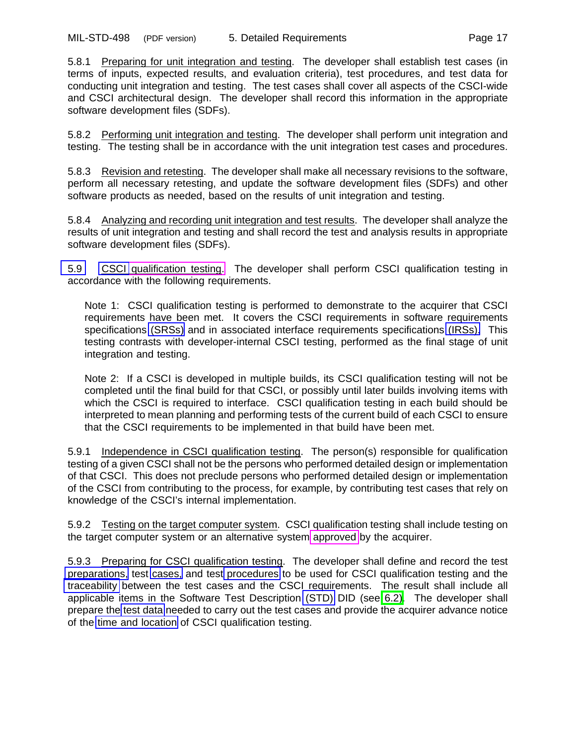5.8.1 Preparing for unit integration and testing. The developer shall establish test cases (in terms of inputs, expected results, and evaluation criteria), test procedures, and test data for conducting unit integration and testing. The test cases shall cover all aspects of the CSCI-wide and CSCI architectural design. The developer shall record this information in the appropriate software development files (SDFs).

5.8.2 Performing unit integration and testing. The developer shall perform unit integration and testing. The testing shall be in accordance with the unit integration test cases and procedures.

5.8.3 Revision and retesting. The developer shall make all necessary revisions to the software, perform all necessary retesting, and update the software development files (SDFs) and other software products as needed, based on the results of unit integration and testing.

5.8.4 Analyzing and recording unit integration and test results. The developer shall analyze the results of unit integration and testing and shall record the test and analysis results in appropriate software development files (SDFs).

5.9 CSCI qualification testing. The developer shall perform CSCI qualification testing in accordance with the following requirements.

> Note 1: CSCI qualification testing is performed to demonstrate to the acquirer that CSCI requirements have been met. It covers the CSCI requirements in software requirements specifications (SRSs) and in associated interface requirements specifications (IRSs). This testing contrasts with developer-internal CSCI testing, performed as the final stage of unit integration and testing.
>
> Note 2: If a CSCI is developed in multiple builds, its CSCI qualification testing will not be completed until the final build for that CSCI, or possibly until later builds involving items with which the CSCI is required to interface. CSCI qualification testing in each build should be interpreted to mean planning and performing tests of the current build of each CSCI to ensure that the CSCI requirements to be implemented in that build have been met.

5.9.1 Independence in CSCI qualification testing. The person(s) responsible for qualification testing of a given CSCI shall not be the persons who performed detailed design or implementation of that CSCI. This does not preclude persons who performed detailed design or implementation of the CSCI from contributing to the process, for example, by contributing test cases that rely on knowledge of the CSCI's internal implementation.

5.9.2 Testing on the target computer system. CSCI qualification testing shall include testing on the target computer system or an alternative system approved by the acquirer.

5.9.3 Preparing for CSCI qualification testing. The developer shall define and record the test preparations, test cases, and test procedures to be used for CSCI qualification testing and the traceability between the test cases and the CSCI requirements. The result shall include all applicable items in the Software Test Description (STD) DID (see 6.2). The developer shall prepare the test data needed to carry out the test cases and provide the acquirer advance notice of the time and location of CSCI qualification testing.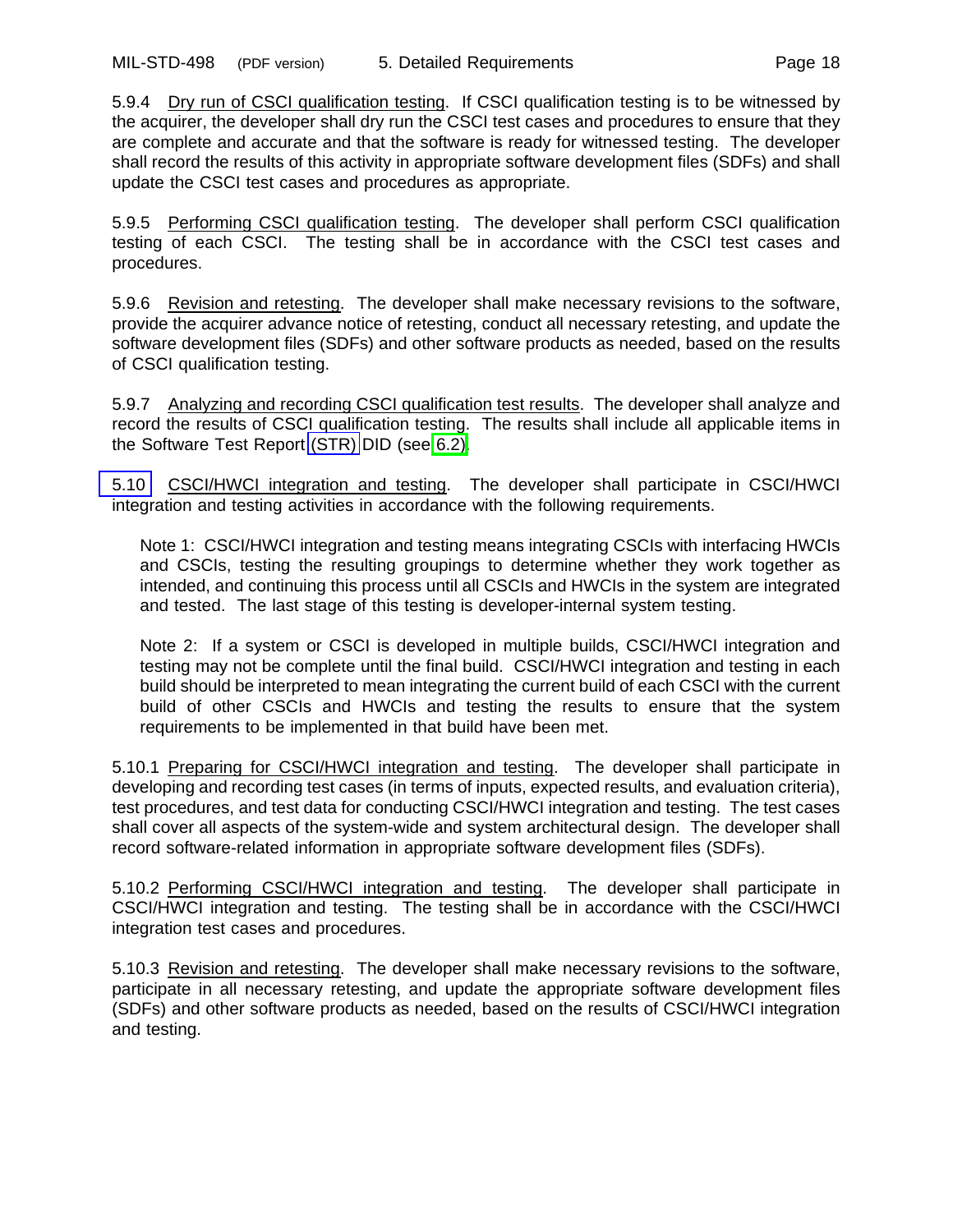5.9.4 Dry run of CSCI qualification testing. If CSCI qualification testing is to be witnessed by the acquirer, the developer shall dry run the CSCI test cases and procedures to ensure that they are complete and accurate and that the software is ready for witnessed testing. The developer shall record the results of this activity in appropriate software development files (SDFs) and shall update the CSCI test cases and procedures as appropriate.

5.9.5 Performing CSCI qualification testing. The developer shall perform CSCI qualification testing of each CSCI. The testing shall be in accordance with the CSCI test cases and procedures.

5.9.6 Revision and retesting. The developer shall make necessary revisions to the software, provide the acquirer advance notice of retesting, conduct all necessary retesting, and update the software development files (SDFs) and other software products as needed, based on the results of CSCI qualification testing.

5.9.7 Analyzing and recording CSCI qualification test results. The developer shall analyze and record the results of CSCI qualification testing. The results shall include all applicable items in the Software Test Report (STR) DID (see 6.2).

5.10 CSCI/HWCI integration and testing. The developer shall participate in CSCI/HWCI integration and testing activities in accordance with the following requirements.

> Note 1: CSCI/HWCI integration and testing means integrating CSCIs with interfacing HWCIs and CSCIs, testing the resulting groupings to determine whether they work together as intended, and continuing this process until all CSCIs and HWCIs in the system are integrated and tested. The last stage of this testing is developer-internal system testing.
>
> Note 2: If a system or CSCI is developed in multiple builds, CSCI/HWCI integration and testing may not be complete until the final build. CSCI/HWCI integration and testing in each build should be interpreted to mean integrating the current build of each CSCI with the current build of other CSCIs and HWCIs and testing the results to ensure that the system requirements to be implemented in that build have been met.

5.10.1 Preparing for CSCI/HWCI integration and testing. The developer shall participate in developing and recording test cases (in terms of inputs, expected results, and evaluation criteria), test procedures, and test data for conducting CSCI/HWCI integration and testing. The test cases shall cover all aspects of the system-wide and system architectural design. The developer shall record software-related information in appropriate software development files (SDFs).

5.10.2 Performing CSCI/HWCI integration and testing. The developer shall participate in CSCI/HWCI integration and testing. The testing shall be in accordance with the CSCI/HWCI integration test cases and procedures.

5.10.3 Revision and retesting. The developer shall make necessary revisions to the software, participate in all necessary retesting, and update the appropriate software development files (SDFs) and other software products as needed, based on the results of CSCI/HWCI integration and testing.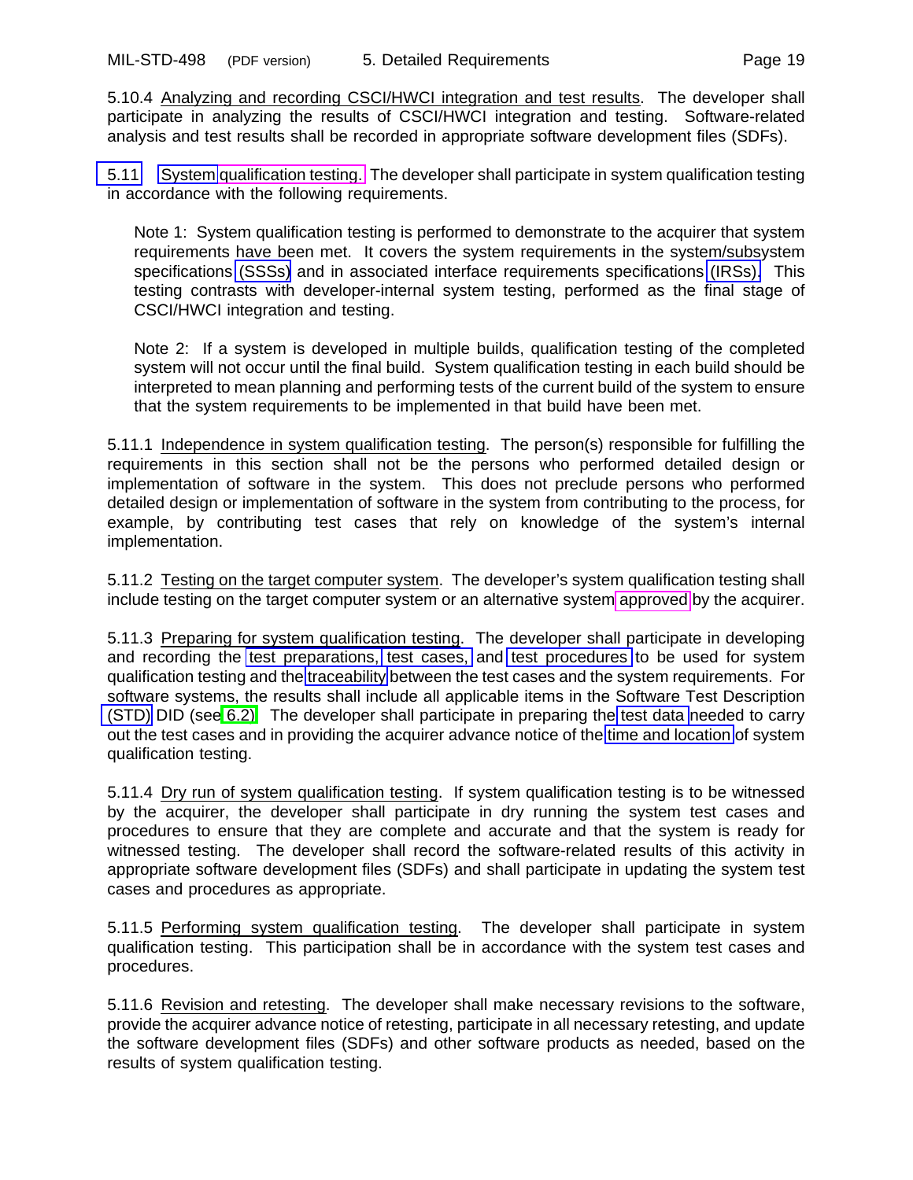5.10.4 Analyzing and recording CSCI/HWCI integration and test results. The developer shall participate in analyzing the results of CSCI/HWCI integration and testing. Software-related analysis and test results shall be recorded in appropriate software development files (SDFs).

5.11 System qualification testing. The developer shall participate in system qualification testing in accordance with the following requirements.

> Note 1: System qualification testing is performed to demonstrate to the acquirer that system requirements have been met. It covers the system requirements in the system/subsystem specifications (SSSs) and in associated interface requirements specifications (IRSs). This testing contrasts with developer-internal system testing, performed as the final stage of CSCI/HWCI integration and testing.
>
> Note 2: If a system is developed in multiple builds, qualification testing of the completed system will not occur until the final build. System qualification testing in each build should be interpreted to mean planning and performing tests of the current build of the system to ensure that the system requirements to be implemented in that build have been met.

5.11.1 Independence in system qualification testing. The person(s) responsible for fulfilling the requirements in this section shall not be the persons who performed detailed design or implementation of software in the system. This does not preclude persons who performed detailed design or implementation of software in the system from contributing to the process, for example, by contributing test cases that rely on knowledge of the system's internal implementation.

5.11.2 Testing on the target computer system. The developer's system qualification testing shall include testing on the target computer system or an alternative system approved by the acquirer.

5.11.3 Preparing for system qualification testing. The developer shall participate in developing and recording the test preparations, test cases, and test procedures to be used for system qualification testing and the traceability between the test cases and the system requirements. For software systems, the results shall include all applicable items in the Software Test Description (STD) DID (see 6.2). The developer shall participate in preparing the test data needed to carry out the test cases and in providing the acquirer advance notice of the time and location of system qualification testing.

5.11.4 Dry run of system qualification testing. If system qualification testing is to be witnessed by the acquirer, the developer shall participate in dry running the system test cases and procedures to ensure that they are complete and accurate and that the system is ready for witnessed testing. The developer shall record the software-related results of this activity in appropriate software development files (SDFs) and shall participate in updating the system test cases and procedures as appropriate.

5.11.5 Performing system qualification testing. The developer shall participate in system qualification testing. This participation shall be in accordance with the system test cases and procedures.

5.11.6 Revision and retesting. The developer shall make necessary revisions to the software, provide the acquirer advance notice of retesting, participate in all necessary retesting, and update the software development files (SDFs) and other software products as needed, based on the results of system qualification testing.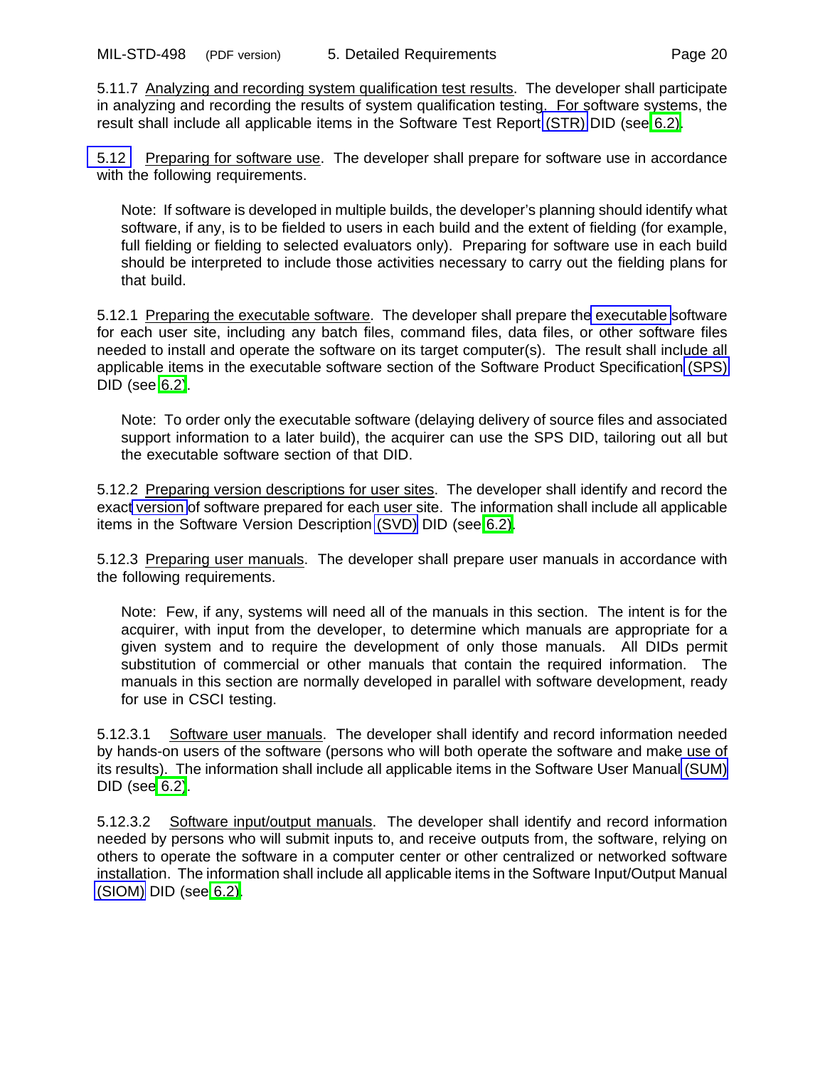5.11.7 Analyzing and recording system qualification test results. The developer shall participate in analyzing and recording the results of system qualification testing. For software systems, the result shall include all applicable items in the Software Test Report (STR) DID (see 6.2).

5.12 Preparing for software use. The developer shall prepare for software use in accordance with the following requirements.

> Note: If software is developed in multiple builds, the developer's planning should identify what software, if any, is to be fielded to users in each build and the extent of fielding (for example, full fielding or fielding to selected evaluators only). Preparing for software use in each build should be interpreted to include those activities necessary to carry out the fielding plans for that build.

5.12.1 Preparing the executable software. The developer shall prepare the executable software for each user site, including any batch files, command files, data files, or other software files needed to install and operate the software on its target computer(s). The result shall include all applicable items in the executable software section of the Software Product Specification (SPS) DID (see 6.2).

> Note: To order only the executable software (delaying delivery of source files and associated support information to a later build), the acquirer can use the SPS DID, tailoring out all but the executable software section of that DID.

5.12.2 Preparing version descriptions for user sites. The developer shall identify and record the exact version of software prepared for each user site. The information shall include all applicable items in the Software Version Description (SVD) DID (see 6.2).

5.12.3 Preparing user manuals. The developer shall prepare user manuals in accordance with the following requirements.

> Note: Few, if any, systems will need all of the manuals in this section. The intent is for the acquirer, with input from the developer, to determine which manuals are appropriate for a given system and to require the development of only those manuals. All DIDs permit substitution of commercial or other manuals that contain the required information. The manuals in this section are normally developed in parallel with software development, ready for use in CSCI testing.

5.12.3.1 Software user manuals. The developer shall identify and record information needed by hands-on users of the software (persons who will both operate the software and make use of its results). The information shall include all applicable items in the Software User Manual (SUM) DID (see 6.2).

5.12.3.2 Software input/output manuals. The developer shall identify and record information needed by persons who will submit inputs to, and receive outputs from, the software, relying on others to operate the software in a computer center or other centralized or networked software installation. The information shall include all applicable items in the Software Input/Output Manual (SIOM) DID (see 6.2).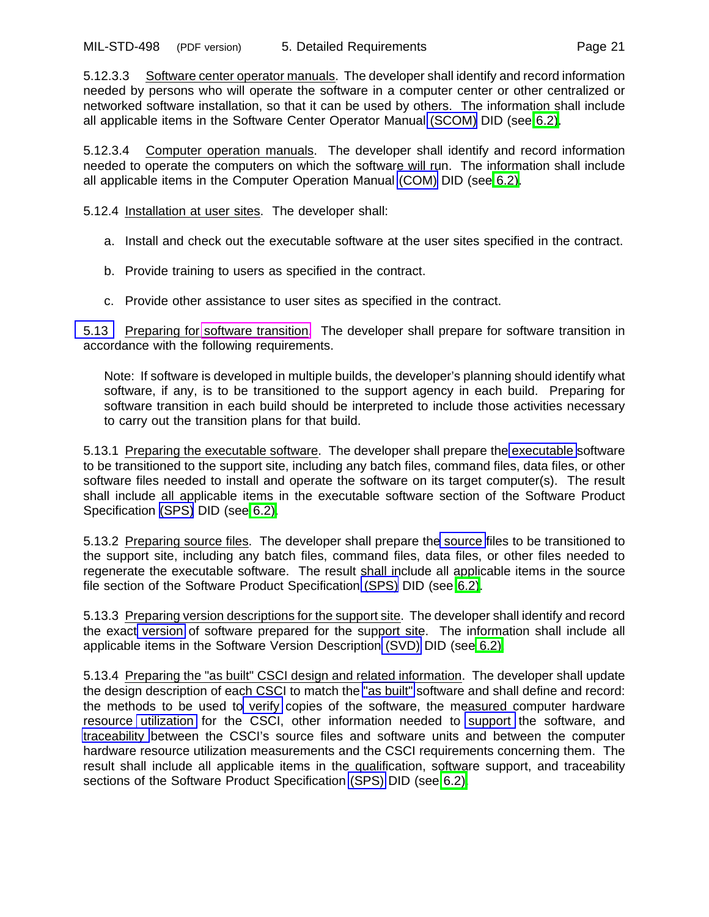5.12.3.3 Software center operator manuals. The developer shall identify and record information needed by persons who will operate the software in a computer center or other centralized or networked software installation, so that it can be used by others. The information shall include all applicable items in the Software Center Operator Manual (SCOM) DID (see 6.2).

5.12.3.4 Computer operation manuals. The developer shall identify and record information needed to operate the computers on which the software will run. The information shall include all applicable items in the Computer Operation Manual (COM) DID (see 6.2).

5.12.4 Installation at user sites. The developer shall:

a. Install and check out the executable software at the user sites specified in the contract.

b. Provide training to users as specified in the contract.

c. Provide other assistance to user sites as specified in the contract.

5.13 Preparing for software transition. The developer shall prepare for software transition in accordance with the following requirements.

> Note: If software is developed in multiple builds, the developer's planning should identify what software, if any, is to be transitioned to the support agency in each build. Preparing for software transition in each build should be interpreted to include those activities necessary to carry out the transition plans for that build.

5.13.1 Preparing the executable software. The developer shall prepare the executable software to be transitioned to the support site, including any batch files, command files, data files, or other software files needed to install and operate the software on its target computer(s). The result shall include all applicable items in the executable software section of the Software Product Specification (SPS) DID (see 6.2).

5.13.2 Preparing source files. The developer shall prepare the source files to be transitioned to the support site, including any batch files, command files, data files, or other files needed to regenerate the executable software. The result shall include all applicable items in the source file section of the Software Product Specification (SPS) DID (see 6.2).

5.13.3 Preparing version descriptions for the support site. The developer shall identify and record the exact version of software prepared for the support site. The information shall include all applicable items in the Software Version Description (SVD) DID (see 6.2).

5.13.4 Preparing the "as built" CSCI design and related information. The developer shall update the design description of each CSCI to match the "as built" software and shall define and record: the methods to be used to verify copies of the software, the measured computer hardware resource utilization for the CSCI, other information needed to support the software, and traceability between the CSCI's source files and software units and between the computer hardware resource utilization measurements and the CSCI requirements concerning them. The result shall include all applicable items in the qualification, software support, and traceability sections of the Software Product Specification (SPS) DID (see 6.2).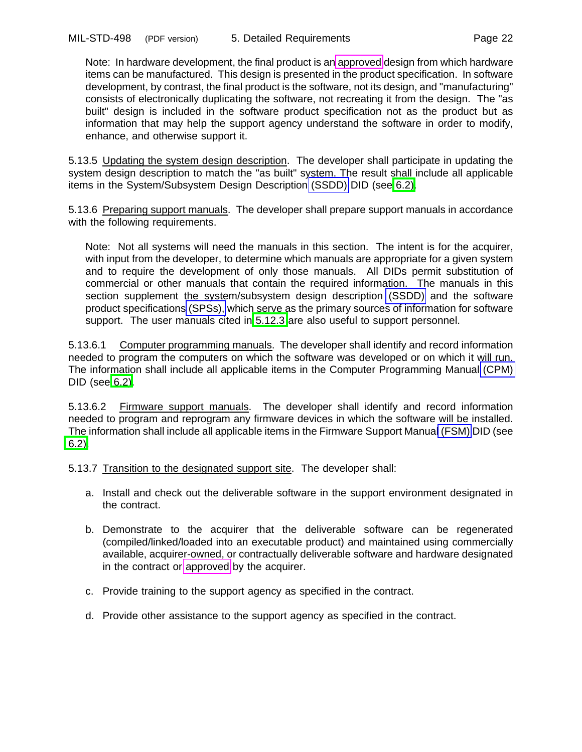Note: In hardware development, the final product is an approved design from which hardware items can be manufactured. This design is presented in the product specification. In software development, by contrast, the final product is the software, not its design, and "manufacturing" consists of electronically duplicating the software, not recreating it from the design. The "as built" design is included in the software product specification not as the product but as information that may help the support agency understand the software in order to modify, enhance, and otherwise support it.

5.13.5 Updating the system design description. The developer shall participate in updating the system design description to match the "as built" system. The result shall include all applicable items in the System/Subsystem Design Description (SSDD) DID (see 6.2).

5.13.6 Preparing support manuals. The developer shall prepare support manuals in accordance with the following requirements.

Note: Not all systems will need the manuals in this section. The intent is for the acquirer, with input from the developer, to determine which manuals are appropriate for a given system and to require the development of only those manuals. All DIDs permit substitution of commercial or other manuals that contain the required information. The manuals in this section supplement the system/subsystem design description (SSDD) and the software product specifications (SPSs), which serve as the primary sources of information for software support. The user manuals cited in 5.12.3 are also useful to support personnel.

5.13.6.1 Computer programming manuals. The developer shall identify and record information needed to program the computers on which the software was developed or on which it will run. The information shall include all applicable items in the Computer Programming Manual (CPM) DID (see 6.2).

5.13.6.2 Firmware support manuals. The developer shall identify and record information needed to program and reprogram any firmware devices in which the software will be installed. The information shall include all applicable items in the Firmware Support Manual (FSM) DID (see 6.2).

5.13.7 Transition to the designated support site. The developer shall:

a. Install and check out the deliverable software in the support environment designated in the contract.

b. Demonstrate to the acquirer that the deliverable software can be regenerated (compiled/linked/loaded into an executable product) and maintained using commercially available, acquirer-owned, or contractually deliverable software and hardware designated in the contract or approved by the acquirer.

c. Provide training to the support agency as specified in the contract.

d. Provide other assistance to the support agency as specified in the contract.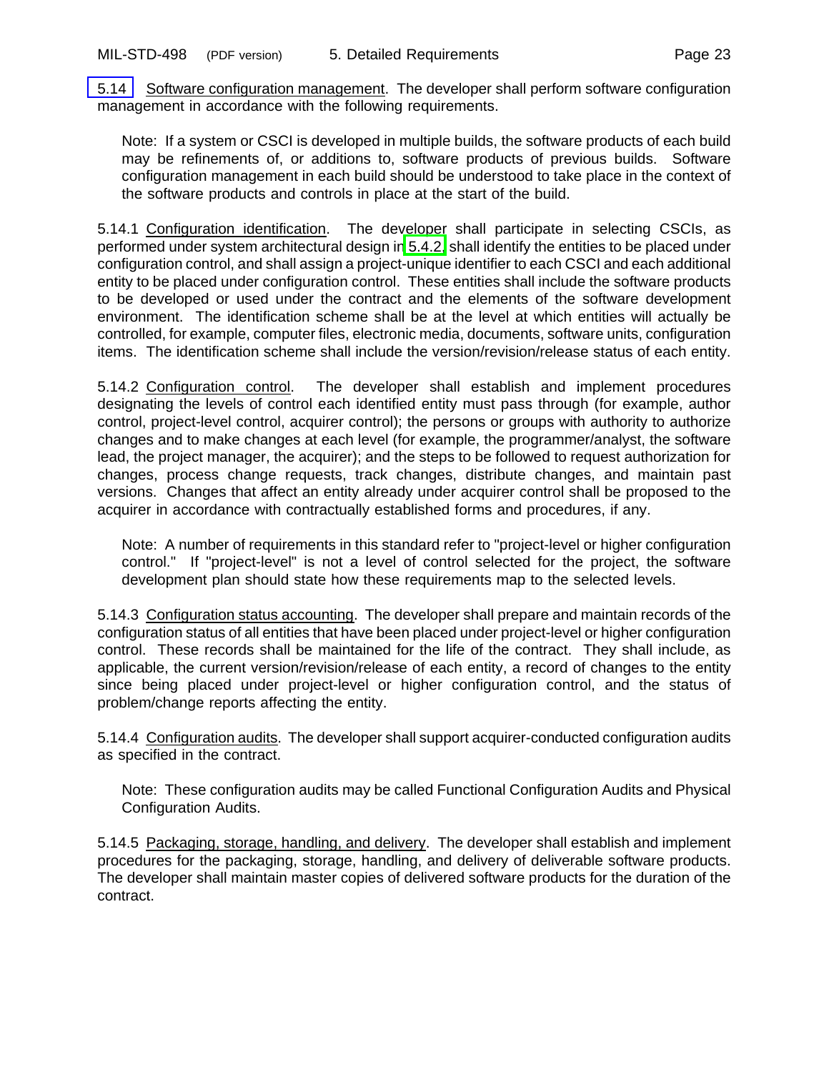5.14 Software configuration management. The developer shall perform software configuration management in accordance with the following requirements.

> Note: If a system or CSCI is developed in multiple builds, the software products of each build may be refinements of, or additions to, software products of previous builds. Software configuration management in each build should be understood to take place in the context of the software products and controls in place at the start of the build.

5.14.1 Configuration identification. The developer shall participate in selecting CSCIs, as performed under system architectural design in 5.4.2, shall identify the entities to be placed under configuration control, and shall assign a project-unique identifier to each CSCI and each additional entity to be placed under configuration control. These entities shall include the software products to be developed or used under the contract and the elements of the software development environment. The identification scheme shall be at the level at which entities will actually be controlled, for example, computer files, electronic media, documents, software units, configuration items. The identification scheme shall include the version/revision/release status of each entity.

5.14.2 Configuration control. The developer shall establish and implement procedures designating the levels of control each identified entity must pass through (for example, author control, project-level control, acquirer control); the persons or groups with authority to authorize changes and to make changes at each level (for example, the programmer/analyst, the software lead, the project manager, the acquirer); and the steps to be followed to request authorization for changes, process change requests, track changes, distribute changes, and maintain past versions. Changes that affect an entity already under acquirer control shall be proposed to the acquirer in accordance with contractually established forms and procedures, if any.

> Note: A number of requirements in this standard refer to "project-level or higher configuration control." If "project-level" is not a level of control selected for the project, the software development plan should state how these requirements map to the selected levels.

5.14.3 Configuration status accounting. The developer shall prepare and maintain records of the configuration status of all entities that have been placed under project-level or higher configuration control. These records shall be maintained for the life of the contract. They shall include, as applicable, the current version/revision/release of each entity, a record of changes to the entity since being placed under project-level or higher configuration control, and the status of problem/change reports affecting the entity.

5.14.4 Configuration audits. The developer shall support acquirer-conducted configuration audits as specified in the contract.

> Note: These configuration audits may be called Functional Configuration Audits and Physical Configuration Audits.

5.14.5 Packaging, storage, handling, and delivery. The developer shall establish and implement procedures for the packaging, storage, handling, and delivery of deliverable software products. The developer shall maintain master copies of delivered software products for the duration of the contract.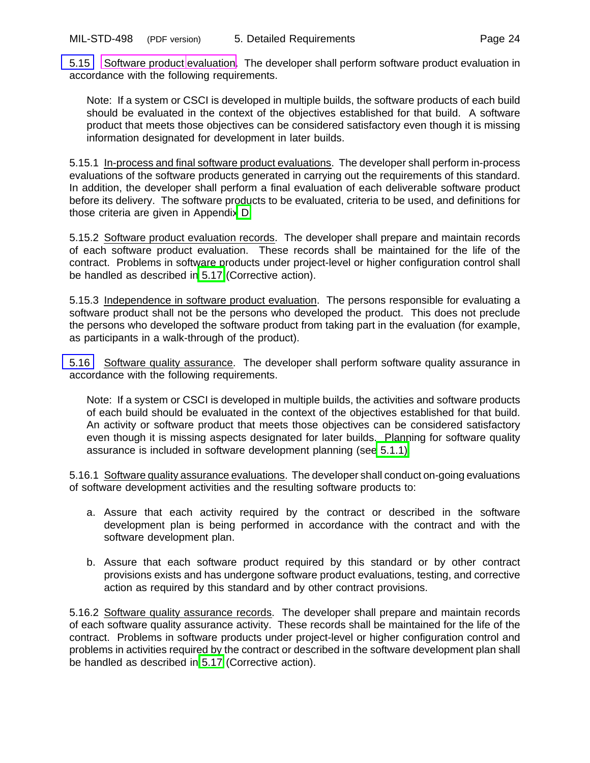**5.15 Software product evaluation**. The developer shall perform software product evaluation in accordance with the following requirements.

> Note: If a system or CSCI is developed in multiple builds, the software products of each build should be evaluated in the context of the objectives established for that build. A software product that meets those objectives can be considered satisfactory even though it is missing information designated for development in later builds.

5.15.1 In-process and final software product evaluations. The developer shall perform in-process evaluations of the software products generated in carrying out the requirements of this standard. In addition, the developer shall perform a final evaluation of each deliverable software product before its delivery. The software products to be evaluated, criteria to be used, and definitions for those criteria are given in Appendix D.

5.15.2 Software product evaluation records. The developer shall prepare and maintain records of each software product evaluation. These records shall be maintained for the life of the contract. Problems in software products under project-level or higher configuration control shall be handled as described in 5.17 (Corrective action).

5.15.3 Independence in software product evaluation. The persons responsible for evaluating a software product shall not be the persons who developed the product. This does not preclude the persons who developed the software product from taking part in the evaluation (for example, as participants in a walk-through of the product).

**5.16 Software quality assurance**. The developer shall perform software quality assurance in accordance with the following requirements.

> Note: If a system or CSCI is developed in multiple builds, the activities and software products of each build should be evaluated in the context of the objectives established for that build. An activity or software product that meets those objectives can be considered satisfactory even though it is missing aspects designated for later builds. Planning for software quality assurance is included in software development planning (see 5.1.1).

5.16.1 Software quality assurance evaluations. The developer shall conduct on-going evaluations of software development activities and the resulting software products to:

a. Assure that each activity required by the contract or described in the software development plan is being performed in accordance with the contract and with the software development plan.

b. Assure that each software product required by this standard or by other contract provisions exists and has undergone software product evaluations, testing, and corrective action as required by this standard and by other contract provisions.

5.16.2 Software quality assurance records. The developer shall prepare and maintain records of each software quality assurance activity. These records shall be maintained for the life of the contract. Problems in software products under project-level or higher configuration control and problems in activities required by the contract or described in the software development plan shall be handled as described in 5.17 (Corrective action).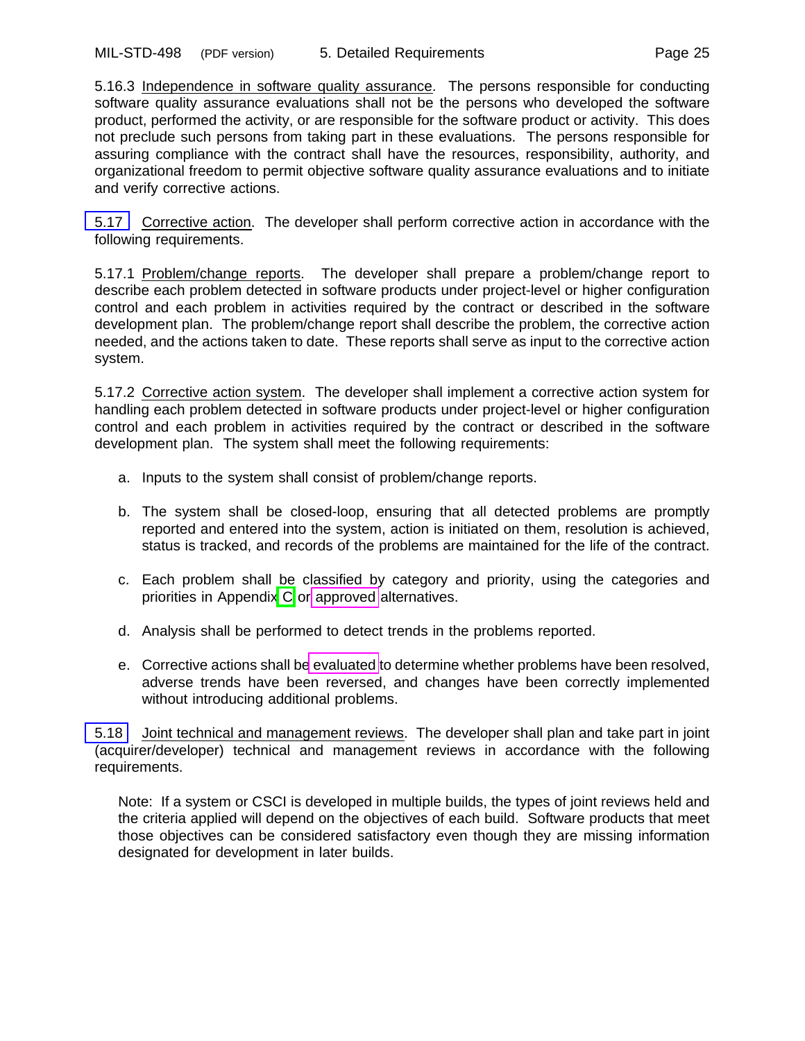5.16.3 Independence in software quality assurance. The persons responsible for conducting software quality assurance evaluations shall not be the persons who developed the software product, performed the activity, or are responsible for the software product or activity. This does not preclude such persons from taking part in these evaluations. The persons responsible for assuring compliance with the contract shall have the resources, responsibility, authority, and organizational freedom to permit objective software quality assurance evaluations and to initiate and verify corrective actions.

5.17 Corrective action. The developer shall perform corrective action in accordance with the following requirements.

5.17.1 Problem/change reports. The developer shall prepare a problem/change report to describe each problem detected in software products under project-level or higher configuration control and each problem in activities required by the contract or described in the software development plan. The problem/change report shall describe the problem, the corrective action needed, and the actions taken to date. These reports shall serve as input to the corrective action system.

5.17.2 Corrective action system. The developer shall implement a corrective action system for handling each problem detected in software products under project-level or higher configuration control and each problem in activities required by the contract or described in the software development plan. The system shall meet the following requirements:

a. Inputs to the system shall consist of problem/change reports.

b. The system shall be closed-loop, ensuring that all detected problems are promptly reported and entered into the system, action is initiated on them, resolution is achieved, status is tracked, and records of the problems are maintained for the life of the contract.

c. Each problem shall be classified by category and priority, using the categories and priorities in Appendix C or approved alternatives.

d. Analysis shall be performed to detect trends in the problems reported.

e. Corrective actions shall be evaluated to determine whether problems have been resolved, adverse trends have been reversed, and changes have been correctly implemented without introducing additional problems.

5.18 Joint technical and management reviews. The developer shall plan and take part in joint (acquirer/developer) technical and management reviews in accordance with the following requirements.

Note: If a system or CSCI is developed in multiple builds, the types of joint reviews held and the criteria applied will depend on the objectives of each build. Software products that meet those objectives can be considered satisfactory even though they are missing information designated for development in later builds.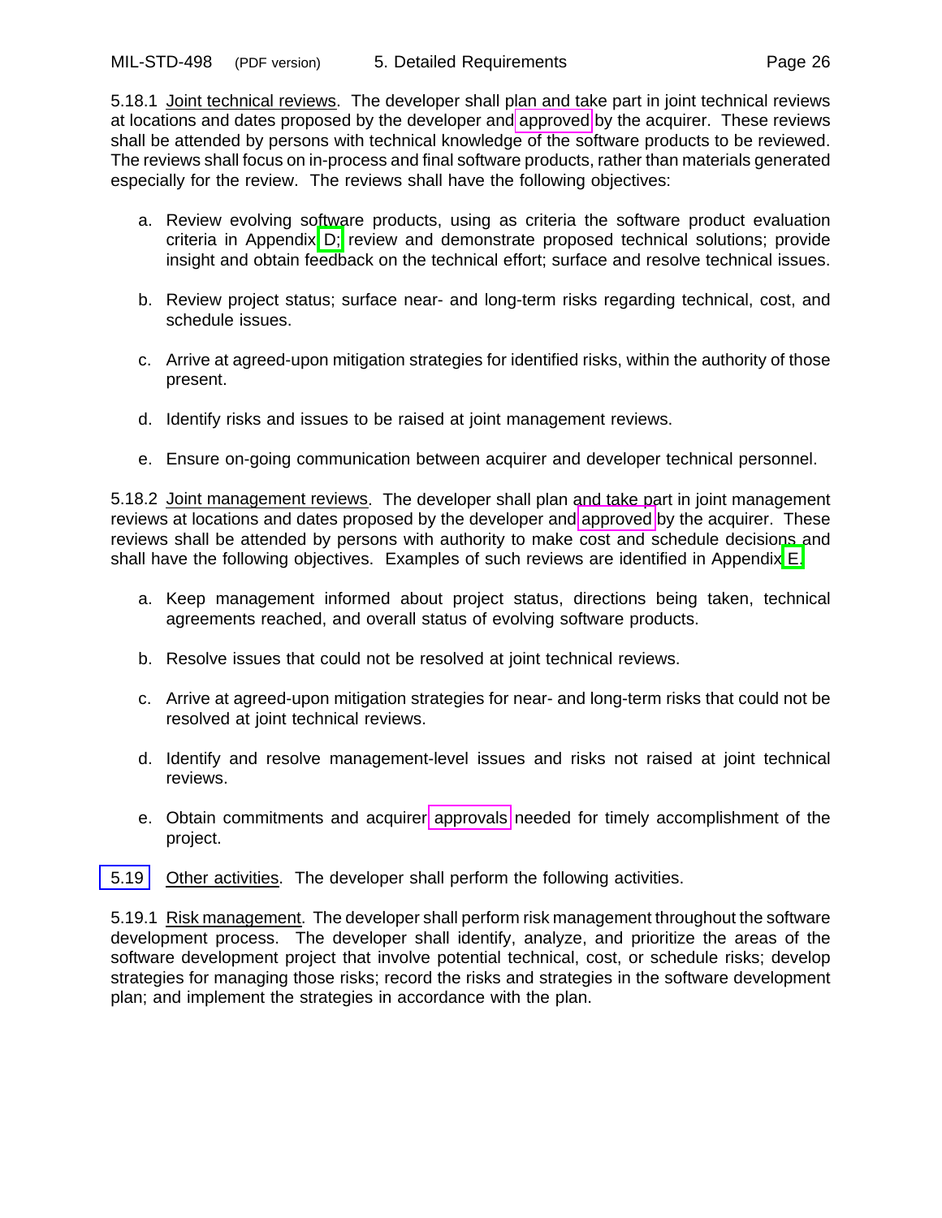5.18.1 Joint technical reviews. The developer shall plan and take part in joint technical reviews at locations and dates proposed by the developer and approved by the acquirer. These reviews shall be attended by persons with technical knowledge of the software products to be reviewed. The reviews shall focus on in-process and final software products, rather than materials generated especially for the review. The reviews shall have the following objectives:

a. Review evolving software products, using as criteria the software product evaluation criteria in Appendix D; review and demonstrate proposed technical solutions; provide insight and obtain feedback on the technical effort; surface and resolve technical issues.

b. Review project status; surface near- and long-term risks regarding technical, cost, and schedule issues.

c. Arrive at agreed-upon mitigation strategies for identified risks, within the authority of those present.

d. Identify risks and issues to be raised at joint management reviews.

e. Ensure on-going communication between acquirer and developer technical personnel.

5.18.2 Joint management reviews. The developer shall plan and take part in joint management reviews at locations and dates proposed by the developer and approved by the acquirer. These reviews shall be attended by persons with authority to make cost and schedule decisions and shall have the following objectives. Examples of such reviews are identified in Appendix E.

a. Keep management informed about project status, directions being taken, technical agreements reached, and overall status of evolving software products.

b. Resolve issues that could not be resolved at joint technical reviews.

c. Arrive at agreed-upon mitigation strategies for near- and long-term risks that could not be resolved at joint technical reviews.

d. Identify and resolve management-level issues and risks not raised at joint technical reviews.

e. Obtain commitments and acquirer approvals needed for timely accomplishment of the project.

5.19 Other activities. The developer shall perform the following activities.

5.19.1 Risk management. The developer shall perform risk management throughout the software development process. The developer shall identify, analyze, and prioritize the areas of the software development project that involve potential technical, cost, or schedule risks; develop strategies for managing those risks; record the risks and strategies in the software development plan; and implement the strategies in accordance with the plan.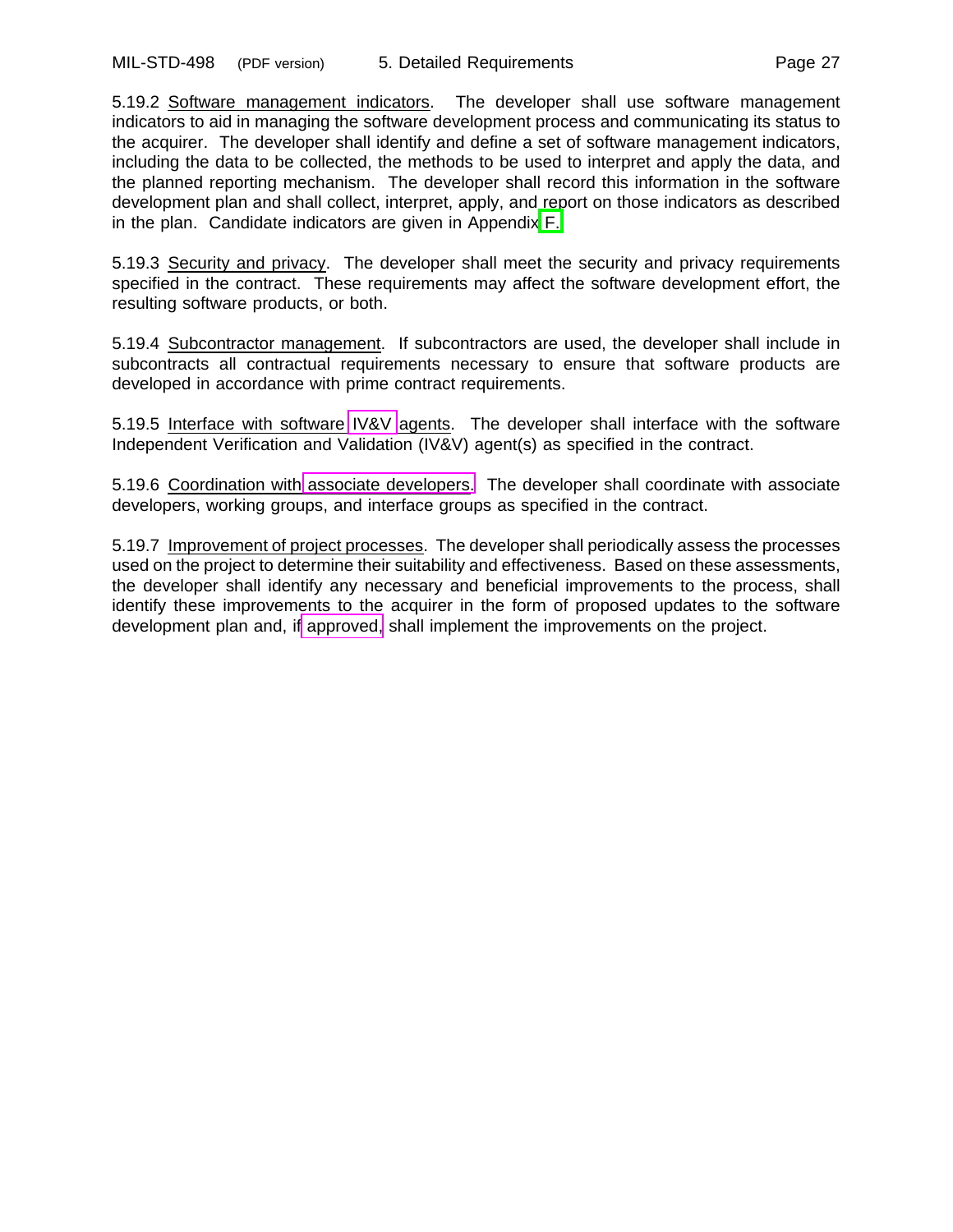5.19.2 Software management indicators. The developer shall use software management indicators to aid in managing the software development process and communicating its status to the acquirer. The developer shall identify and define a set of software management indicators, including the data to be collected, the methods to be used to interpret and apply the data, and the planned reporting mechanism. The developer shall record this information in the software development plan and shall collect, interpret, apply, and report on those indicators as described in the plan. Candidate indicators are given in Appendix F.

5.19.3 Security and privacy. The developer shall meet the security and privacy requirements specified in the contract. These requirements may affect the software development effort, the resulting software products, or both.

5.19.4 Subcontractor management. If subcontractors are used, the developer shall include in subcontracts all contractual requirements necessary to ensure that software products are developed in accordance with prime contract requirements.

5.19.5 Interface with software IV&V agents. The developer shall interface with the software Independent Verification and Validation (IV&V) agent(s) as specified in the contract.

5.19.6 Coordination with associate developers. The developer shall coordinate with associate developers, working groups, and interface groups as specified in the contract.

5.19.7 Improvement of project processes. The developer shall periodically assess the processes used on the project to determine their suitability and effectiveness. Based on these assessments, the developer shall identify any necessary and beneficial improvements to the process, shall identify these improvements to the acquirer in the form of proposed updates to the software development plan and, if approved, shall implement the improvements on the project.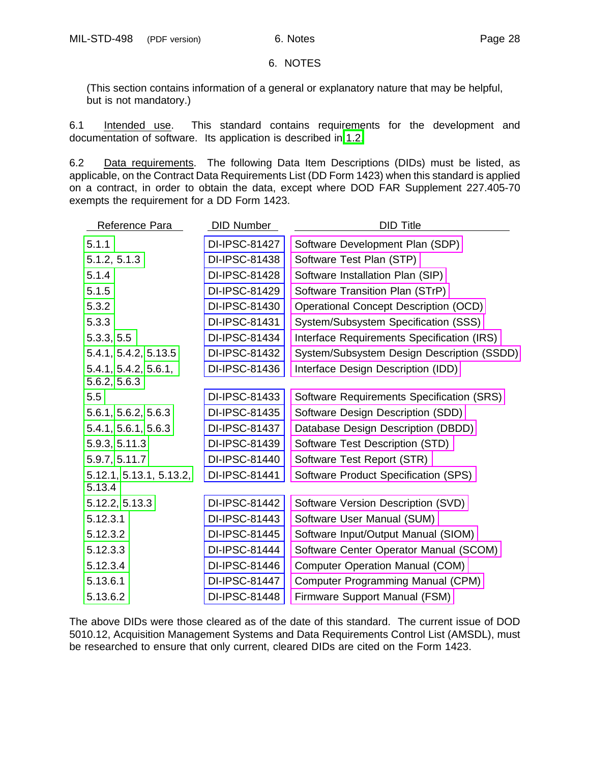# 6. NOTES

(This section contains information of a general or explanatory nature that may be helpful, but is not mandatory.)

6.1 Intended use. This standard contains requirements for the development and documentation of software. Its application is described in 1.2.

6.2 Data requirements. The following Data Item Descriptions (DIDs) must be listed, as applicable, on the Contract Data Requirements List (DD Form 1423) when this standard is applied on a contract, in order to obtain the data, except where DOD FAR Supplement 227.405-70 exempts the requirement for a DD Form 1423.

| Reference Para | DID Number | DID Title |
|---|---|---|
| 5.1.1 | DI-IPSC-81427 | Software Development Plan (SDP) |
| 5.1.2, 5.1.3 | DI-IPSC-81438 | Software Test Plan (STP) |
| 5.1.4 | DI-IPSC-81428 | Software Installation Plan (SIP) |
| 5.1.5 | DI-IPSC-81429 | Software Transition Plan (STrP) |
| 5.3.2 | DI-IPSC-81430 | Operational Concept Description (OCD) |
| 5.3.3 | DI-IPSC-81431 | System/Subsystem Specification (SSS) |
| 5.3.3, 5.5 | DI-IPSC-81434 | Interface Requirements Specification (IRS) |
| 5.4.1, 5.4.2, 5.13.5 | DI-IPSC-81432 | System/Subsystem Design Description (SSDD) |
| 5.4.1, 5.4.2, 5.6.1, 5.6.2, 5.6.3 | DI-IPSC-81436 | Interface Design Description (IDD) |
| 5.5 | DI-IPSC-81433 | Software Requirements Specification (SRS) |
| 5.6.1, 5.6.2, 5.6.3 | DI-IPSC-81435 | Software Design Description (SDD) |
| 5.4.1, 5.6.1, 5.6.3 | DI-IPSC-81437 | Database Design Description (DBDD) |
| 5.9.3, 5.11.3 | DI-IPSC-81439 | Software Test Description (STD) |
| 5.9.7, 5.11.7 | DI-IPSC-81440 | Software Test Report (STR) |
| 5.12.1, 5.13.1, 5.13.2, 5.13.4 | DI-IPSC-81441 | Software Product Specification (SPS) |
| 5.12.2, 5.13.3 | DI-IPSC-81442 | Software Version Description (SVD) |
| 5.12.3.1 | DI-IPSC-81443 | Software User Manual (SUM) |
| 5.12.3.2 | DI-IPSC-81445 | Software Input/Output Manual (SIOM) |
| 5.12.3.3 | DI-IPSC-81444 | Software Center Operator Manual (SCOM) |
| 5.12.3.4 | DI-IPSC-81446 | Computer Operation Manual (COM) |
| 5.13.6.1 | DI-IPSC-81447 | Computer Programming Manual (CPM) |
| 5.13.6.2 | DI-IPSC-81448 | Firmware Support Manual (FSM) |

The above DIDs were those cleared as of the date of this standard. The current issue of DOD 5010.12, Acquisition Management Systems and Data Requirements Control List (AMSDL), must be researched to ensure that only current, cleared DIDs are cited on the Form 1423.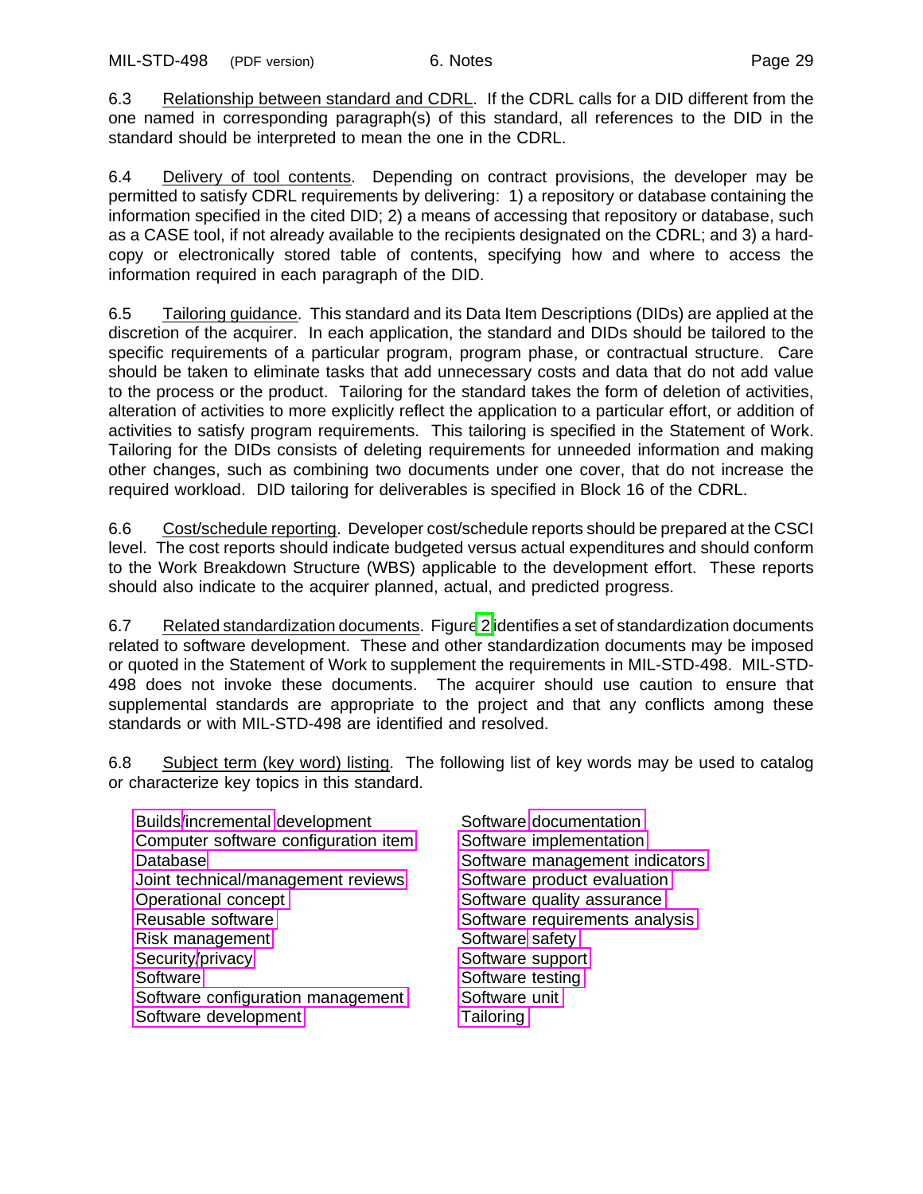6.3 Relationship between standard and CDRL. If the CDRL calls for a DID different from the one named in corresponding paragraph(s) of this standard, all references to the DID in the standard should be interpreted to mean the one in the CDRL.

6.4 Delivery of tool contents. Depending on contract provisions, the developer may be permitted to satisfy CDRL requirements by delivering: 1) a repository or database containing the information specified in the cited DID; 2) a means of accessing that repository or database, such as a CASE tool, if not already available to the recipients designated on the CDRL; and 3) a hard-copy or electronically stored table of contents, specifying how and where to access the information required in each paragraph of the DID.

6.5 Tailoring guidance. This standard and its Data Item Descriptions (DIDs) are applied at the discretion of the acquirer. In each application, the standard and DIDs should be tailored to the specific requirements of a particular program, program phase, or contractual structure. Care should be taken to eliminate tasks that add unnecessary costs and data that do not add value to the process or the product. Tailoring for the standard takes the form of deletion of activities, alteration of activities to more explicitly reflect the application to a particular effort, or addition of activities to satisfy program requirements. This tailoring is specified in the Statement of Work. Tailoring for the DIDs consists of deleting requirements for unneeded information and making other changes, such as combining two documents under one cover, that do not increase the required workload. DID tailoring for deliverables is specified in Block 16 of the CDRL.

6.6 Cost/schedule reporting. Developer cost/schedule reports should be prepared at the CSCI level. The cost reports should indicate budgeted versus actual expenditures and should conform to the Work Breakdown Structure (WBS) applicable to the development effort. These reports should also indicate to the acquirer planned, actual, and predicted progress.

6.7 Related standardization documents. Figure 2 identifies a set of standardization documents related to software development. These and other standardization documents may be imposed or quoted in the Statement of Work to supplement the requirements in MIL-STD-498. MIL-STD-498 does not invoke these documents. The acquirer should use caution to ensure that supplemental standards are appropriate to the project and that any conflicts among these standards or with MIL-STD-498 are identified and resolved.

6.8 Subject term (key word) listing. The following list of key words may be used to catalog or characterize key topics in this standard.

- Builds/incremental development
- Computer software configuration item
- Database
- Joint technical/management reviews
- Operational concept
- Reusable software
- Risk management
- Security/privacy
- Software
- Software configuration management
- Software development
- Software documentation
- Software implementation
- Software management indicators
- Software product evaluation
- Software quality assurance
- Software requirements analysis
- Software safety
- Software support
- Software testing
- Software unit
- Tailoring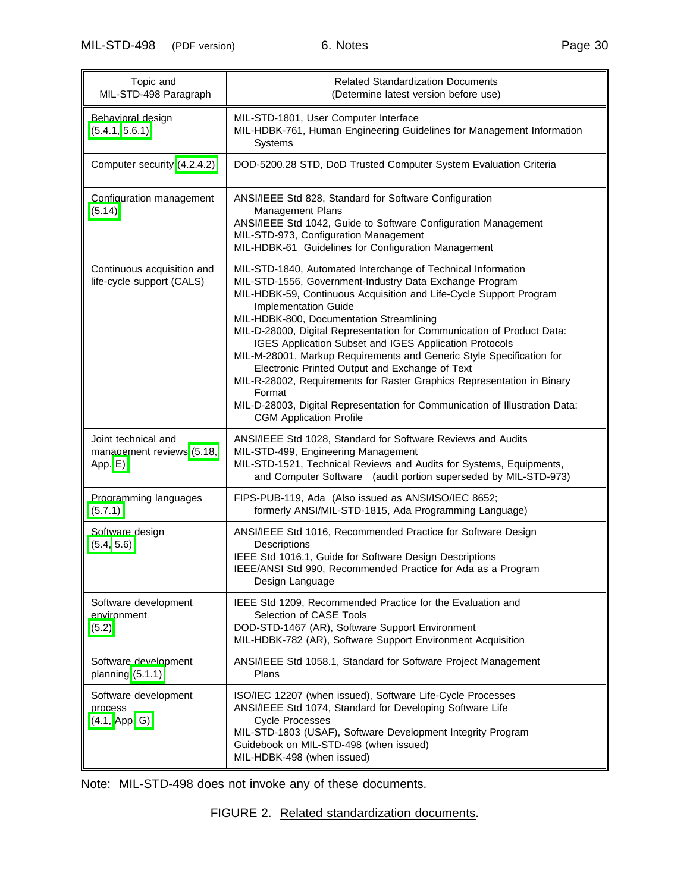| Topic and MIL-STD-498 Paragraph | Related Standardization Documents (Determine latest version before use) |
|---|---|
| Behavioral design (5.4.1, 5.6.1) | MIL-STD-1801, User Computer Interface<br>MIL-HDBK-761, Human Engineering Guidelines for Management Information Systems |
| Computer security (4.2.4.2) | DOD-5200.28 STD, DoD Trusted Computer System Evaluation Criteria |
| Configuration management (5.14) | ANSI/IEEE Std 828, Standard for Software Configuration Management Plans<br>ANSI/IEEE Std 1042, Guide to Software Configuration Management<br>MIL-STD-973, Configuration Management<br>MIL-HDBK-61 Guidelines for Configuration Management |
| Continuous acquisition and life-cycle support (CALS) | MIL-STD-1840, Automated Interchange of Technical Information<br>MIL-STD-1556, Government-Industry Data Exchange Program<br>MIL-HDBK-59, Continuous Acquisition and Life-Cycle Support Program Implementation Guide<br>MIL-HDBK-800, Documentation Streamlining<br>MIL-D-28000, Digital Representation for Communication of Product Data: IGES Application Subset and IGES Application Protocols<br>MIL-M-28001, Markup Requirements and Generic Style Specification for Electronic Printed Output and Exchange of Text<br>MIL-R-28002, Requirements for Raster Graphics Representation in Binary Format<br>MIL-D-28003, Digital Representation for Communication of Illustration Data: CGM Application Profile |
| Joint technical and management reviews (5.18, App. E) | ANSI/IEEE Std 1028, Standard for Software Reviews and Audits<br>MIL-STD-499, Engineering Management<br>MIL-STD-1521, Technical Reviews and Audits for Systems, Equipments, and Computer Software (audit portion superseded by MIL-STD-973) |
| Programming languages (5.7.1) | FIPS-PUB-119, Ada (Also issued as ANSI/ISO/IEC 8652; formerly ANSI/MIL-STD-1815, Ada Programming Language) |
| Software design (5.4, 5.6) | ANSI/IEEE Std 1016, Recommended Practice for Software Design Descriptions<br>IEEE Std 1016.1, Guide for Software Design Descriptions<br>IEEE/ANSI Std 990, Recommended Practice for Ada as a Program Design Language |
| Software development environment (5.2) | IEEE Std 1209, Recommended Practice for the Evaluation and Selection of CASE Tools<br>DOD-STD-1467 (AR), Software Support Environment<br>MIL-HDBK-782 (AR), Software Support Environment Acquisition |
| Software development planning (5.1.1) | ANSI/IEEE Std 1058.1, Standard for Software Project Management Plans |
| Software development process (4.1, App. G) | ISO/IEC 12207 (when issued), Software Life-Cycle Processes<br>ANSI/IEEE Std 1074, Standard for Developing Software Life Cycle Processes<br>MIL-STD-1803 (USAF), Software Development Integrity Program<br>Guidebook on MIL-STD-498 (when issued)<br>MIL-HDBK-498 (when issued) |

Note: MIL-STD-498 does not invoke any of these documents.

FIGURE 2. Related standardization documents.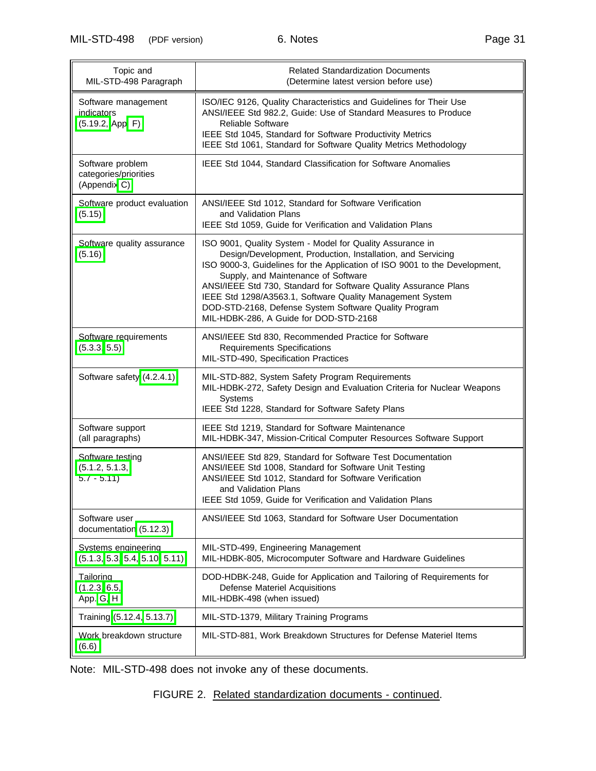| Topic and MIL-STD-498 Paragraph | Related Standardization Documents (Determine latest version before use) |
|---|---|
| Software management indicators (5.19.2, App. F) | ISO/IEC 9126, Quality Characteristics and Guidelines for Their Use<br>ANSI/IEEE Std 982.2, Guide: Use of Standard Measures to Produce Reliable Software<br>IEEE Std 1045, Standard for Software Productivity Metrics<br>IEEE Std 1061, Standard for Software Quality Metrics Methodology |
| Software problem categories/priorities (Appendix C) | IEEE Std 1044, Standard Classification for Software Anomalies |
| Software product evaluation (5.15) | ANSI/IEEE Std 1012, Standard for Software Verification and Validation Plans<br>IEEE Std 1059, Guide for Verification and Validation Plans |
| Software quality assurance (5.16) | ISO 9001, Quality System - Model for Quality Assurance in Design/Development, Production, Installation, and Servicing<br>ISO 9000-3, Guidelines for the Application of ISO 9001 to the Development, Supply, and Maintenance of Software<br>ANSI/IEEE Std 730, Standard for Software Quality Assurance Plans<br>IEEE Std 1298/A3563.1, Software Quality Management System<br>DOD-STD-2168, Defense System Software Quality Program<br>MIL-HDBK-286, A Guide for DOD-STD-2168 |
| Software requirements (5.3.3, 5.5) | ANSI/IEEE Std 830, Recommended Practice for Software Requirements Specifications<br>MIL-STD-490, Specification Practices |
| Software safety (4.2.4.1) | MIL-STD-882, System Safety Program Requirements<br>MIL-HDBK-272, Safety Design and Evaluation Criteria for Nuclear Weapons Systems<br>IEEE Std 1228, Standard for Software Safety Plans |
| Software support (all paragraphs) | IEEE Std 1219, Standard for Software Maintenance<br>MIL-HDBK-347, Mission-Critical Computer Resources Software Support |
| Software testing (5.1.2, 5.1.3, 5.7 - 5.11) | ANSI/IEEE Std 829, Standard for Software Test Documentation<br>ANSI/IEEE Std 1008, Standard for Software Unit Testing<br>ANSI/IEEE Std 1012, Standard for Software Verification and Validation Plans<br>IEEE Std 1059, Guide for Verification and Validation Plans |
| Software user documentation (5.12.3) | ANSI/IEEE Std 1063, Standard for Software User Documentation |
| Systems engineering (5.1.3, 5.3, 5.4, 5.10, 5.11) | MIL-STD-499, Engineering Management<br>MIL-HDBK-805, Microcomputer Software and Hardware Guidelines |
| Tailoring (1.2.3, 6.5, App. G, H) | DOD-HDBK-248, Guide for Application and Tailoring of Requirements for Defense Materiel Acquisitions<br>MIL-HDBK-498 (when issued) |
| Training (5.12.4, 5.13.7) | MIL-STD-1379, Military Training Programs |
| Work breakdown structure (6.6) | MIL-STD-881, Work Breakdown Structures for Defense Materiel Items |

Note: MIL-STD-498 does not invoke any of these documents.

FIGURE 2. Related standardization documents - continued.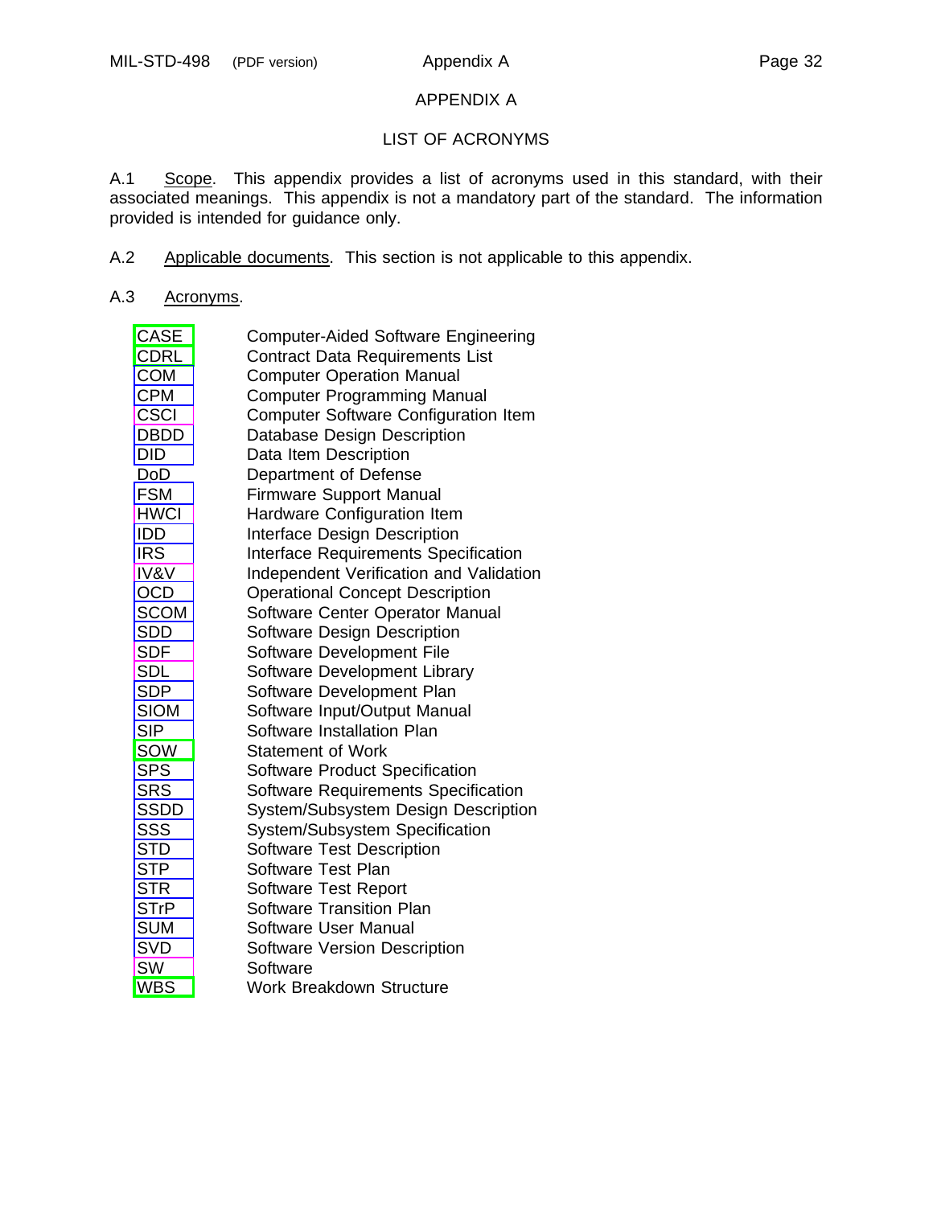# APPENDIX A

## LIST OF ACRONYMS

A.1 Scope. This appendix provides a list of acronyms used in this standard, with their associated meanings. This appendix is not a mandatory part of the standard. The information provided is intended for guidance only.

A.2 Applicable documents. This section is not applicable to this appendix.

A.3 Acronyms.

| Acronym | Meaning |
|---|---|
| CASE | Computer-Aided Software Engineering |
| CDRL | Contract Data Requirements List |
| COM | Computer Operation Manual |
| CPM | Computer Programming Manual |
| CSCI | Computer Software Configuration Item |
| DBDD | Database Design Description |
| DID | Data Item Description |
| DoD | Department of Defense |
| FSM | Firmware Support Manual |
| HWCI | Hardware Configuration Item |
| IDD | Interface Design Description |
| IRS | Interface Requirements Specification |
| IV&V | Independent Verification and Validation |
| OCD | Operational Concept Description |
| SCOM | Software Center Operator Manual |
| SDD | Software Design Description |
| SDF | Software Development File |
| SDL | Software Development Library |
| SDP | Software Development Plan |
| SIOM | Software Input/Output Manual |
| SIP | Software Installation Plan |
| SOW | Statement of Work |
| SPS | Software Product Specification |
| SRS | Software Requirements Specification |
| SSDD | System/Subsystem Design Description |
| SSS | System/Subsystem Specification |
| STD | Software Test Description |
| STP | Software Test Plan |
| STR | Software Test Report |
| STrP | Software Transition Plan |
| SUM | Software User Manual |
| SVD | Software Version Description |
| SW | Software |
| WBS | Work Breakdown Structure |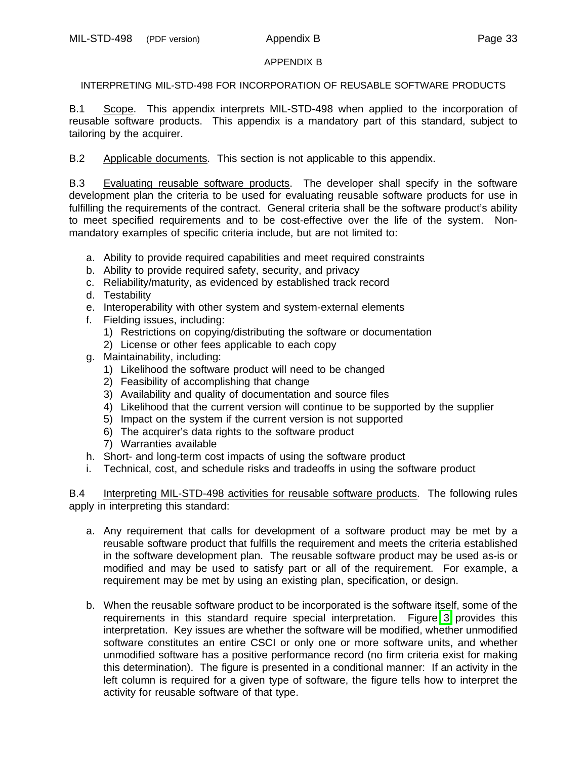# APPENDIX B

## INTERPRETING MIL-STD-498 FOR INCORPORATION OF REUSABLE SOFTWARE PRODUCTS

B.1 Scope. This appendix interprets MIL-STD-498 when applied to the incorporation of reusable software products. This appendix is a mandatory part of this standard, subject to tailoring by the acquirer.

B.2 Applicable documents. This section is not applicable to this appendix.

B.3 Evaluating reusable software products. The developer shall specify in the software development plan the criteria to be used for evaluating reusable software products for use in fulfilling the requirements of the contract. General criteria shall be the software product's ability to meet specified requirements and to be cost-effective over the life of the system. Non-mandatory examples of specific criteria include, but are not limited to:

a. Ability to provide required capabilities and meet required constraints
b. Ability to provide required safety, security, and privacy
c. Reliability/maturity, as evidenced by established track record
d. Testability
e. Interoperability with other system and system-external elements
f. Fielding issues, including:
   1) Restrictions on copying/distributing the software or documentation
   2) License or other fees applicable to each copy
g. Maintainability, including:
   1) Likelihood the software product will need to be changed
   2) Feasibility of accomplishing that change
   3) Availability and quality of documentation and source files
   4) Likelihood that the current version will continue to be supported by the supplier
   5) Impact on the system if the current version is not supported
   6) The acquirer's data rights to the software product
   7) Warranties available
h. Short- and long-term cost impacts of using the software product
i. Technical, cost, and schedule risks and tradeoffs in using the software product

B.4 Interpreting MIL-STD-498 activities for reusable software products. The following rules apply in interpreting this standard:

a. Any requirement that calls for development of a software product may be met by a reusable software product that fulfills the requirement and meets the criteria established in the software development plan. The reusable software product may be used as-is or modified and may be used to satisfy part or all of the requirement. For example, a requirement may be met by using an existing plan, specification, or design.

b. When the reusable software product to be incorporated is the software itself, some of the requirements in this standard require special interpretation. Figure 3 provides this interpretation. Key issues are whether the software will be modified, whether unmodified software constitutes an entire CSCI or only one or more software units, and whether unmodified software has a positive performance record (no firm criteria exist for making this determination). The figure is presented in a conditional manner: If an activity in the left column is required for a given type of software, the figure tells how to interpret the activity for reusable software of that type.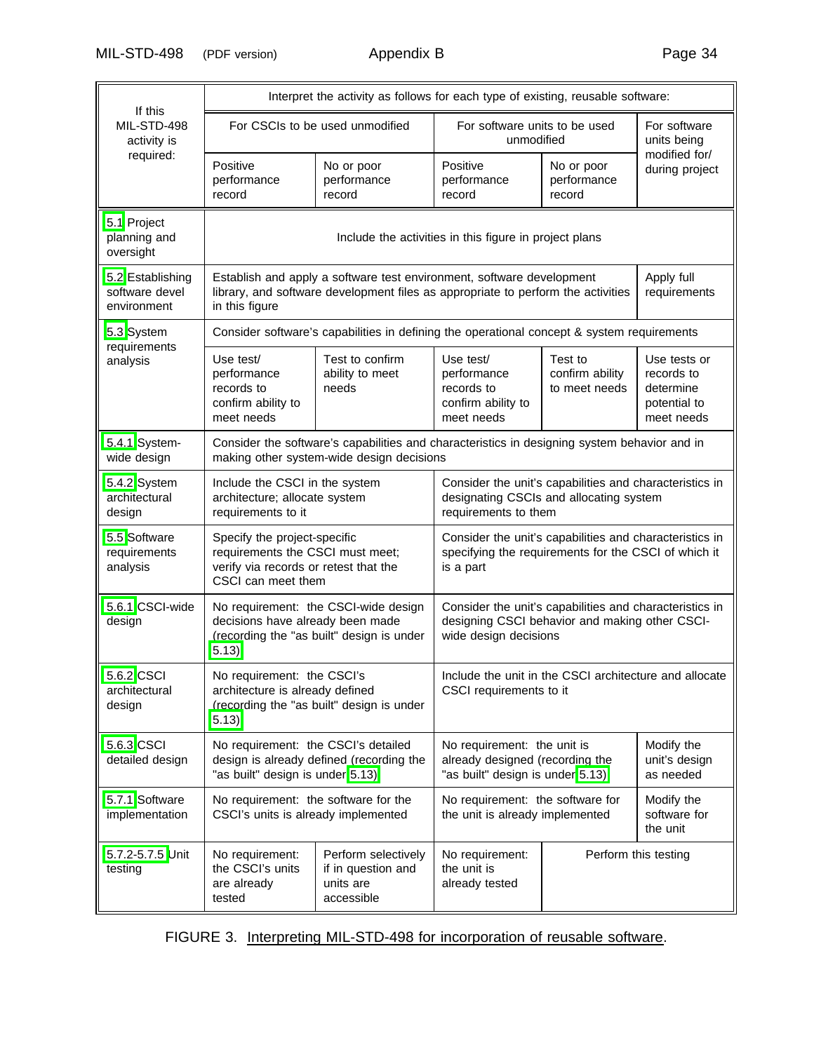| If this MIL-STD-498 activity is required: | Interpret the activity as follows for each type of existing, reusable software: | | | | |
|---|---|---|---|---|---|
| | For CSCIs to be used unmodified | | For software units to be used unmodified | | For software units being modified for/ during project |
| | Positive performance record | No or poor performance record | Positive performance record | No or poor performance record | |
| 5.1 Project planning and oversight | Include the activities in this figure in project plans | | | | |
| 5.2 Establishing software devel environment | Establish and apply a software test environment, software development library, and software development files as appropriate to perform the activities in this figure | | | | Apply full requirements |
| 5.3 System requirements analysis | Consider software's capabilities in defining the operational concept & system requirements | | | | |
| | Use test/ performance records to confirm ability to meet needs | Test to confirm ability to meet needs | Use test/ performance records to confirm ability to meet needs | Test to confirm ability to meet needs | Use tests or records to determine potential to meet needs |
| 5.4.1 System-wide design | Consider the software's capabilities and characteristics in designing system behavior and in making other system-wide design decisions | | | | |
| 5.4.2 System architectural design | Include the CSCI in the system architecture; allocate system requirements to it | | Consider the unit's capabilities and characteristics in designating CSCIs and allocating system requirements to them | | |
| 5.5 Software requirements analysis | Specify the project-specific requirements the CSCI must meet; verify via records or retest that the CSCI can meet them | | Consider the unit's capabilities and characteristics in specifying the requirements for the CSCI of which it is a part | | |
| 5.6.1 CSCI-wide design | No requirement: the CSCI-wide design decisions have already been made (recording the "as built" design is under 5.13) | | Consider the unit's capabilities and characteristics in designing CSCI behavior and making other CSCI-wide design decisions | | |
| 5.6.2 CSCI architectural design | No requirement: the CSCI's architecture is already defined (recording the "as built" design is under 5.13) | | Include the unit in the CSCI architecture and allocate CSCI requirements to it | | |
| 5.6.3 CSCI detailed design | No requirement: the CSCI's detailed design is already defined (recording the "as built" design is under 5.13) | | No requirement: the unit is already designed (recording the "as built" design is under 5.13) | | Modify the unit's design as needed |
| 5.7.1 Software implementation | No requirement: the software for the CSCI's units is already implemented | | No requirement: the software for the unit is already implemented | | Modify the software for the unit |
| 5.7.2-5.7.5 Unit testing | No requirement: the CSCI's units are already tested | Perform selectively if in question and units are accessible | No requirement: the unit is already tested | Perform this testing | |

FIGURE 3. Interpreting MIL-STD-498 for incorporation of reusable software.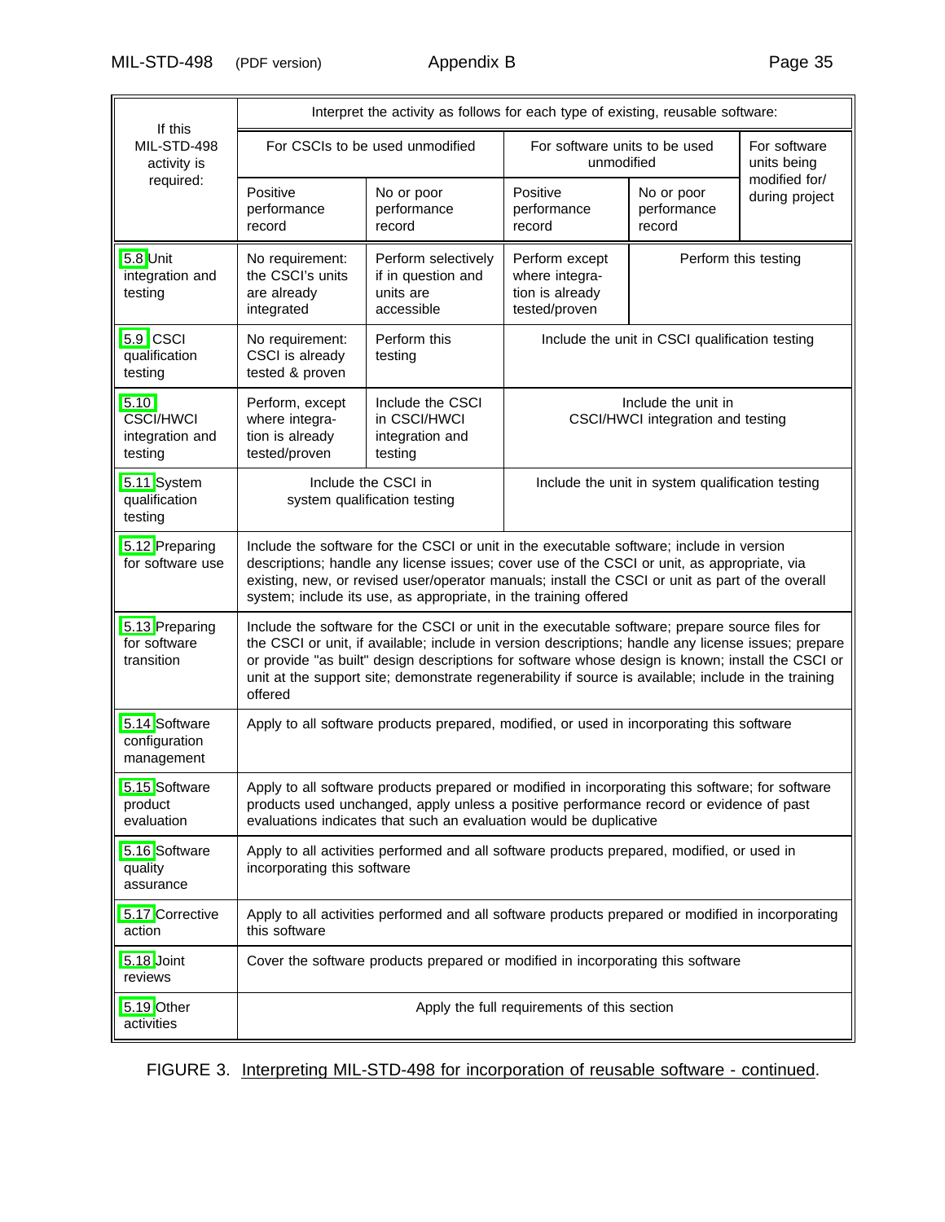| If this MIL-STD-498 activity is required: | Interpret the activity as follows for each type of existing, reusable software: | | | | |
|---|---|---|---|---|---|
| | For CSCIs to be used unmodified | | For software units to be used unmodified | | For software units being modified for/ during project |
| | Positive performance record | No or poor performance record | Positive performance record | No or poor performance record | |
| 5.8 Unit integration and testing | No requirement: the CSCI's units are already integrated | Perform selectively if in question and units are accessible | Perform except where integration is already tested/proven | Perform this testing | |
| 5.9 CSCI qualification testing | No requirement: CSCI is already tested & proven | Perform this testing | Include the unit in CSCI qualification testing | | |
| 5.10 CSCI/HWCI integration and testing | Perform, except where integration is already tested/proven | Include the CSCI in CSCI/HWCI integration and testing | Include the unit in CSCI/HWCI integration and testing | | |
| 5.11 System qualification testing | Include the CSCI in system qualification testing | | Include the unit in system qualification testing | | |
| 5.12 Preparing for software use | Include the software for the CSCI or unit in the executable software; include in version descriptions; handle any license issues; cover use of the CSCI or unit, as appropriate, via existing, new, or revised user/operator manuals; install the CSCI or unit as part of the overall system; include its use, as appropriate, in the training offered | | | | |
| 5.13 Preparing for software transition | Include the software for the CSCI or unit in the executable software; prepare source files for the CSCI or unit, if available; include in version descriptions; handle any license issues; prepare or provide "as built" design descriptions for software whose design is known; install the CSCI or unit at the support site; demonstrate regenerability if source is available; include in the training offered | | | | |
| 5.14 Software configuration management | Apply to all software products prepared, modified, or used in incorporating this software | | | | |
| 5.15 Software product evaluation | Apply to all software products prepared or modified in incorporating this software; for software products used unchanged, apply unless a positive performance record or evidence of past evaluations indicates that such an evaluation would be duplicative | | | | |
| 5.16 Software quality assurance | Apply to all activities performed and all software products prepared, modified, or used in incorporating this software | | | | |
| 5.17 Corrective action | Apply to all activities performed and all software products prepared or modified in incorporating this software | | | | |
| 5.18 Joint reviews | Cover the software products prepared or modified in incorporating this software | | | | |
| 5.19 Other activities | Apply the full requirements of this section | | | | |

FIGURE 3. Interpreting MIL-STD-498 for incorporation of reusable software - continued.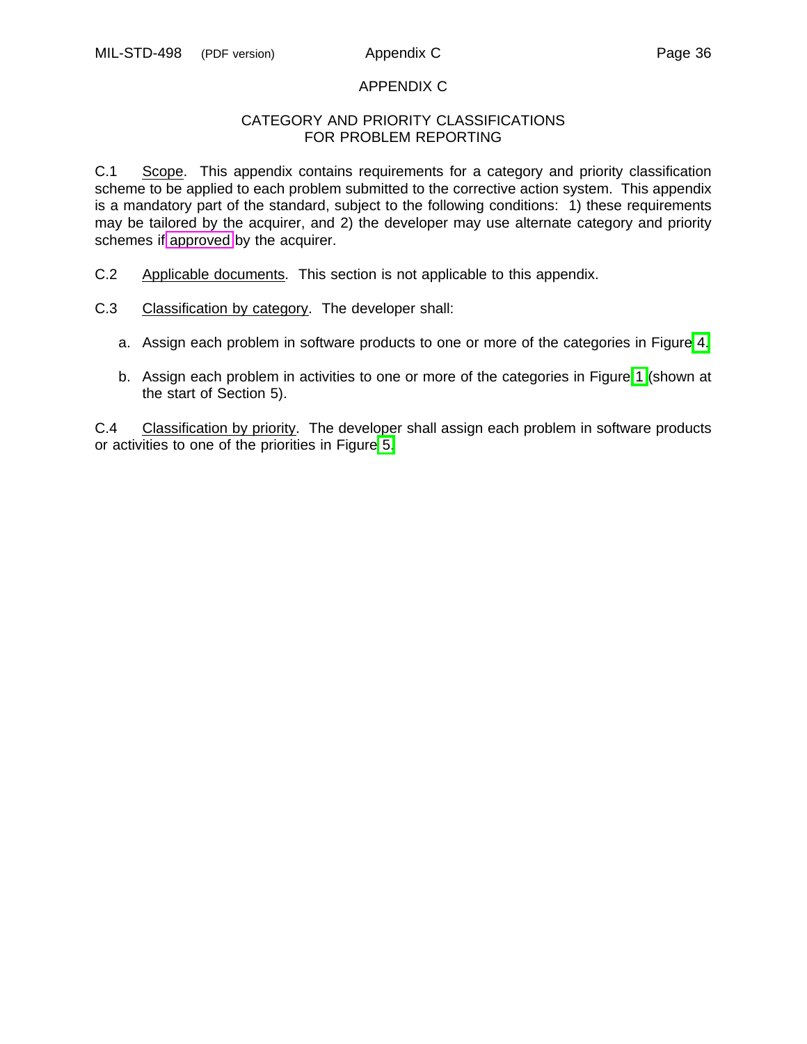# APPENDIX C

## CATEGORY AND PRIORITY CLASSIFICATIONS FOR PROBLEM REPORTING

C.1 Scope. This appendix contains requirements for a category and priority classification scheme to be applied to each problem submitted to the corrective action system. This appendix is a mandatory part of the standard, subject to the following conditions: 1) these requirements may be tailored by the acquirer, and 2) the developer may use alternate category and priority schemes if approved by the acquirer.

C.2 Applicable documents. This section is not applicable to this appendix.

C.3 Classification by category. The developer shall:

a. Assign each problem in software products to one or more of the categories in Figure 4.

b. Assign each problem in activities to one or more of the categories in Figure 1 (shown at the start of Section 5).

C.4 Classification by priority. The developer shall assign each problem in software products or activities to one of the priorities in Figure 5.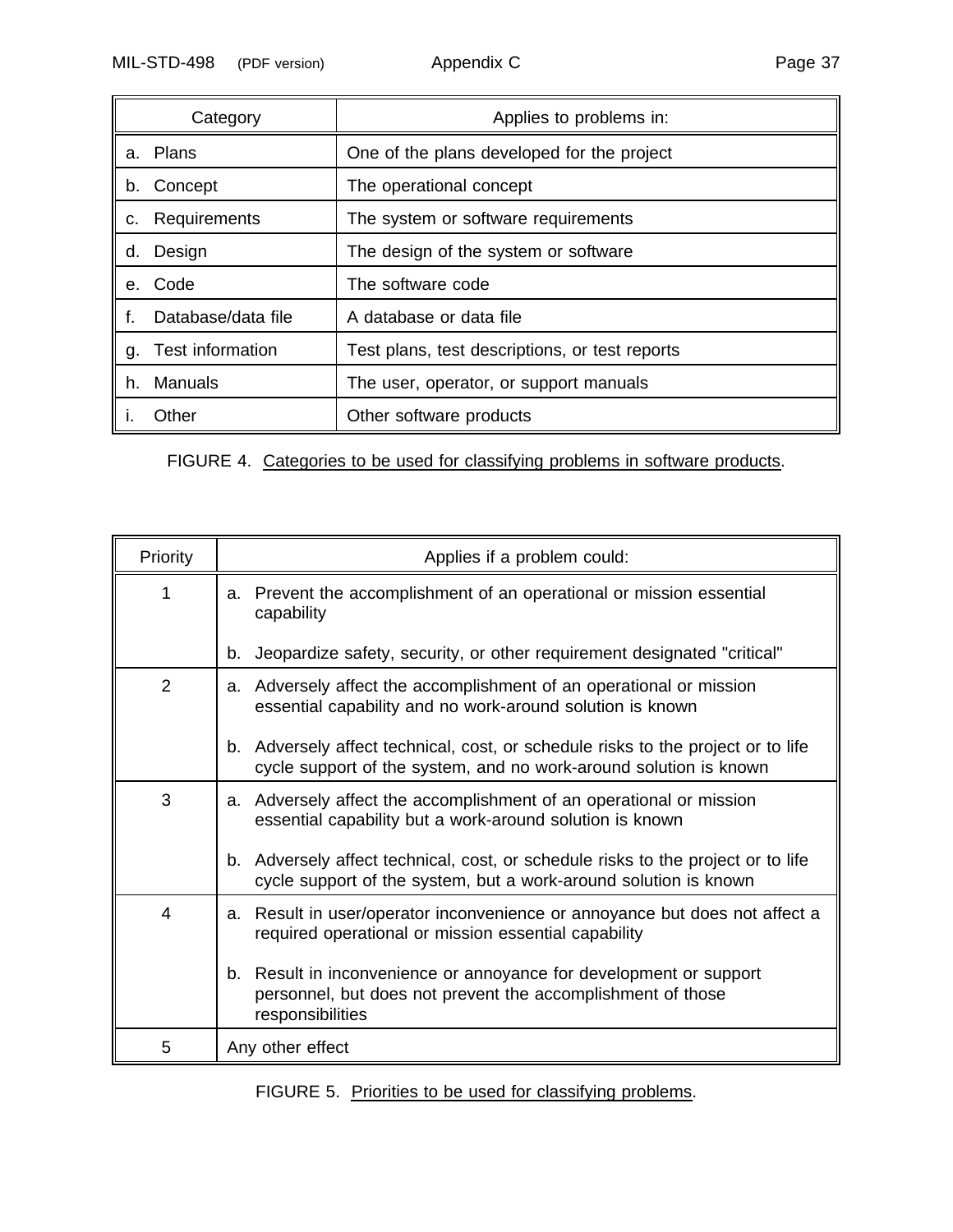| Category | Applies to problems in: |
|---|---|
| a. Plans | One of the plans developed for the project |
| b. Concept | The operational concept |
| c. Requirements | The system or software requirements |
| d. Design | The design of the system or software |
| e. Code | The software code |
| f. Database/data file | A database or data file |
| g. Test information | Test plans, test descriptions, or test reports |
| h. Manuals | The user, operator, or support manuals |
| i. Other | Other software products |

FIGURE 4. Categories to be used for classifying problems in software products.

| Priority | Applies if a problem could: |
|---|---|
| 1 | a. Prevent the accomplishment of an operational or mission essential capability<br><br>b. Jeopardize safety, security, or other requirement designated "critical" |
| 2 | a. Adversely affect the accomplishment of an operational or mission essential capability and no work-around solution is known<br><br>b. Adversely affect technical, cost, or schedule risks to the project or to life cycle support of the system, and no work-around solution is known |
| 3 | a. Adversely affect the accomplishment of an operational or mission essential capability but a work-around solution is known<br><br>b. Adversely affect technical, cost, or schedule risks to the project or to life cycle support of the system, but a work-around solution is known |
| 4 | a. Result in user/operator inconvenience or annoyance but does not affect a required operational or mission essential capability<br><br>b. Result in inconvenience or annoyance for development or support personnel, but does not prevent the accomplishment of those responsibilities |
| 5 | Any other effect |

FIGURE 5. Priorities to be used for classifying problems.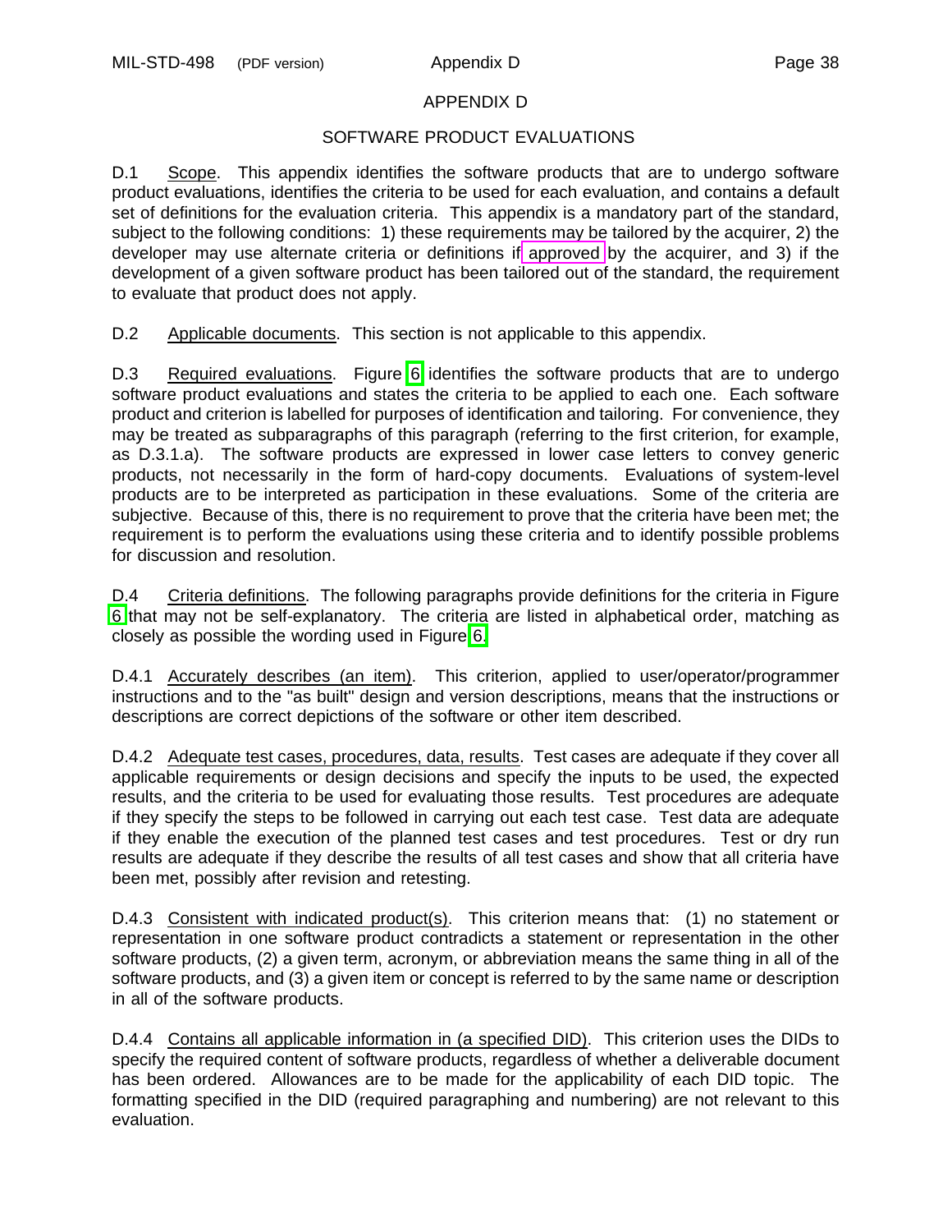# APPENDIX D

## SOFTWARE PRODUCT EVALUATIONS

D.1 Scope. This appendix identifies the software products that are to undergo software product evaluations, identifies the criteria to be used for each evaluation, and contains a default set of definitions for the evaluation criteria. This appendix is a mandatory part of the standard, subject to the following conditions: 1) these requirements may be tailored by the acquirer, 2) the developer may use alternate criteria or definitions if approved by the acquirer, and 3) if the development of a given software product has been tailored out of the standard, the requirement to evaluate that product does not apply.

D.2 Applicable documents. This section is not applicable to this appendix.

D.3 Required evaluations. Figure 6 identifies the software products that are to undergo software product evaluations and states the criteria to be applied to each one. Each software product and criterion is labelled for purposes of identification and tailoring. For convenience, they may be treated as subparagraphs of this paragraph (referring to the first criterion, for example, as D.3.1.a). The software products are expressed in lower case letters to convey generic products, not necessarily in the form of hard-copy documents. Evaluations of system-level products are to be interpreted as participation in these evaluations. Some of the criteria are subjective. Because of this, there is no requirement to prove that the criteria have been met; the requirement is to perform the evaluations using these criteria and to identify possible problems for discussion and resolution.

D.4 Criteria definitions. The following paragraphs provide definitions for the criteria in Figure 6 that may not be self-explanatory. The criteria are listed in alphabetical order, matching as closely as possible the wording used in Figure 6.

D.4.1 Accurately describes (an item). This criterion, applied to user/operator/programmer instructions and to the "as built" design and version descriptions, means that the instructions or descriptions are correct depictions of the software or other item described.

D.4.2 Adequate test cases, procedures, data, results. Test cases are adequate if they cover all applicable requirements or design decisions and specify the inputs to be used, the expected results, and the criteria to be used for evaluating those results. Test procedures are adequate if they specify the steps to be followed in carrying out each test case. Test data are adequate if they enable the execution of the planned test cases and test procedures. Test or dry run results are adequate if they describe the results of all test cases and show that all criteria have been met, possibly after revision and retesting.

D.4.3 Consistent with indicated product(s). This criterion means that: (1) no statement or representation in one software product contradicts a statement or representation in the other software products, (2) a given term, acronym, or abbreviation means the same thing in all of the software products, and (3) a given item or concept is referred to by the same name or description in all of the software products.

D.4.4 Contains all applicable information in (a specified DID). This criterion uses the DIDs to specify the required content of software products, regardless of whether a deliverable document has been ordered. Allowances are to be made for the applicability of each DID topic. The formatting specified in the DID (required paragraphing and numbering) are not relevant to this evaluation.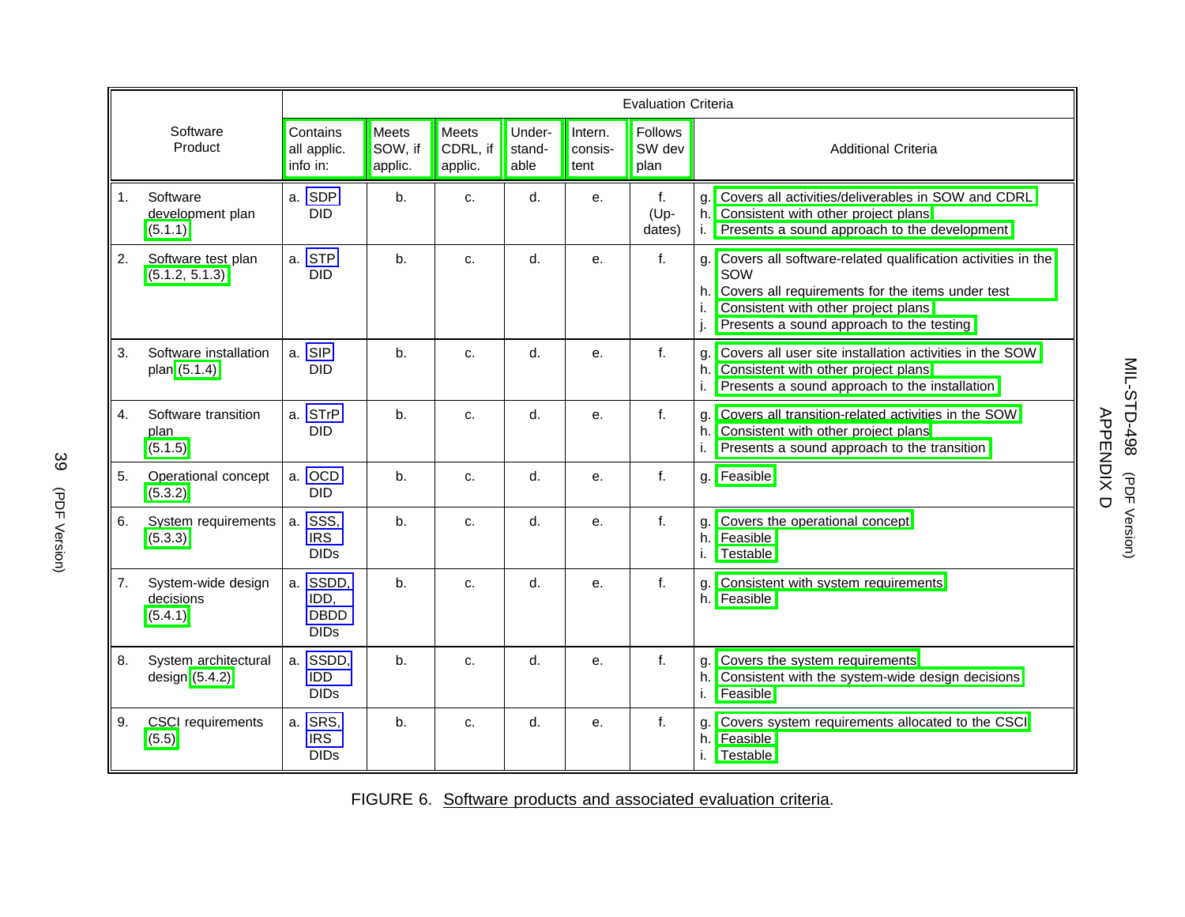| Software Product | Evaluation Criteria | | | | | | |
|---|---|---|---|---|---|---|---|
| | Contains all applic. info in: | Meets SOW, if applic. | Meets CDRL, if applic. | Under-standable | Intern. consis-tent | Follows SW dev plan | Additional Criteria |
| 1. Software development plan (5.1.1) | a. SDP DID | b. | c. | d. | e. | f. (Up-dates) | g. Covers all activities/deliverables in SOW and CDRL<br>h. Consistent with other project plans<br>i. Presents a sound approach to the development |
| 2. Software test plan (5.1.2, 5.1.3) | a. STP DID | b. | c. | d. | e. | f. | g. Covers all software-related qualification activities in the SOW<br>h. Covers all requirements for the items under test<br>i. Consistent with other project plans<br>j. Presents a sound approach to the testing |
| 3. Software installation plan (5.1.4) | a. SIP DID | b. | c. | d. | e. | f. | g. Covers all user site installation activities in the SOW<br>h. Consistent with other project plans<br>i. Presents a sound approach to the installation |
| 4. Software transition plan (5.1.5) | a. STrP DID | b. | c. | d. | e. | f. | g. Covers all transition-related activities in the SOW<br>h. Consistent with other project plans<br>i. Presents a sound approach to the transition |
| 5. Operational concept (5.3.2) | a. OCD DID | b. | c. | d. | e. | f. | g. Feasible |
| 6. System requirements (5.3.3) | a. SSS, IRS DIDs | b. | c. | d. | e. | f. | g. Covers the operational concept<br>h. Feasible<br>i. Testable |
| 7. System-wide design decisions (5.4.1) | a. SSDD, IDD, DBDD DIDs | b. | c. | d. | e. | f. | g. Consistent with system requirements<br>h. Feasible |
| 8. System architectural design (5.4.2) | a. SSDD, IDD DIDs | b. | c. | d. | e. | f. | g. Covers the system requirements<br>h. Consistent with the system-wide design decisions<br>i. Feasible |
| 9. CSCI requirements (5.5) | a. SRS, IRS DIDs | b. | c. | d. | e. | f. | g. Covers system requirements allocated to the CSCI<br>h. Feasible<br>i. Testable |

FIGURE 6. Software products and associated evaluation criteria.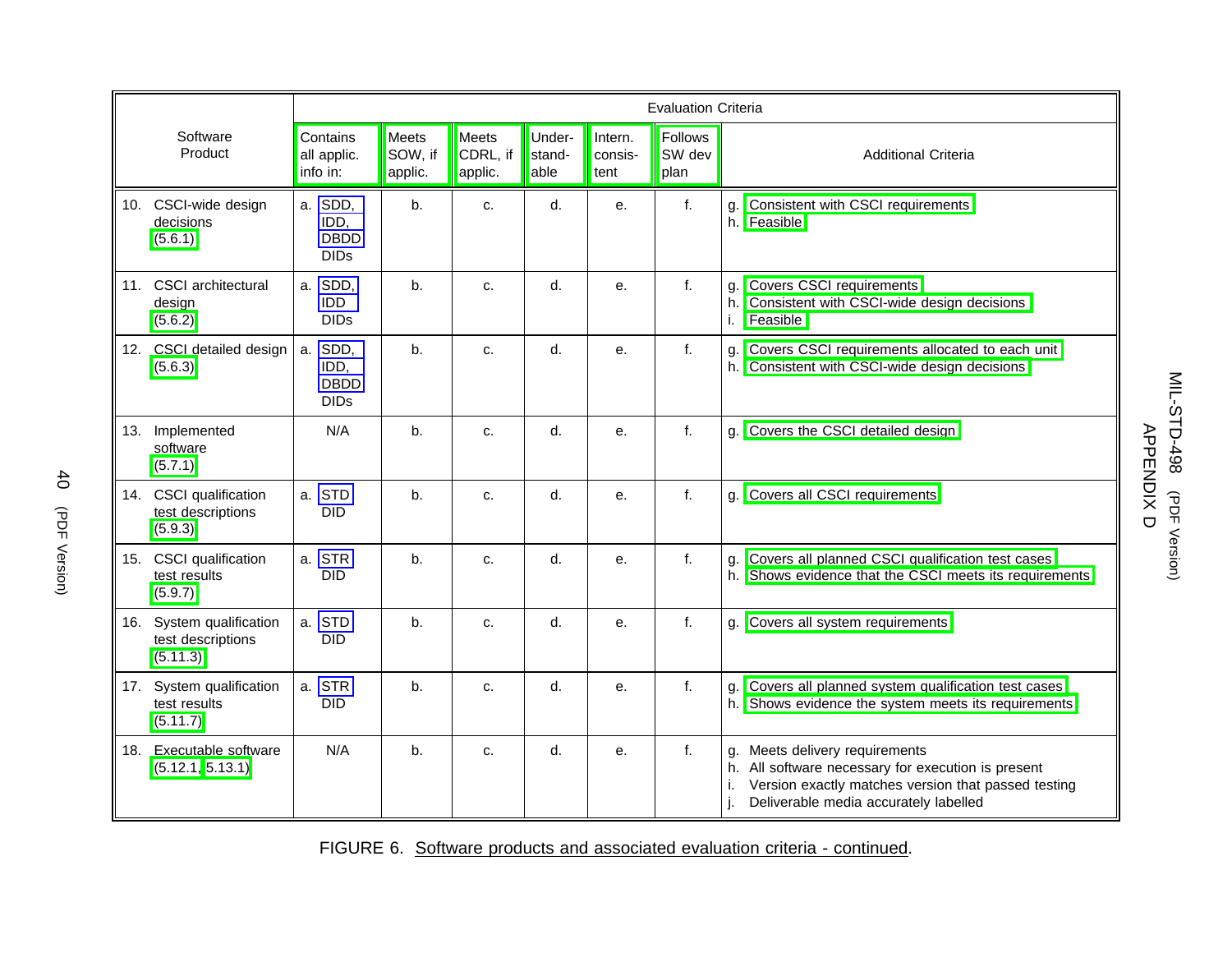| Software Product | Evaluation Criteria | | | | | | |
|---|---|---|---|---|---|---|---|
| | Contains all applic. info in: | Meets SOW, if applic. | Meets CDRL, if applic. | Under-stand-able | Intern. consis-tent | Follows SW dev plan | Additional Criteria |
| 10. CSCI-wide design decisions (5.6.1) | a. SDD, IDD, DBDD DIDs | b. | c. | d. | e. | f. | g. Consistent with CSCI requirements<br>h. Feasible |
| 11. CSCI architectural design (5.6.2) | a. SDD, IDD DIDs | b. | c. | d. | e. | f. | g. Covers CSCI requirements<br>h. Consistent with CSCI-wide design decisions<br>i. Feasible |
| 12. CSCI detailed design (5.6.3) | a. SDD, IDD, DBDD DIDs | b. | c. | d. | e. | f. | g. Covers CSCI requirements allocated to each unit<br>h. Consistent with CSCI-wide design decisions |
| 13. Implemented software (5.7.1) | N/A | b. | c. | d. | e. | f. | g. Covers the CSCI detailed design |
| 14. CSCI qualification test descriptions (5.9.3) | a. STD DID | b. | c. | d. | e. | f. | g. Covers all CSCI requirements |
| 15. CSCI qualification test results (5.9.7) | a. STR DID | b. | c. | d. | e. | f. | g. Covers all planned CSCI qualification test cases<br>h. Shows evidence that the CSCI meets its requirements |
| 16. System qualification test descriptions (5.11.3) | a. STD DID | b. | c. | d. | e. | f. | g. Covers all system requirements |
| 17. System qualification test results (5.11.7) | a. STR DID | b. | c. | d. | e. | f. | g. Covers all planned system qualification test cases<br>h. Shows evidence the system meets its requirements |
| 18. Executable software (5.12.1, 5.13.1) | N/A | b. | c. | d. | e. | f. | g. Meets delivery requirements<br>h. All software necessary for execution is present<br>i. Version exactly matches version that passed testing<br>j. Deliverable media accurately labelled |

FIGURE 6. Software products and associated evaluation criteria - continued.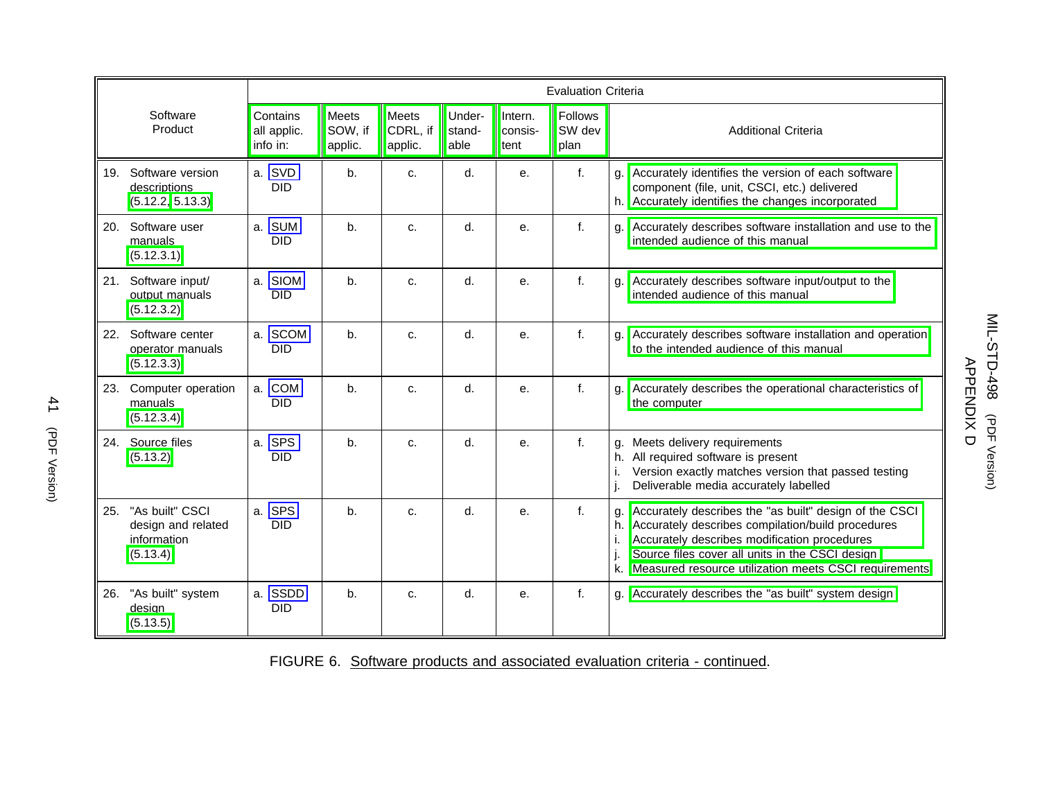| Software Product | Evaluation Criteria | | | | | | |
|---|---|---|---|---|---|---|---|
| | Contains all applic. info in: | Meets SOW, if applic. | Meets CDRL, if applic. | Under-stand-able | Intern. consis-tent | Follows SW dev plan | Additional Criteria |
| 19. Software version descriptions (5.12.2, 5.13.3) | a. SVD DID | b. | c. | d. | e. | f. | g. Accurately identifies the version of each software component (file, unit, CSCI, etc.) delivered<br>h. Accurately identifies the changes incorporated |
| 20. Software user manuals (5.12.3.1) | a. SUM DID | b. | c. | d. | e. | f. | g. Accurately describes software installation and use to the intended audience of this manual |
| 21. Software input/ output manuals (5.12.3.2) | a. SIOM DID | b. | c. | d. | e. | f. | g. Accurately describes software input/output to the intended audience of this manual |
| 22. Software center operator manuals (5.12.3.3) | a. SCOM DID | b. | c. | d. | e. | f. | g. Accurately describes software installation and operation to the intended audience of this manual |
| 23. Computer operation manuals (5.12.3.4) | a. COM DID | b. | c. | d. | e. | f. | g. Accurately describes the operational characteristics of the computer |
| 24. Source files (5.13.2) | a. SPS DID | b. | c. | d. | e. | f. | g. Meets delivery requirements<br>h. All required software is present<br>i. Version exactly matches version that passed testing<br>j. Deliverable media accurately labelled |
| 25. "As built" CSCI design and related information (5.13.4) | a. SPS DID | b. | c. | d. | e. | f. | g. Accurately describes the "as built" design of the CSCI<br>h. Accurately describes compilation/build procedures<br>i. Accurately describes modification procedures<br>j. Source files cover all units in the CSCI design<br>k. Measured resource utilization meets CSCI requirements |
| 26. "As built" system design (5.13.5) | a. SSDD DID | b. | c. | d. | e. | f. | g. Accurately describes the "as built" system design |

FIGURE 6. Software products and associated evaluation criteria - continued.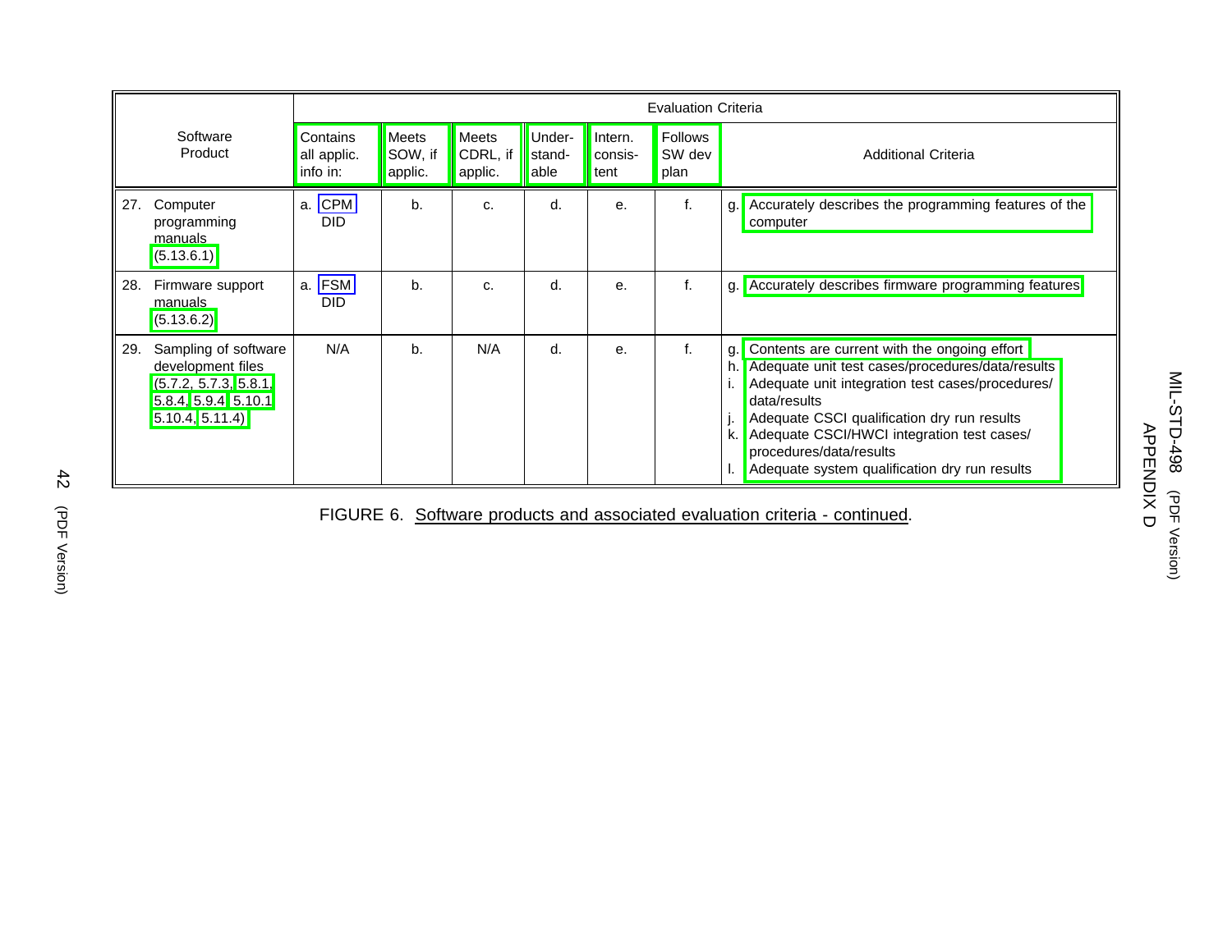| Software Product | Evaluation Criteria | | | | | | |
|---|---|---|---|---|---|---|---|
| | Contains all applic. info in: | Meets SOW, if applic. | Meets CDRL, if applic. | Under-stand-able | Intern. consis-tent | Follows SW dev plan | Additional Criteria |
| 27. Computer programming manuals (5.13.6.1) | a. CPM DID | b. | c. | d. | e. | f. | g. Accurately describes the programming features of the computer |
| 28. Firmware support manuals (5.13.6.2) | a. FSM DID | b. | c. | d. | e. | f. | g. Accurately describes firmware programming features |
| 29. Sampling of software development files (5.7.2, 5.7.3, 5.8.1, 5.8.4, 5.9.4, 5.10.1, 5.10.4, 5.11.4) | N/A | b. | N/A | d. | e. | f. | g. Contents are current with the ongoing effort<br>h. Adequate unit test cases/procedures/data/results<br>i. Adequate unit integration test cases/procedures/data/results<br>j. Adequate CSCI qualification dry run results<br>k. Adequate CSCI/HWCI integration test cases/procedures/data/results<br>l. Adequate system qualification dry run results |

FIGURE 6. Software products and associated evaluation criteria - continued.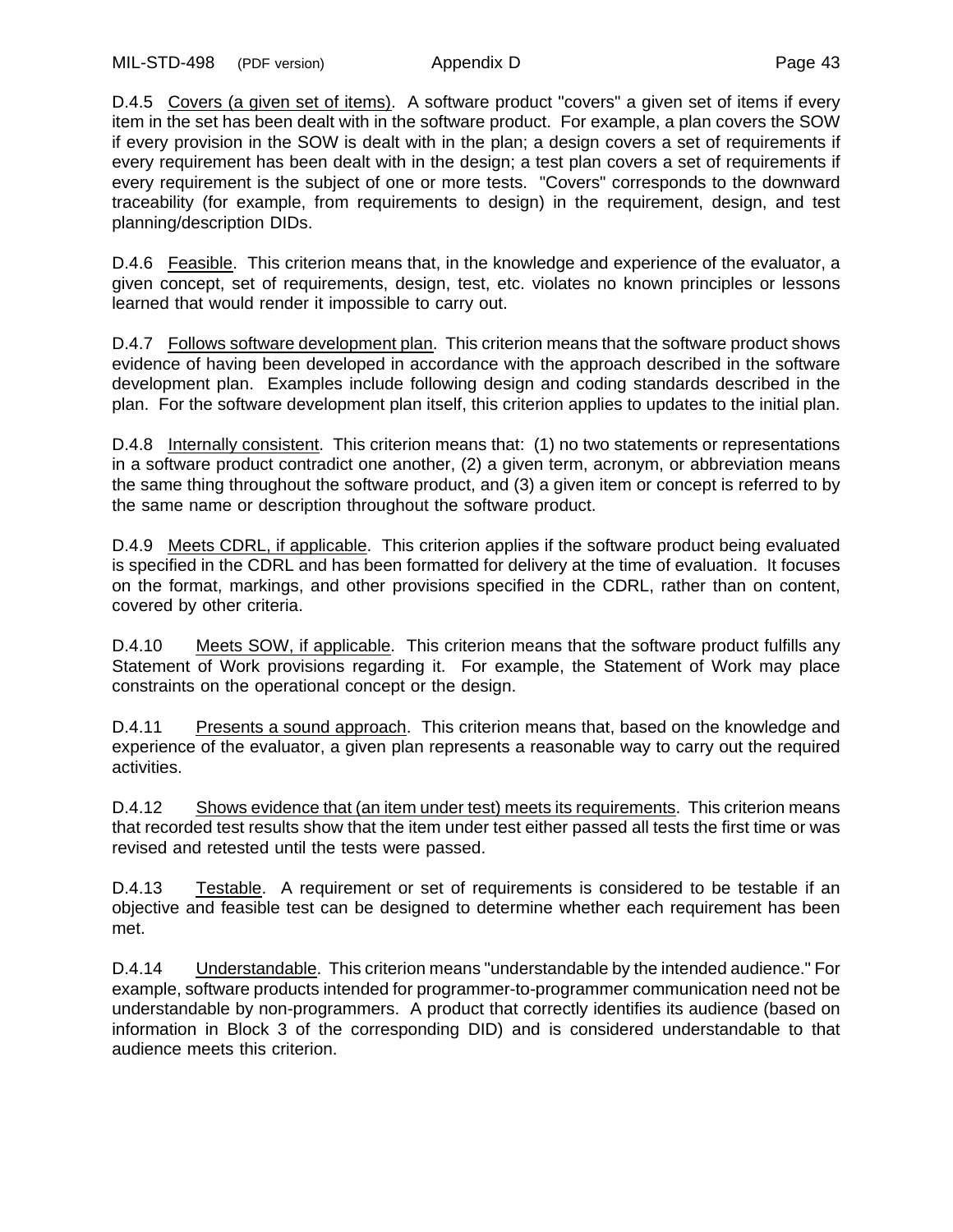D.4.5 Covers (a given set of items). A software product "covers" a given set of items if every item in the set has been dealt with in the software product. For example, a plan covers the SOW if every provision in the SOW is dealt with in the plan; a design covers a set of requirements if every requirement has been dealt with in the design; a test plan covers a set of requirements if every requirement is the subject of one or more tests. "Covers" corresponds to the downward traceability (for example, from requirements to design) in the requirement, design, and test planning/description DIDs.

D.4.6 Feasible. This criterion means that, in the knowledge and experience of the evaluator, a given concept, set of requirements, design, test, etc. violates no known principles or lessons learned that would render it impossible to carry out.

D.4.7 Follows software development plan. This criterion means that the software product shows evidence of having been developed in accordance with the approach described in the software development plan. Examples include following design and coding standards described in the plan. For the software development plan itself, this criterion applies to updates to the initial plan.

D.4.8 Internally consistent. This criterion means that: (1) no two statements or representations in a software product contradict one another, (2) a given term, acronym, or abbreviation means the same thing throughout the software product, and (3) a given item or concept is referred to by the same name or description throughout the software product.

D.4.9 Meets CDRL, if applicable. This criterion applies if the software product being evaluated is specified in the CDRL and has been formatted for delivery at the time of evaluation. It focuses on the format, markings, and other provisions specified in the CDRL, rather than on content, covered by other criteria.

D.4.10 Meets SOW, if applicable. This criterion means that the software product fulfills any Statement of Work provisions regarding it. For example, the Statement of Work may place constraints on the operational concept or the design.

D.4.11 Presents a sound approach. This criterion means that, based on the knowledge and experience of the evaluator, a given plan represents a reasonable way to carry out the required activities.

D.4.12 Shows evidence that (an item under test) meets its requirements. This criterion means that recorded test results show that the item under test either passed all tests the first time or was revised and retested until the tests were passed.

D.4.13 Testable. A requirement or set of requirements is considered to be testable if an objective and feasible test can be designed to determine whether each requirement has been met.

D.4.14 Understandable. This criterion means "understandable by the intended audience." For example, software products intended for programmer-to-programmer communication need not be understandable by non-programmers. A product that correctly identifies its audience (based on information in Block 3 of the corresponding DID) and is considered understandable to that audience meets this criterion.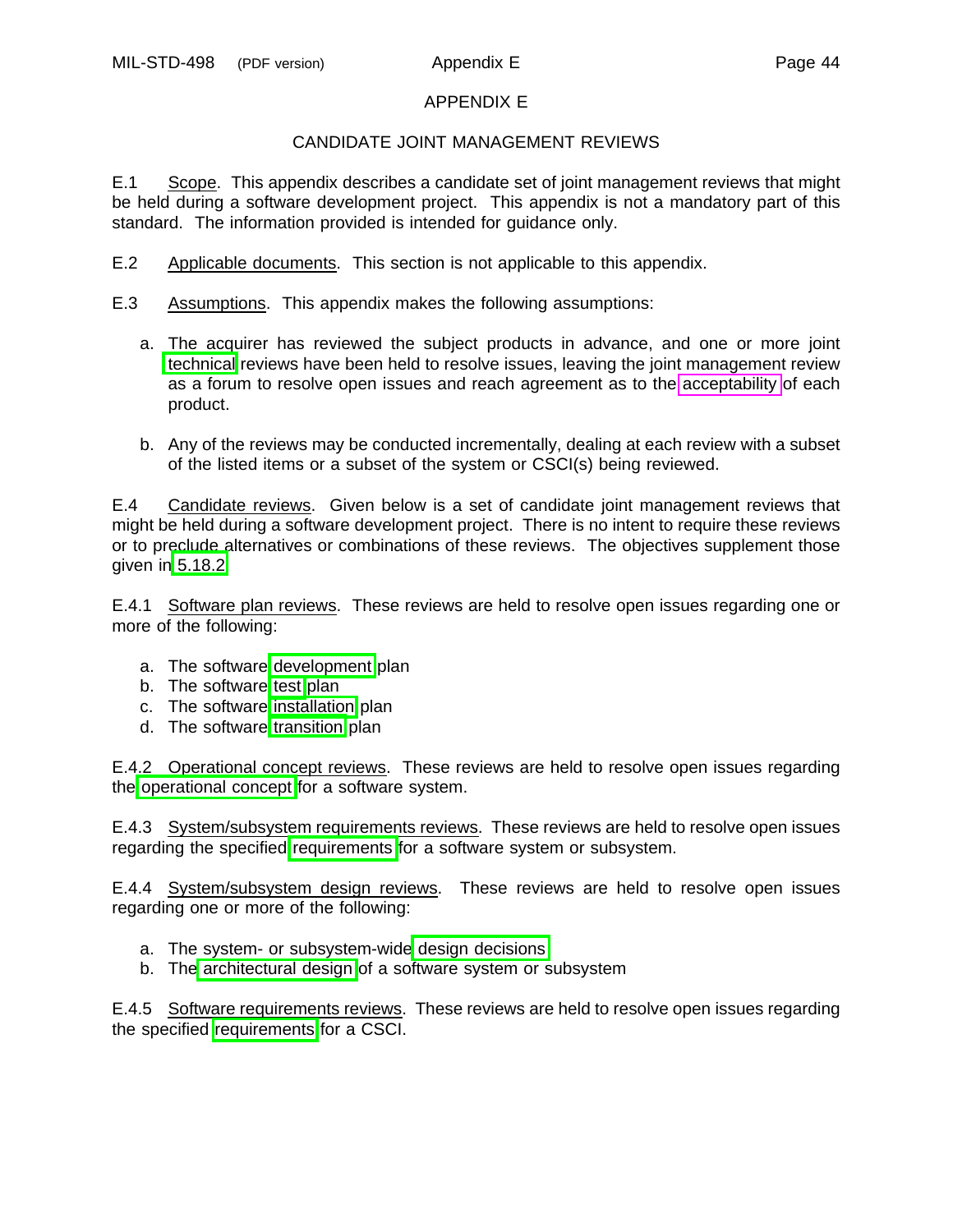# APPENDIX E

## CANDIDATE JOINT MANAGEMENT REVIEWS

E.1 Scope. This appendix describes a candidate set of joint management reviews that might be held during a software development project. This appendix is not a mandatory part of this standard. The information provided is intended for guidance only.

E.2 Applicable documents. This section is not applicable to this appendix.

E.3 Assumptions. This appendix makes the following assumptions:

a. The acquirer has reviewed the subject products in advance, and one or more joint technical reviews have been held to resolve issues, leaving the joint management review as a forum to resolve open issues and reach agreement as to the acceptability of each product.

b. Any of the reviews may be conducted incrementally, dealing at each review with a subset of the listed items or a subset of the system or CSCI(s) being reviewed.

E.4 Candidate reviews. Given below is a set of candidate joint management reviews that might be held during a software development project. There is no intent to require these reviews or to preclude alternatives or combinations of these reviews. The objectives supplement those given in 5.18.2

E.4.1 Software plan reviews. These reviews are held to resolve open issues regarding one or more of the following:

a. The software development plan
b. The software test plan
c. The software installation plan
d. The software transition plan

E.4.2 Operational concept reviews. These reviews are held to resolve open issues regarding the operational concept for a software system.

E.4.3 System/subsystem requirements reviews. These reviews are held to resolve open issues regarding the specified requirements for a software system or subsystem.

E.4.4 System/subsystem design reviews. These reviews are held to resolve open issues regarding one or more of the following:

a. The system- or subsystem-wide design decisions
b. The architectural design of a software system or subsystem

E.4.5 Software requirements reviews. These reviews are held to resolve open issues regarding the specified requirements for a CSCI.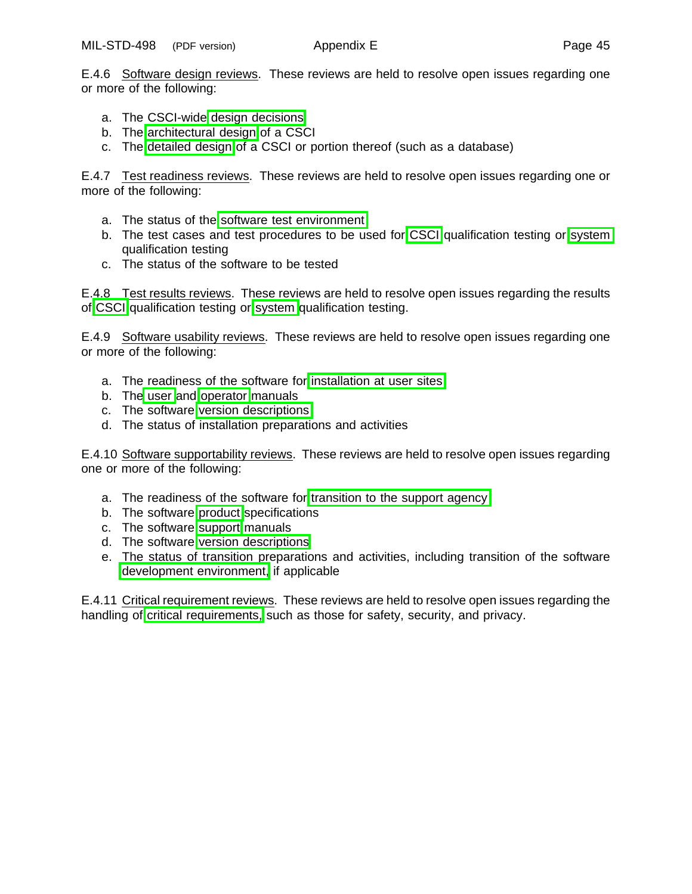E.4.6 Software design reviews. These reviews are held to resolve open issues regarding one or more of the following:

a. The CSCI-wide design decisions
b. The architectural design of a CSCI
c. The detailed design of a CSCI or portion thereof (such as a database)

E.4.7 Test readiness reviews. These reviews are held to resolve open issues regarding one or more of the following:

a. The status of the software test environment
b. The test cases and test procedures to be used for CSCI qualification testing or system qualification testing
c. The status of the software to be tested

E.4.8 Test results reviews. These reviews are held to resolve open issues regarding the results of CSCI qualification testing or system qualification testing.

E.4.9 Software usability reviews. These reviews are held to resolve open issues regarding one or more of the following:

a. The readiness of the software for installation at user sites
b. The user and operator manuals
c. The software version descriptions
d. The status of installation preparations and activities

E.4.10 Software supportability reviews. These reviews are held to resolve open issues regarding one or more of the following:

a. The readiness of the software for transition to the support agency
b. The software product specifications
c. The software support manuals
d. The software version descriptions
e. The status of transition preparations and activities, including transition of the software development environment, if applicable

E.4.11 Critical requirement reviews. These reviews are held to resolve open issues regarding the handling of critical requirements, such as those for safety, security, and privacy.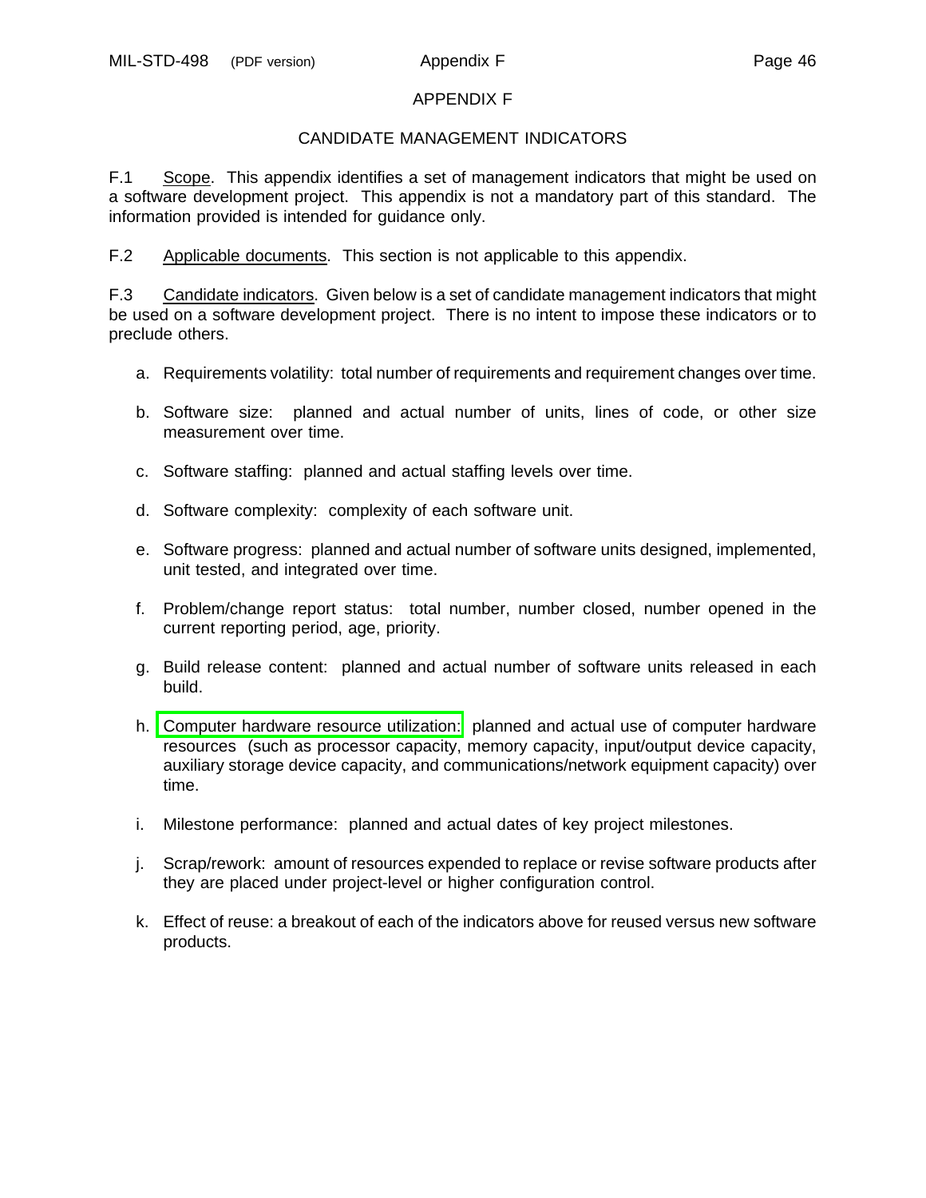# APPENDIX F

## CANDIDATE MANAGEMENT INDICATORS

F.1 Scope. This appendix identifies a set of management indicators that might be used on a software development project. This appendix is not a mandatory part of this standard. The information provided is intended for guidance only.

F.2 Applicable documents. This section is not applicable to this appendix.

F.3 Candidate indicators. Given below is a set of candidate management indicators that might be used on a software development project. There is no intent to impose these indicators or to preclude others.

a. Requirements volatility: total number of requirements and requirement changes over time.

b. Software size: planned and actual number of units, lines of code, or other size measurement over time.

c. Software staffing: planned and actual staffing levels over time.

d. Software complexity: complexity of each software unit.

e. Software progress: planned and actual number of software units designed, implemented, unit tested, and integrated over time.

f. Problem/change report status: total number, number closed, number opened in the current reporting period, age, priority.

g. Build release content: planned and actual number of software units released in each build.

h. Computer hardware resource utilization: planned and actual use of computer hardware resources (such as processor capacity, memory capacity, input/output device capacity, auxiliary storage device capacity, and communications/network equipment capacity) over time.

i. Milestone performance: planned and actual dates of key project milestones.

j. Scrap/rework: amount of resources expended to replace or revise software products after they are placed under project-level or higher configuration control.

k. Effect of reuse: a breakout of each of the indicators above for reused versus new software products.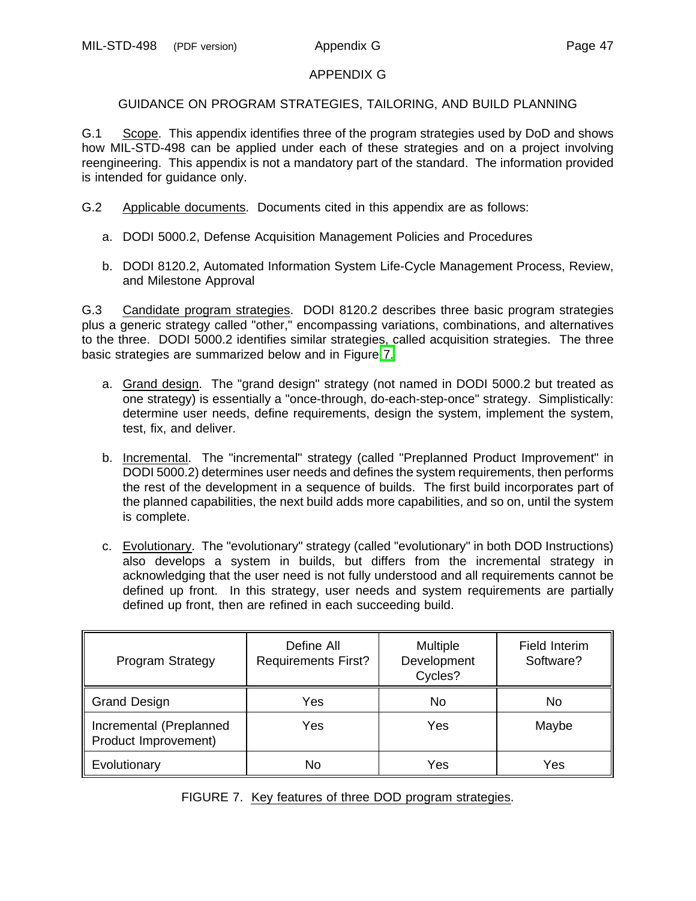# APPENDIX G

## GUIDANCE ON PROGRAM STRATEGIES, TAILORING, AND BUILD PLANNING

G.1 Scope. This appendix identifies three of the program strategies used by DoD and shows how MIL-STD-498 can be applied under each of these strategies and on a project involving reengineering. This appendix is not a mandatory part of the standard. The information provided is intended for guidance only.

G.2 Applicable documents. Documents cited in this appendix are as follows:

a. DODI 5000.2, Defense Acquisition Management Policies and Procedures

b. DODI 8120.2, Automated Information System Life-Cycle Management Process, Review, and Milestone Approval

G.3 Candidate program strategies. DODI 8120.2 describes three basic program strategies plus a generic strategy called "other," encompassing variations, combinations, and alternatives to the three. DODI 5000.2 identifies similar strategies, called acquisition strategies. The three basic strategies are summarized below and in Figure 7.

a. Grand design. The "grand design" strategy (not named in DODI 5000.2 but treated as one strategy) is essentially a "once-through, do-each-step-once" strategy. Simplistically: determine user needs, define requirements, design the system, implement the system, test, fix, and deliver.

b. Incremental. The "incremental" strategy (called "Preplanned Product Improvement" in DODI 5000.2) determines user needs and defines the system requirements, then performs the rest of the development in a sequence of builds. The first build incorporates part of the planned capabilities, the next build adds more capabilities, and so on, until the system is complete.

c. Evolutionary. The "evolutionary" strategy (called "evolutionary" in both DOD Instructions) also develops a system in builds, but differs from the incremental strategy in acknowledging that the user need is not fully understood and all requirements cannot be defined up front. In this strategy, user needs and system requirements are partially defined up front, then are refined in each succeeding build.

| Program Strategy | Define All Requirements First? | Multiple Development Cycles? | Field Interim Software? |
|---|---|---|---|
| Grand Design | Yes | No | No |
| Incremental (Preplanned Product Improvement) | Yes | Yes | Maybe |
| Evolutionary | No | Yes | Yes |

FIGURE 7. Key features of three DOD program strategies.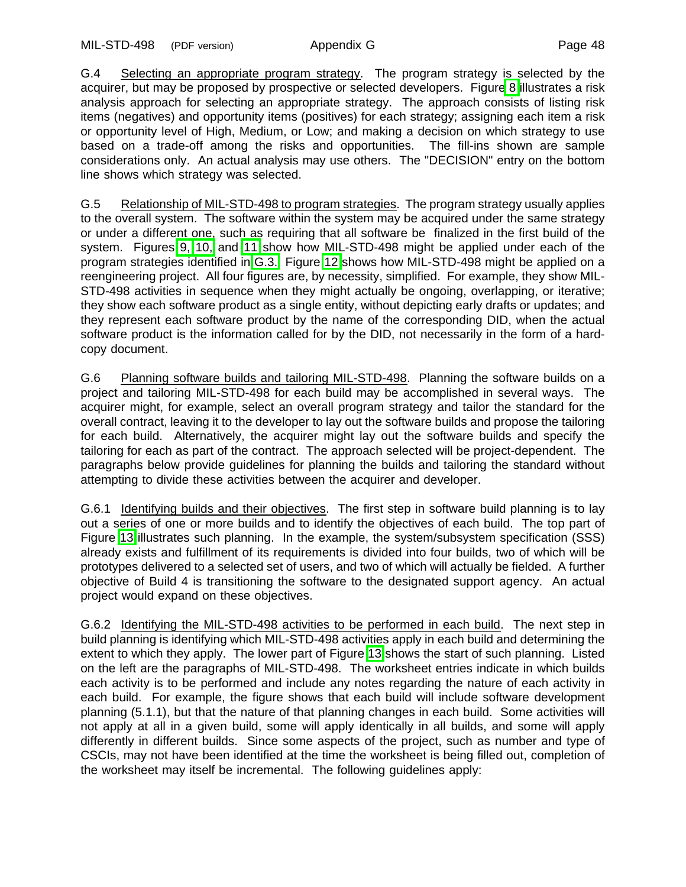G.4 Selecting an appropriate program strategy. The program strategy is selected by the acquirer, but may be proposed by prospective or selected developers. Figure 8 illustrates a risk analysis approach for selecting an appropriate strategy. The approach consists of listing risk items (negatives) and opportunity items (positives) for each strategy; assigning each item a risk or opportunity level of High, Medium, or Low; and making a decision on which strategy to use based on a trade-off among the risks and opportunities. The fill-ins shown are sample considerations only. An actual analysis may use others. The "DECISION" entry on the bottom line shows which strategy was selected.

G.5 Relationship of MIL-STD-498 to program strategies. The program strategy usually applies to the overall system. The software within the system may be acquired under the same strategy or under a different one, such as requiring that all software be finalized in the first build of the system. Figures 9, 10, and 11 show how MIL-STD-498 might be applied under each of the program strategies identified in G.3. Figure 12 shows how MIL-STD-498 might be applied on a reengineering project. All four figures are, by necessity, simplified. For example, they show MIL-STD-498 activities in sequence when they might actually be ongoing, overlapping, or iterative; they show each software product as a single entity, without depicting early drafts or updates; and they represent each software product by the name of the corresponding DID, when the actual software product is the information called for by the DID, not necessarily in the form of a hard-copy document.

G.6 Planning software builds and tailoring MIL-STD-498. Planning the software builds on a project and tailoring MIL-STD-498 for each build may be accomplished in several ways. The acquirer might, for example, select an overall program strategy and tailor the standard for the overall contract, leaving it to the developer to lay out the software builds and propose the tailoring for each build. Alternatively, the acquirer might lay out the software builds and specify the tailoring for each as part of the contract. The approach selected will be project-dependent. The paragraphs below provide guidelines for planning the builds and tailoring the standard without attempting to divide these activities between the acquirer and developer.

G.6.1 Identifying builds and their objectives. The first step in software build planning is to lay out a series of one or more builds and to identify the objectives of each build. The top part of Figure 13 illustrates such planning. In the example, the system/subsystem specification (SSS) already exists and fulfillment of its requirements is divided into four builds, two of which will be prototypes delivered to a selected set of users, and two of which will actually be fielded. A further objective of Build 4 is transitioning the software to the designated support agency. An actual project would expand on these objectives.

G.6.2 Identifying the MIL-STD-498 activities to be performed in each build. The next step in build planning is identifying which MIL-STD-498 activities apply in each build and determining the extent to which they apply. The lower part of Figure 13 shows the start of such planning. Listed on the left are the paragraphs of MIL-STD-498. The worksheet entries indicate in which builds each activity is to be performed and include any notes regarding the nature of each activity in each build. For example, the figure shows that each build will include software development planning (5.1.1), but that the nature of that planning changes in each build. Some activities will not apply at all in a given build, some will apply identically in all builds, and some will apply differently in different builds. Since some aspects of the project, such as number and type of CSCIs, may not have been identified at the time the worksheet is being filled out, completion of the worksheet may itself be incremental. The following guidelines apply: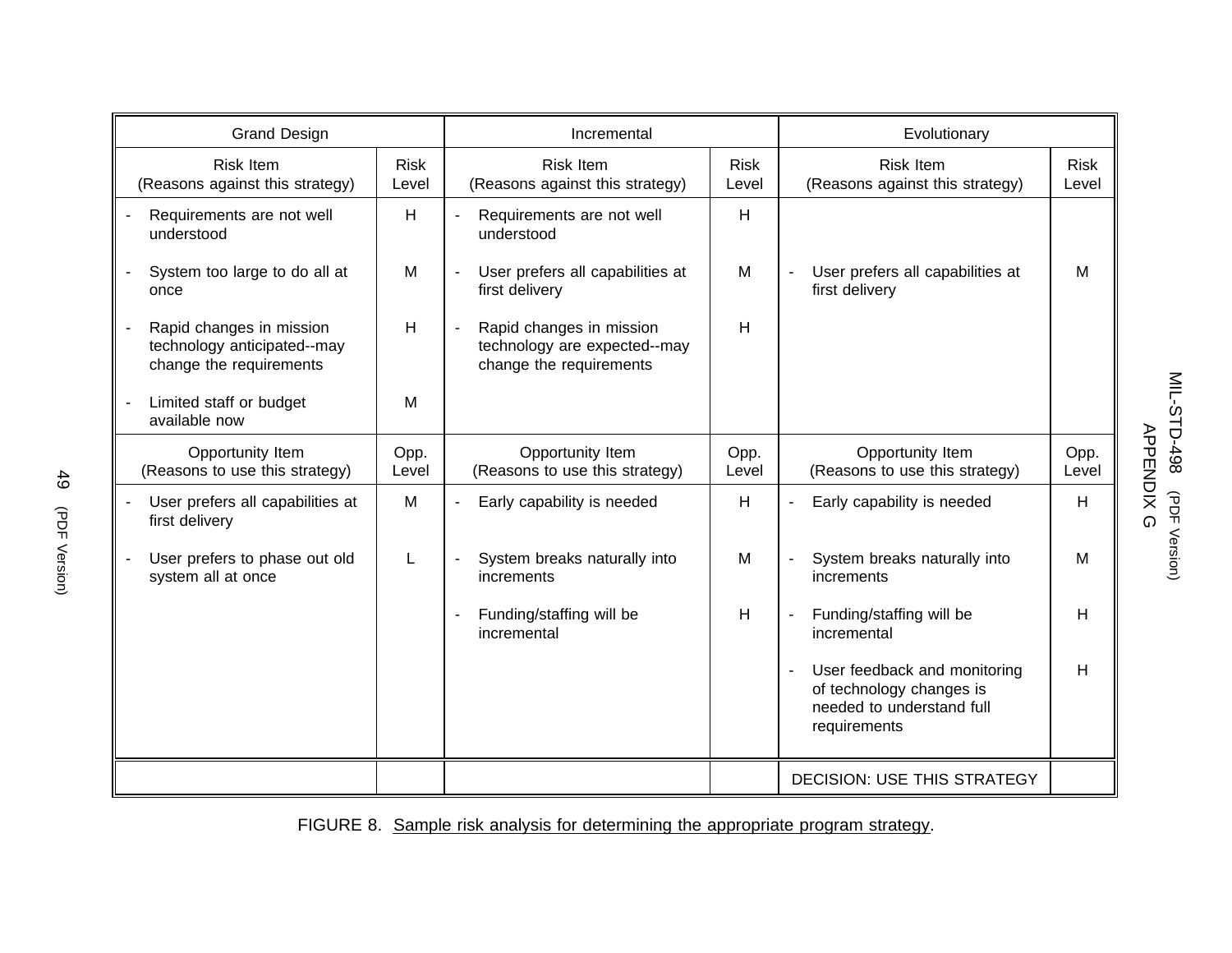| Grand Design | | Incremental | | Evolutionary | |
|---|---|---|---|---|---|
| Risk Item (Reasons against this strategy) | Risk Level | Risk Item (Reasons against this strategy) | Risk Level | Risk Item (Reasons against this strategy) | Risk Level |
| - Requirements are not well understood | H | - Requirements are not well understood | H | | |
| - System too large to do all at once | M | - User prefers all capabilities at first delivery | M | - User prefers all capabilities at first delivery | M |
| - Rapid changes in mission technology anticipated--may change the requirements | H | - Rapid changes in mission technology are expected--may change the requirements | H | | |
| - Limited staff or budget available now | M | | | | |
| Opportunity Item (Reasons to use this strategy) | Opp. Level | Opportunity Item (Reasons to use this strategy) | Opp. Level | Opportunity Item (Reasons to use this strategy) | Opp. Level |
| - User prefers all capabilities at first delivery | M | - Early capability is needed | H | - Early capability is needed | H |
| - User prefers to phase out old system all at once | L | - System breaks naturally into increments | M | - System breaks naturally into increments | M |
| | | - Funding/staffing will be incremental | H | - Funding/staffing will be incremental | H |
| | | | | - User feedback and monitoring of technology changes is needed to understand full requirements | H |
| | | | | DECISION: USE THIS STRATEGY | |

FIGURE 8. Sample risk analysis for determining the appropriate program strategy.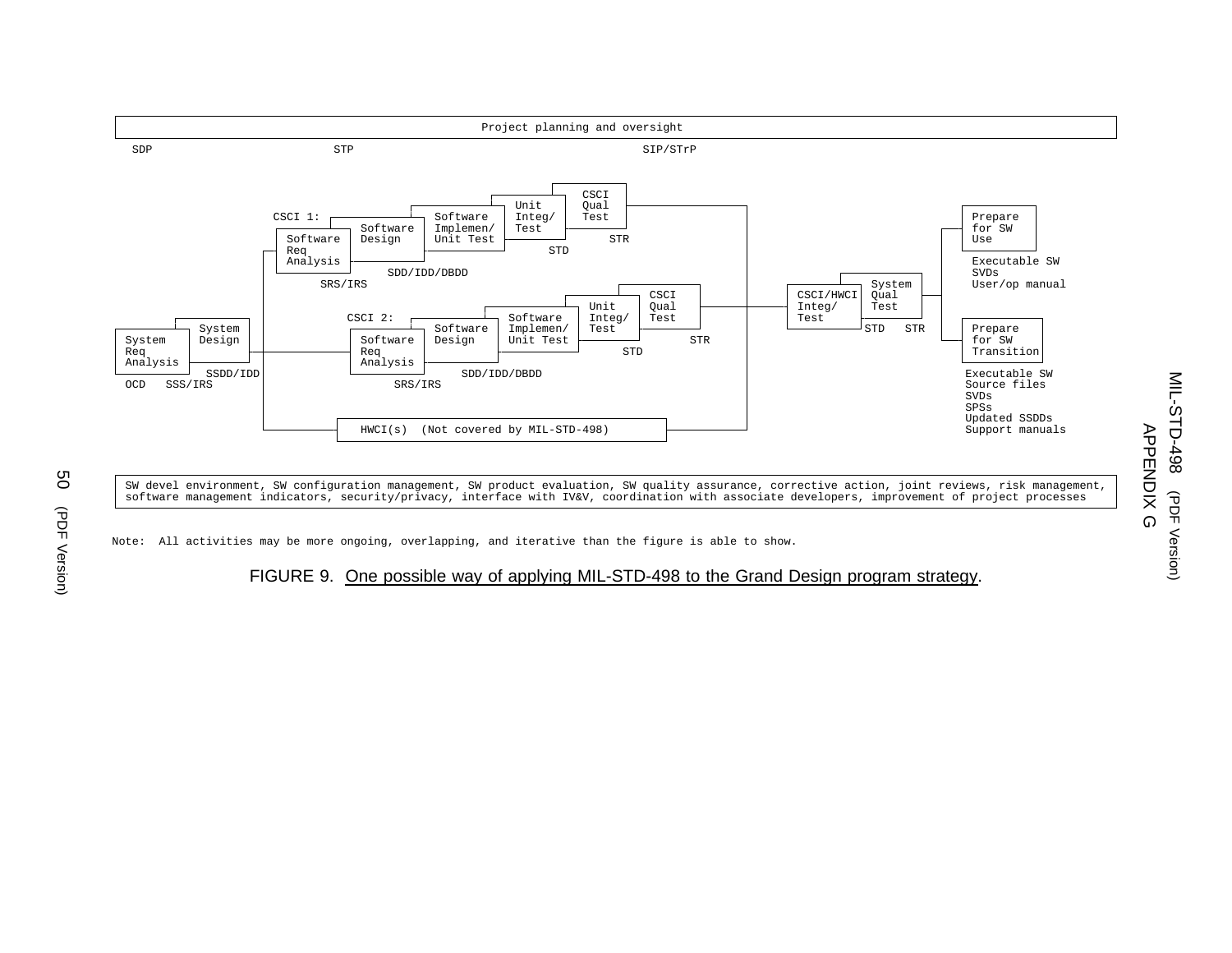Project planning and oversight

SDP STP SIP/STrP

CSCI 1: Software Req Analysis → Software Design → Software Implemen/ Unit Test → Unit Integ/ Test → CSCI Qual Test

SRS/IRS SDD/IDD/DBDD STD STR

System Req Analysis → System Design

OCD SSS/IRS SSDD/IDD

CSCI 2: Software Req Analysis → Software Design → Software Implemen/ Unit Test → Unit Integ/ Test → CSCI Qual Test

SRS/IRS SDD/IDD/DBDD STD STR

HWCI(s) (Not covered by MIL-STD-498)

CSCI/HWCI Integ/ Test → System Qual Test

STD STR

Prepare for SW Use

Executable SW
SVDs
User/op manual

Prepare for SW Transition

Executable SW
Source files
SVDs
SPSs
Updated SSDDs
Support manuals

SW devel environment, SW configuration management, SW product evaluation, SW quality assurance, corrective action, joint reviews, risk management, software management indicators, security/privacy, interface with IV&V, coordination with associate developers, improvement of project processes

Note: All activities may be more ongoing, overlapping, and iterative than the figure is able to show.

FIGURE 9. One possible way of applying MIL-STD-498 to the Grand Design program strategy.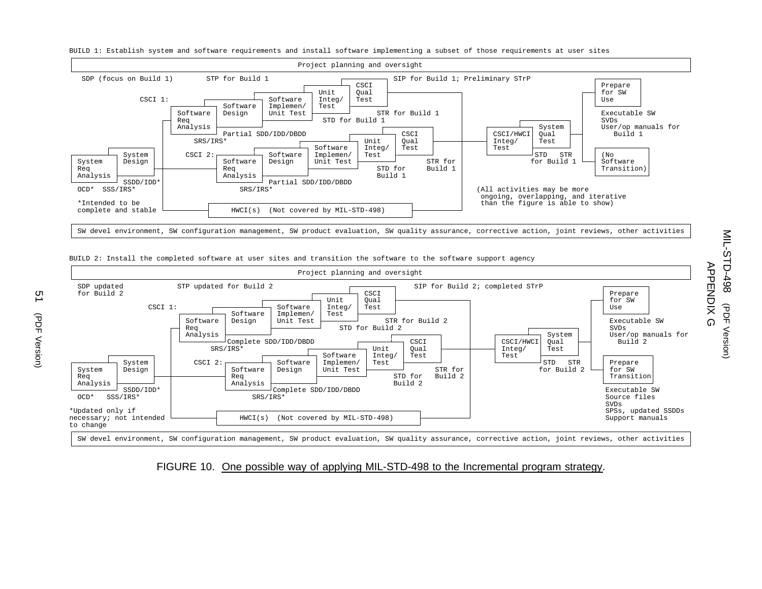BUILD 1: Establish system and software requirements and install software implementing a subset of those requirements at user sites

Project planning and oversight

SDP (focus on Build 1) | STP for Build 1 | SIP for Build 1; Preliminary STrP

CSCI 1: Software Req Analysis → Software Design → Software Implemen/ Unit Test → Unit Integ/ Test → CSCI Qual Test

Partial SDD/IDD/DBDD | SRS/IRS* | STR for Build 1 | STD for Build 1

System Req Analysis → System Design

SSDD/IDD* | OCD* SSS/IRS*

*Intended to be complete and stable

CSCI 2: Software Req Analysis → Software Design → Software Implemen/ Unit Test → Unit Integ/ Test → CSCI Qual Test

Partial SDD/IDD/DBDD | SRS/IRS* | STD for Build 1 | STR for Build 1

HWCI(s) (Not covered by MIL-STD-498)

CSCI/HWCI Integ/ Test → System Qual Test (STD STR for Build 1)

Prepare for SW Use: Executable SW, SVDs, User/op manuals for Build 1

(No Software Transition)

(All activities may be more ongoing, overlapping, and iterative than the figure is able to show)

SW devel environment, SW configuration management, SW product evaluation, SW quality assurance, corrective action, joint reviews, other activities

BUILD 2: Install the completed software at user sites and transition the software to the software support agency

Project planning and oversight

SDP updated for Build 2 | STP updated for Build 2 | SIP for Build 2; completed STrP

CSCI 1: Software Req Analysis → Software Design → Software Implemen/ Unit Test → Unit Integ/ Test → CSCI Qual Test

Complete SDD/IDD/DBDD | SRS/IRS* | STR for Build 2 | STD for Build 2

System Req Analysis → System Design

SSDD/IDD* | OCD* SSS/IRS*

*Updated only if necessary; not intended to change

CSCI 2: Software Req Analysis → Software Design → Software Implemen/ Unit Test → Unit Integ/ Test → CSCI Qual Test

Complete SDD/IDD/DBDD | SRS/IRS* | STD for Build 2 | STR for Build 2

HWCI(s) (Not covered by MIL-STD-498)

CSCI/HWCI Integ/ Test → System Qual Test (STD STR for Build 2)

Prepare for SW Use: Executable SW, SVDs, User/op manuals for Build 2

Prepare for SW Transition: Executable SW, Source files, SVDs, SPSs, updated SSDDs, Support manuals

SW devel environment, SW configuration management, SW product evaluation, SW quality assurance, corrective action, joint reviews, other activities

FIGURE 10. One possible way of applying MIL-STD-498 to the Incremental program strategy.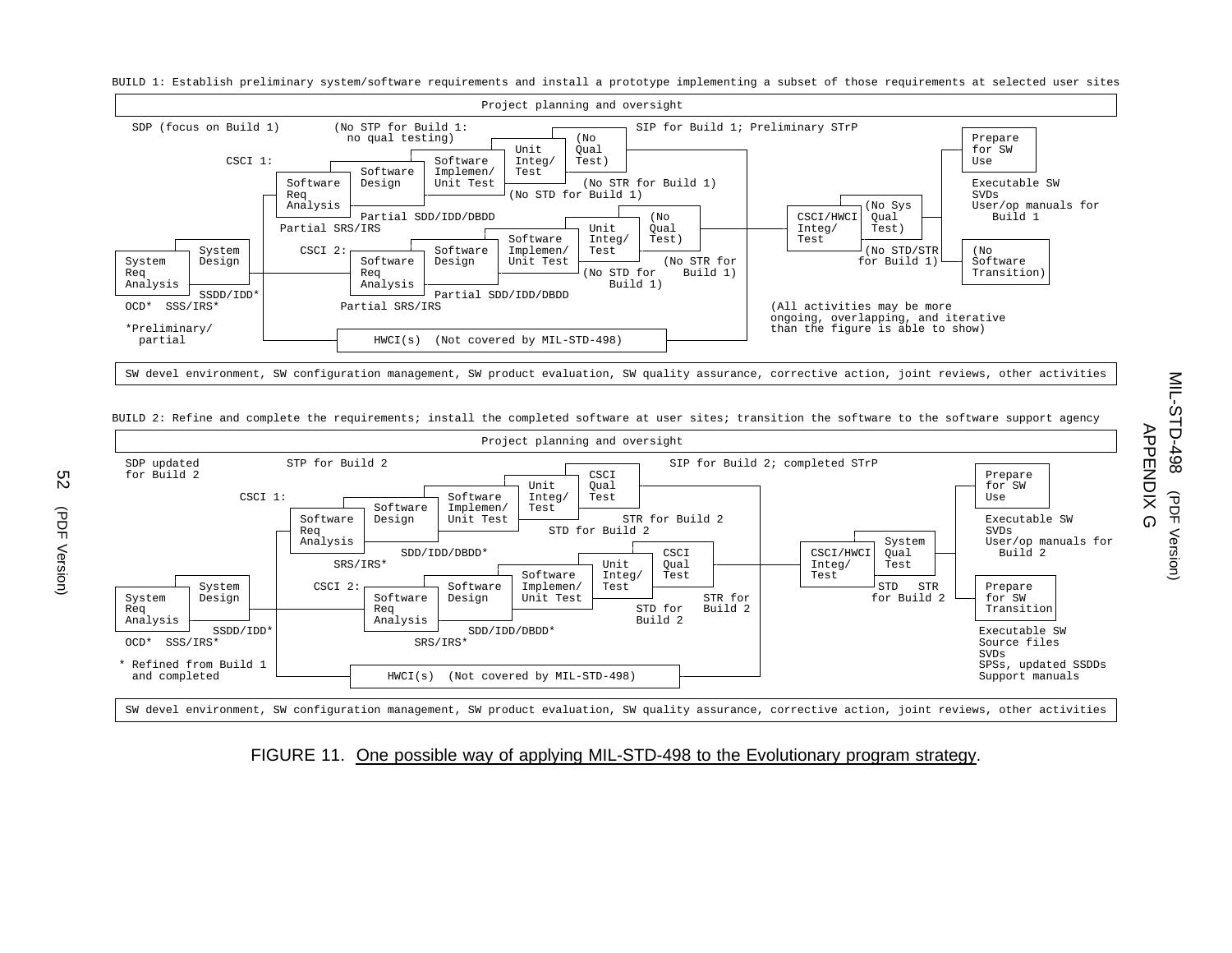BUILD 1: Establish preliminary system/software requirements and install a prototype implementing a subset of those requirements at selected user sites

Project planning and oversight

SDP (focus on Build 1)

(No STP for Build 1: no qual testing)

SIP for Build 1; Preliminary STrP

CSCI 1: Software Req Analysis → Software Design → Software Implemen/ Unit Test → Unit Integ/ Test → (No Qual Test)

Partial SRS/IRS

Partial SDD/IDD/DBDD

(No STD for Build 1)

(No STR for Build 1)

System Req Analysis → System Design

OCD* SSS/IRS*

SSDD/IDD*

*Preliminary/ partial

CSCI 2: Software Req Analysis → Software Design → Software Implemen/ Unit Test → Unit Integ/ Test → (No Qual Test)

Partial SRS/IRS

Partial SDD/IDD/DBDD

(No STD for Build 1)

(No STR for Build 1)

HWCI(s) (Not covered by MIL-STD-498)

CSCI/HWCI Integ/ Test → (No Sys Qual Test)

(No STD/STR for Build 1)

Prepare for SW Use

Executable SW
SVDs
User/op manuals for Build 1

(No Software Transition)

(All activities may be more ongoing, overlapping, and iterative than the figure is able to show)

SW devel environment, SW configuration management, SW product evaluation, SW quality assurance, corrective action, joint reviews, other activities

BUILD 2: Refine and complete the requirements; install the completed software at user sites; transition the software to the software support agency

Project planning and oversight

SDP updated for Build 2

STP for Build 2

SIP for Build 2; completed STrP

CSCI 1: Software Req Analysis → Software Design → Software Implemen/ Unit Test → Unit Integ/ Test → CSCI Qual Test

SRS/IRS*

SDD/IDD/DBDD*

STD for Build 2

STR for Build 2

System Req Analysis → System Design

OCD* SSS/IRS*

SSDD/IDD*

* Refined from Build 1 and completed

CSCI 2: Software Req Analysis → Software Design → Software Implemen/ Unit Test → Unit Integ/ Test → CSCI Qual Test

SRS/IRS*

SDD/IDD/DBDD*

STD for Build 2

STR for Build 2

HWCI(s) (Not covered by MIL-STD-498)

CSCI/HWCI Integ/ Test → System Qual Test

STD STR for Build 2

Prepare for SW Use

Executable SW
SVDs
User/op manuals for Build 2

Prepare for SW Transition

Executable SW
Source files
SVDs
SPSs, updated SSDDs
Support manuals

SW devel environment, SW configuration management, SW product evaluation, SW quality assurance, corrective action, joint reviews, other activities

FIGURE 11. One possible way of applying MIL-STD-498 to the Evolutionary program strategy.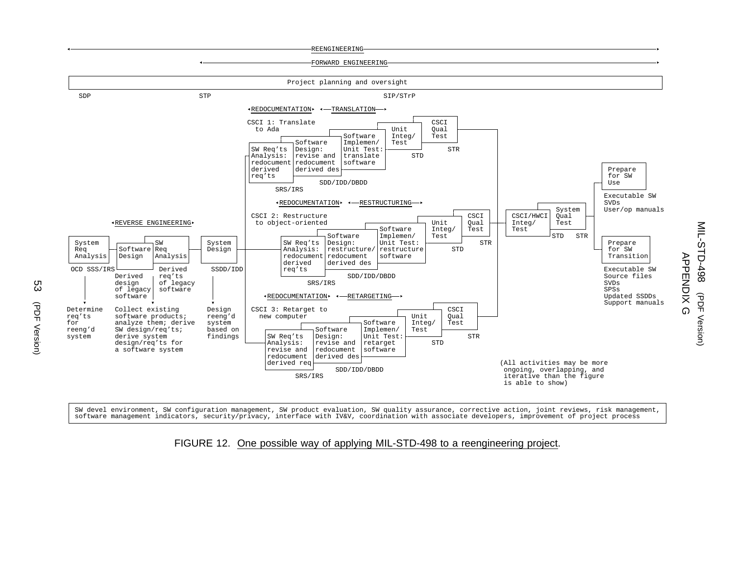REENGINEERING

FORWARD ENGINEERING

Project planning and oversight

SDP | STP | SIP/STrP

REVERSE ENGINEERING

System Req Analysis — Software Design — SW Req Analysis — System Design

OCD SSS/IRS — Derived design of legacy software — Derived req'ts of legacy software — SSDD/IDD

Determine req'ts for reeng'd system

Collect existing software products; analyze them; derive SW design/req'ts; derive system design/req'ts for a software system

Design reeng'd system based on findings

REDOCUMENTATION — TRANSLATION

CSCI 1: Translate to Ada

SW Req'ts Analysis: redocument derived req'ts — Software Design: revise and redocument derived des — Software Implemen/ Unit Test: translate software — Unit Integ/ Test — CSCI Qual Test

SRS/IRS — SDD/IDD/DBDD — STD — STR

REDOCUMENTATION — RESTRUCTURING

CSCI 2: Restructure to object-oriented

SW Req'ts Analysis: redocument derived req'ts — Software Design: restructure/ redocument derived des — Software Implemen/ Unit Test: restructure software — Unit Integ/ Test — CSCI Qual Test

SRS/IRS — SDD/IDD/DBDD — STD — STR

REDOCUMENTATION — RETARGETING

CSCI 3: Retarget to new computer

SW Req'ts Analysis: revise and redocument derived req — Software Design: revise and redocument derived des — Software Implemen/ Unit Test: retarget software — Unit Integ/ Test — CSCI Qual Test

SRS/IRS — SDD/IDD/DBDD — STD — STR

CSCI/HWCI Integ/ Test — System Qual Test

STD STR

Prepare for SW Use: Executable SW, SVDs, User/op manuals

Prepare for SW Transition: Executable SW, Source files, SVDs, SPSs, Updated SSDDs, Support manuals

(All activities may be more ongoing, overlapping, and iterative than the figure is able to show)

SW devel environment, SW configuration management, SW product evaluation, SW quality assurance, corrective action, joint reviews, risk management, software management indicators, security/privacy, interface with IV&V, coordination with associate developers, improvement of project process

FIGURE 12. One possible way of applying MIL-STD-498 to a reengineering project.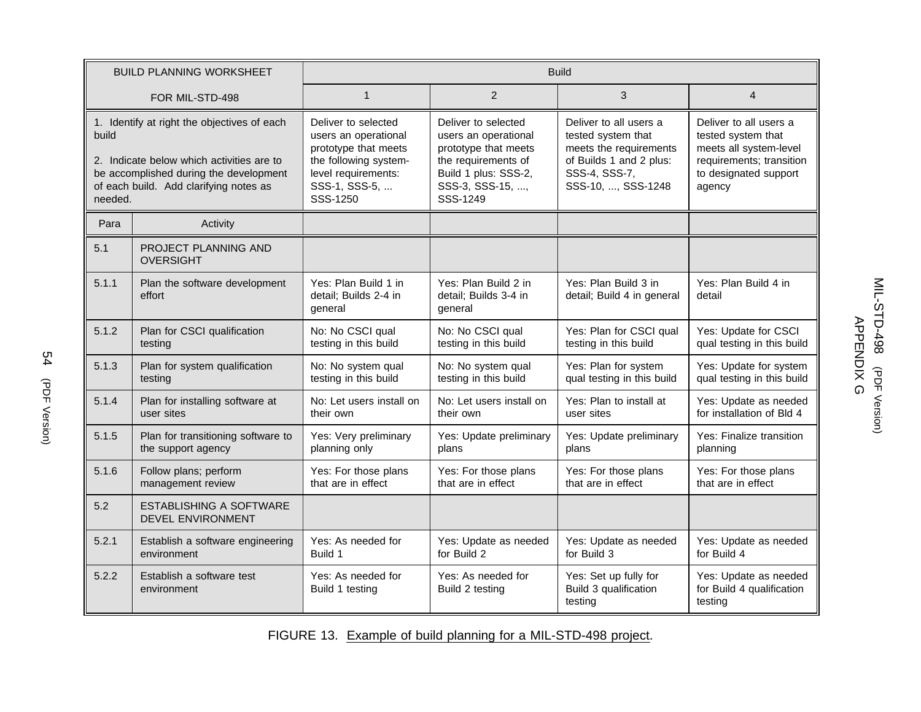| BUILD PLANNING WORKSHEET FOR MIL-STD-498 | | Build 1 | Build 2 | Build 3 | Build 4 |
|---|---|---|---|---|---|
| 1. Identify at right the objectives of each build<br><br>2. Indicate below which activities are to be accomplished during the development of each build. Add clarifying notes as needed. | | Deliver to selected users an operational prototype that meets the following system-level requirements: SSS-1, SSS-5, ... SSS-1250 | Deliver to selected users an operational prototype that meets the requirements of Build 1 plus: SSS-2, SSS-3, SSS-15, ..., SSS-1249 | Deliver to all users a tested system that meets the requirements of Builds 1 and 2 plus: SSS-4, SSS-7, SSS-10, ..., SSS-1248 | Deliver to all users a tested system that meets all system-level requirements; transition to designated support agency |
| Para | Activity | | | | |
| 5.1 | PROJECT PLANNING AND OVERSIGHT | | | | |
| 5.1.1 | Plan the software development effort | Yes: Plan Build 1 in detail; Builds 2-4 in general | Yes: Plan Build 2 in detail; Builds 3-4 in general | Yes: Plan Build 3 in detail; Build 4 in general | Yes: Plan Build 4 in detail |
| 5.1.2 | Plan for CSCI qualification testing | No: No CSCI qual testing in this build | No: No CSCI qual testing in this build | Yes: Plan for CSCI qual testing in this build | Yes: Update for CSCI qual testing in this build |
| 5.1.3 | Plan for system qualification testing | No: No system qual testing in this build | No: No system qual testing in this build | Yes: Plan for system qual testing in this build | Yes: Update for system qual testing in this build |
| 5.1.4 | Plan for installing software at user sites | No: Let users install on their own | No: Let users install on their own | Yes: Plan to install at user sites | Yes: Update as needed for installation of Bld 4 |
| 5.1.5 | Plan for transitioning software to the support agency | Yes: Very preliminary planning only | Yes: Update preliminary plans | Yes: Update preliminary plans | Yes: Finalize transition planning |
| 5.1.6 | Follow plans; perform management review | Yes: For those plans that are in effect | Yes: For those plans that are in effect | Yes: For those plans that are in effect | Yes: For those plans that are in effect |
| 5.2 | ESTABLISHING A SOFTWARE DEVEL ENVIRONMENT | | | | |
| 5.2.1 | Establish a software engineering environment | Yes: As needed for Build 1 | Yes: Update as needed for Build 2 | Yes: Update as needed for Build 3 | Yes: Update as needed for Build 4 |
| 5.2.2 | Establish a software test environment | Yes: As needed for Build 1 testing | Yes: As needed for Build 2 testing | Yes: Set up fully for Build 3 qualification testing | Yes: Update as needed for Build 4 qualification testing |

FIGURE 13. Example of build planning for a MIL-STD-498 project.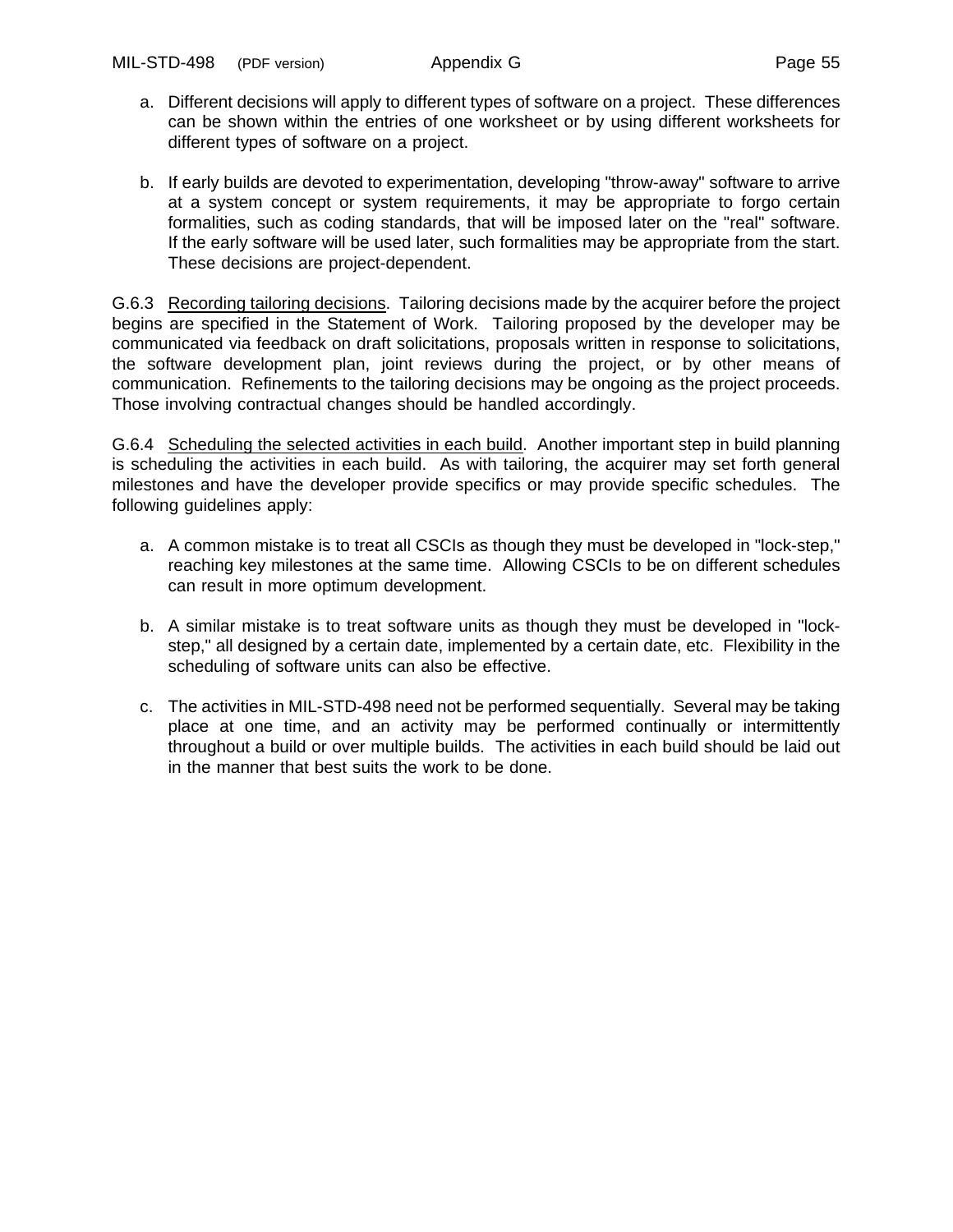a. Different decisions will apply to different types of software on a project. These differences can be shown within the entries of one worksheet or by using different worksheets for different types of software on a project.

b. If early builds are devoted to experimentation, developing "throw-away" software to arrive at a system concept or system requirements, it may be appropriate to forgo certain formalities, such as coding standards, that will be imposed later on the "real" software. If the early software will be used later, such formalities may be appropriate from the start. These decisions are project-dependent.

G.6.3 Recording tailoring decisions. Tailoring decisions made by the acquirer before the project begins are specified in the Statement of Work. Tailoring proposed by the developer may be communicated via feedback on draft solicitations, proposals written in response to solicitations, the software development plan, joint reviews during the project, or by other means of communication. Refinements to the tailoring decisions may be ongoing as the project proceeds. Those involving contractual changes should be handled accordingly.

G.6.4 Scheduling the selected activities in each build. Another important step in build planning is scheduling the activities in each build. As with tailoring, the acquirer may set forth general milestones and have the developer provide specifics or may provide specific schedules. The following guidelines apply:

a. A common mistake is to treat all CSCIs as though they must be developed in "lock-step," reaching key milestones at the same time. Allowing CSCIs to be on different schedules can result in more optimum development.

b. A similar mistake is to treat software units as though they must be developed in "lock-step," all designed by a certain date, implemented by a certain date, etc. Flexibility in the scheduling of software units can also be effective.

c. The activities in MIL-STD-498 need not be performed sequentially. Several may be taking place at one time, and an activity may be performed continually or intermittently throughout a build or over multiple builds. The activities in each build should be laid out in the manner that best suits the work to be done.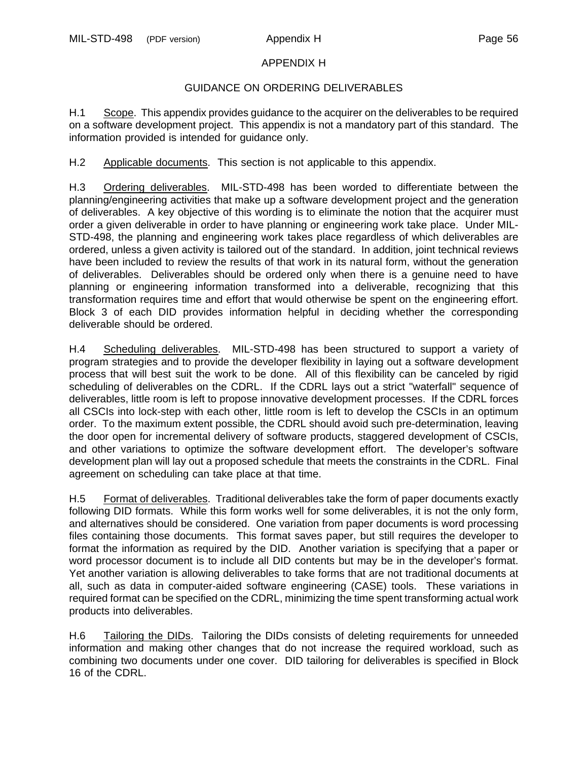# APPENDIX H

## GUIDANCE ON ORDERING DELIVERABLES

H.1 Scope. This appendix provides guidance to the acquirer on the deliverables to be required on a software development project. This appendix is not a mandatory part of this standard. The information provided is intended for guidance only.

H.2 Applicable documents. This section is not applicable to this appendix.

H.3 Ordering deliverables. MIL-STD-498 has been worded to differentiate between the planning/engineering activities that make up a software development project and the generation of deliverables. A key objective of this wording is to eliminate the notion that the acquirer must order a given deliverable in order to have planning or engineering work take place. Under MIL-STD-498, the planning and engineering work takes place regardless of which deliverables are ordered, unless a given activity is tailored out of the standard. In addition, joint technical reviews have been included to review the results of that work in its natural form, without the generation of deliverables. Deliverables should be ordered only when there is a genuine need to have planning or engineering information transformed into a deliverable, recognizing that this transformation requires time and effort that would otherwise be spent on the engineering effort. Block 3 of each DID provides information helpful in deciding whether the corresponding deliverable should be ordered.

H.4 Scheduling deliverables. MIL-STD-498 has been structured to support a variety of program strategies and to provide the developer flexibility in laying out a software development process that will best suit the work to be done. All of this flexibility can be canceled by rigid scheduling of deliverables on the CDRL. If the CDRL lays out a strict "waterfall" sequence of deliverables, little room is left to propose innovative development processes. If the CDRL forces all CSCIs into lock-step with each other, little room is left to develop the CSCIs in an optimum order. To the maximum extent possible, the CDRL should avoid such pre-determination, leaving the door open for incremental delivery of software products, staggered development of CSCIs, and other variations to optimize the software development effort. The developer's software development plan will lay out a proposed schedule that meets the constraints in the CDRL. Final agreement on scheduling can take place at that time.

H.5 Format of deliverables. Traditional deliverables take the form of paper documents exactly following DID formats. While this form works well for some deliverables, it is not the only form, and alternatives should be considered. One variation from paper documents is word processing files containing those documents. This format saves paper, but still requires the developer to format the information as required by the DID. Another variation is specifying that a paper or word processor document is to include all DID contents but may be in the developer's format. Yet another variation is allowing deliverables to take forms that are not traditional documents at all, such as data in computer-aided software engineering (CASE) tools. These variations in required format can be specified on the CDRL, minimizing the time spent transforming actual work products into deliverables.

H.6 Tailoring the DIDs. Tailoring the DIDs consists of deleting requirements for unneeded information and making other changes that do not increase the required workload, such as combining two documents under one cover. DID tailoring for deliverables is specified in Block 16 of the CDRL.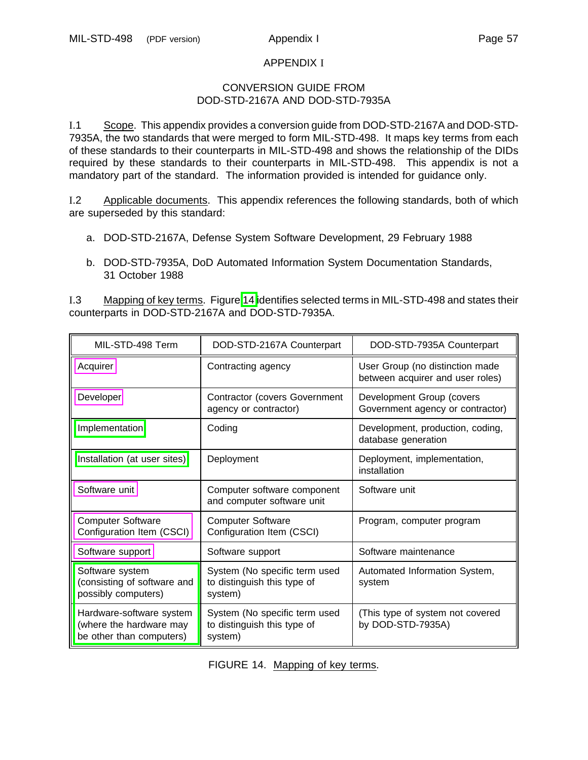# APPENDIX I

## CONVERSION GUIDE FROM DOD-STD-2167A AND DOD-STD-7935A

I.1 Scope. This appendix provides a conversion guide from DOD-STD-2167A and DOD-STD-7935A, the two standards that were merged to form MIL-STD-498. It maps key terms from each of these standards to their counterparts in MIL-STD-498 and shows the relationship of the DIDs required by these standards to their counterparts in MIL-STD-498. This appendix is not a mandatory part of the standard. The information provided is intended for guidance only.

I.2 Applicable documents. This appendix references the following standards, both of which are superseded by this standard:

a. DOD-STD-2167A, Defense System Software Development, 29 February 1988

b. DOD-STD-7935A, DoD Automated Information System Documentation Standards, 31 October 1988

I.3 Mapping of key terms. Figure 14 identifies selected terms in MIL-STD-498 and states their counterparts in DOD-STD-2167A and DOD-STD-7935A.

| MIL-STD-498 Term | DOD-STD-2167A Counterpart | DOD-STD-7935A Counterpart |
|---|---|---|
| Acquirer | Contracting agency | User Group (no distinction made between acquirer and user roles) |
| Developer | Contractor (covers Government agency or contractor) | Development Group (covers Government agency or contractor) |
| Implementation | Coding | Development, production, coding, database generation |
| Installation (at user sites) | Deployment | Deployment, implementation, installation |
| Software unit | Computer software component and computer software unit | Software unit |
| Computer Software Configuration Item (CSCI) | Computer Software Configuration Item (CSCI) | Program, computer program |
| Software support | Software support | Software maintenance |
| Software system (consisting of software and possibly computers) | System (No specific term used to distinguish this type of system) | Automated Information System, system |
| Hardware-software system (where the hardware may be other than computers) | System (No specific term used to distinguish this type of system) | (This type of system not covered by DOD-STD-7935A) |

FIGURE 14. Mapping of key terms.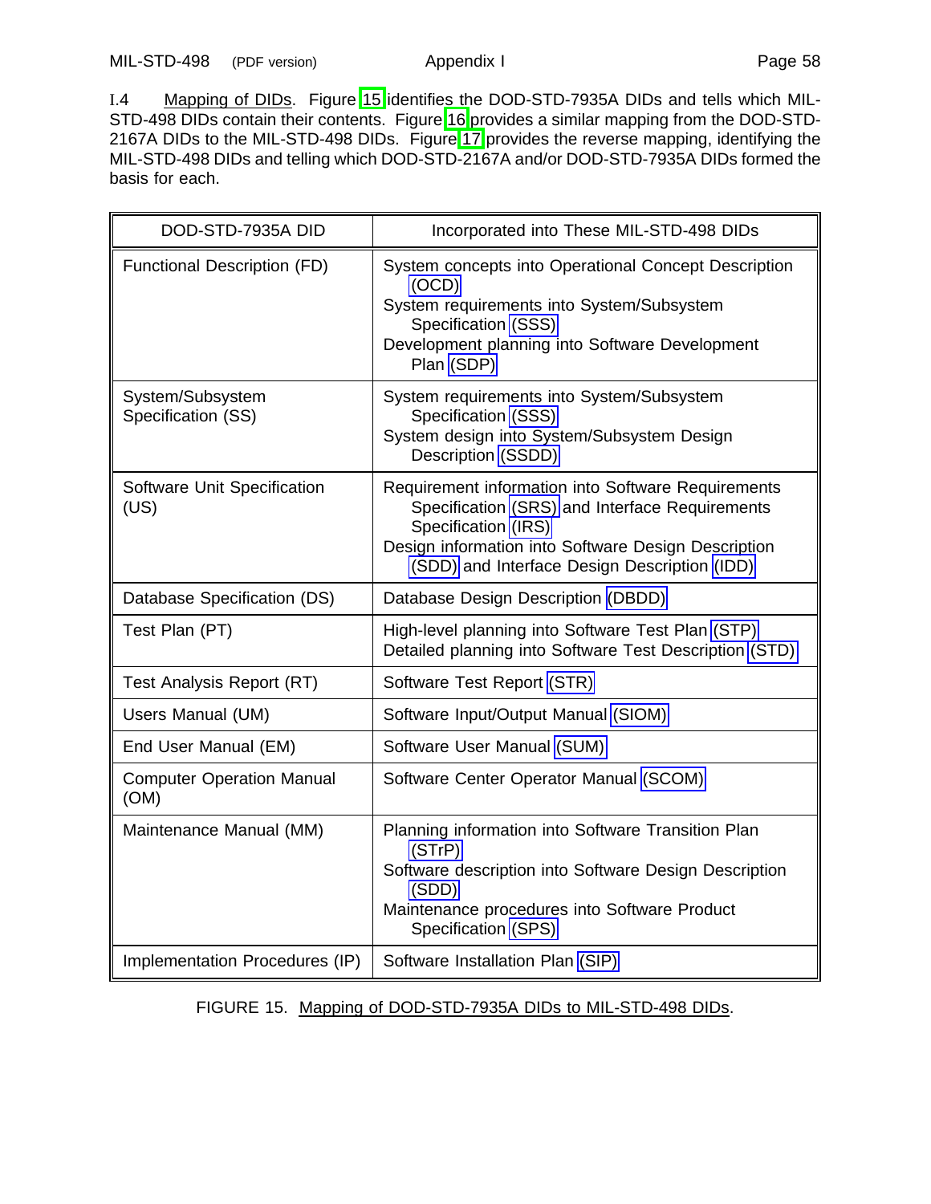I.4 Mapping of DIDs. Figure 15 identifies the DOD-STD-7935A DIDs and tells which MIL-STD-498 DIDs contain their contents. Figure 16 provides a similar mapping from the DOD-STD-2167A DIDs to the MIL-STD-498 DIDs. Figure 17 provides the reverse mapping, identifying the MIL-STD-498 DIDs and telling which DOD-STD-2167A and/or DOD-STD-7935A DIDs formed the basis for each.

| DOD-STD-7935A DID | Incorporated into These MIL-STD-498 DIDs |
|---|---|
| Functional Description (FD) | System concepts into Operational Concept Description (OCD)<br>System requirements into System/Subsystem Specification (SSS)<br>Development planning into Software Development Plan (SDP) |
| System/Subsystem Specification (SS) | System requirements into System/Subsystem Specification (SSS)<br>System design into System/Subsystem Design Description (SSDD) |
| Software Unit Specification (US) | Requirement information into Software Requirements Specification (SRS) and Interface Requirements Specification (IRS)<br>Design information into Software Design Description (SDD) and Interface Design Description (IDD) |
| Database Specification (DS) | Database Design Description (DBDD) |
| Test Plan (PT) | High-level planning into Software Test Plan (STP)<br>Detailed planning into Software Test Description (STD) |
| Test Analysis Report (RT) | Software Test Report (STR) |
| Users Manual (UM) | Software Input/Output Manual (SIOM) |
| End User Manual (EM) | Software User Manual (SUM) |
| Computer Operation Manual (OM) | Software Center Operator Manual (SCOM) |
| Maintenance Manual (MM) | Planning information into Software Transition Plan (STrP)<br>Software description into Software Design Description (SDD)<br>Maintenance procedures into Software Product Specification (SPS) |
| Implementation Procedures (IP) | Software Installation Plan (SIP) |

FIGURE 15. Mapping of DOD-STD-7935A DIDs to MIL-STD-498 DIDs.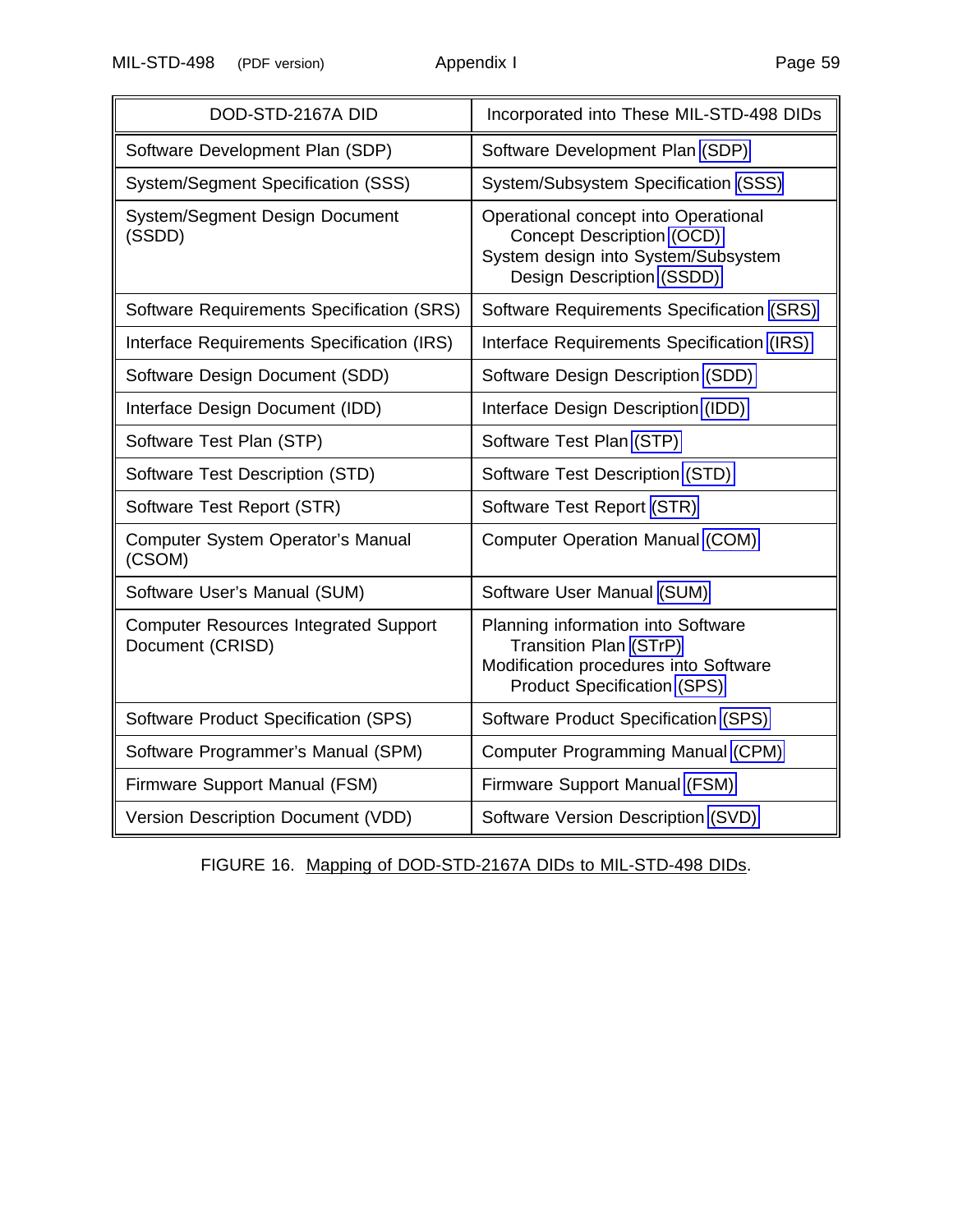| DOD-STD-2167A DID | Incorporated into These MIL-STD-498 DIDs |
|---|---|
| Software Development Plan (SDP) | Software Development Plan (SDP) |
| System/Segment Specification (SSS) | System/Subsystem Specification (SSS) |
| System/Segment Design Document (SSDD) | Operational concept into Operational Concept Description (OCD)<br>System design into System/Subsystem Design Description (SSDD) |
| Software Requirements Specification (SRS) | Software Requirements Specification (SRS) |
| Interface Requirements Specification (IRS) | Interface Requirements Specification (IRS) |
| Software Design Document (SDD) | Software Design Description (SDD) |
| Interface Design Document (IDD) | Interface Design Description (IDD) |
| Software Test Plan (STP) | Software Test Plan (STP) |
| Software Test Description (STD) | Software Test Description (STD) |
| Software Test Report (STR) | Software Test Report (STR) |
| Computer System Operator's Manual (CSOM) | Computer Operation Manual (COM) |
| Software User's Manual (SUM) | Software User Manual (SUM) |
| Computer Resources Integrated Support Document (CRISD) | Planning information into Software Transition Plan (STrP)<br>Modification procedures into Software Product Specification (SPS) |
| Software Product Specification (SPS) | Software Product Specification (SPS) |
| Software Programmer's Manual (SPM) | Computer Programming Manual (CPM) |
| Firmware Support Manual (FSM) | Firmware Support Manual (FSM) |
| Version Description Document (VDD) | Software Version Description (SVD) |

FIGURE 16. Mapping of DOD-STD-2167A DIDs to MIL-STD-498 DIDs.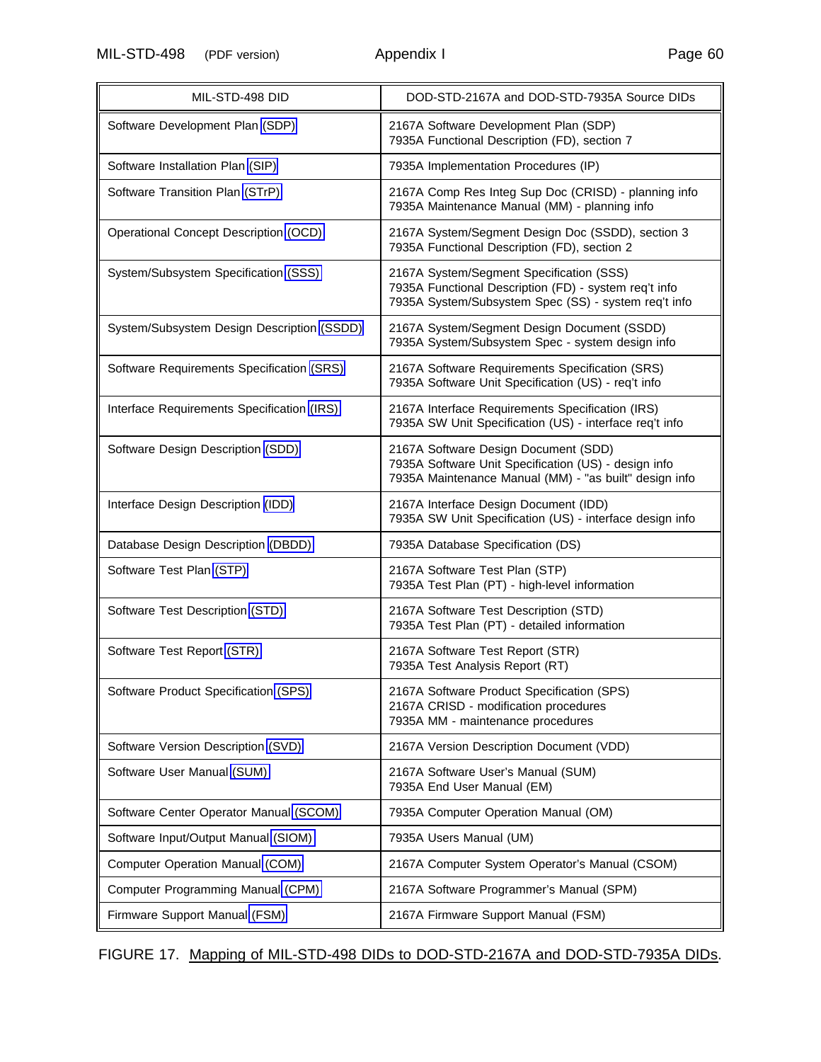| MIL-STD-498 DID | DOD-STD-2167A and DOD-STD-7935A Source DIDs |
|---|---|
| Software Development Plan (SDP) | 2167A Software Development Plan (SDP)<br>7935A Functional Description (FD), section 7 |
| Software Installation Plan (SIP) | 7935A Implementation Procedures (IP) |
| Software Transition Plan (STrP) | 2167A Comp Res Integ Sup Doc (CRISD) - planning info<br>7935A Maintenance Manual (MM) - planning info |
| Operational Concept Description (OCD) | 2167A System/Segment Design Doc (SSDD), section 3<br>7935A Functional Description (FD), section 2 |
| System/Subsystem Specification (SSS) | 2167A System/Segment Specification (SSS)<br>7935A Functional Description (FD) - system req't info<br>7935A System/Subsystem Spec (SS) - system req't info |
| System/Subsystem Design Description (SSDD) | 2167A System/Segment Design Document (SSDD)<br>7935A System/Subsystem Spec - system design info |
| Software Requirements Specification (SRS) | 2167A Software Requirements Specification (SRS)<br>7935A Software Unit Specification (US) - req't info |
| Interface Requirements Specification (IRS) | 2167A Interface Requirements Specification (IRS)<br>7935A SW Unit Specification (US) - interface req't info |
| Software Design Description (SDD) | 2167A Software Design Document (SDD)<br>7935A Software Unit Specification (US) - design info<br>7935A Maintenance Manual (MM) - "as built" design info |
| Interface Design Description (IDD) | 2167A Interface Design Document (IDD)<br>7935A SW Unit Specification (US) - interface design info |
| Database Design Description (DBDD) | 7935A Database Specification (DS) |
| Software Test Plan (STP) | 2167A Software Test Plan (STP)<br>7935A Test Plan (PT) - high-level information |
| Software Test Description (STD) | 2167A Software Test Description (STD)<br>7935A Test Plan (PT) - detailed information |
| Software Test Report (STR) | 2167A Software Test Report (STR)<br>7935A Test Analysis Report (RT) |
| Software Product Specification (SPS) | 2167A Software Product Specification (SPS)<br>2167A CRISD - modification procedures<br>7935A MM - maintenance procedures |
| Software Version Description (SVD) | 2167A Version Description Document (VDD) |
| Software User Manual (SUM) | 2167A Software User's Manual (SUM)<br>7935A End User Manual (EM) |
| Software Center Operator Manual (SCOM) | 7935A Computer Operation Manual (OM) |
| Software Input/Output Manual (SIOM) | 7935A Users Manual (UM) |
| Computer Operation Manual (COM) | 2167A Computer System Operator's Manual (CSOM) |
| Computer Programming Manual (CPM) | 2167A Software Programmer's Manual (SPM) |
| Firmware Support Manual (FSM) | 2167A Firmware Support Manual (FSM) |

FIGURE 17. Mapping of MIL-STD-498 DIDs to DOD-STD-2167A and DOD-STD-7935A DIDs.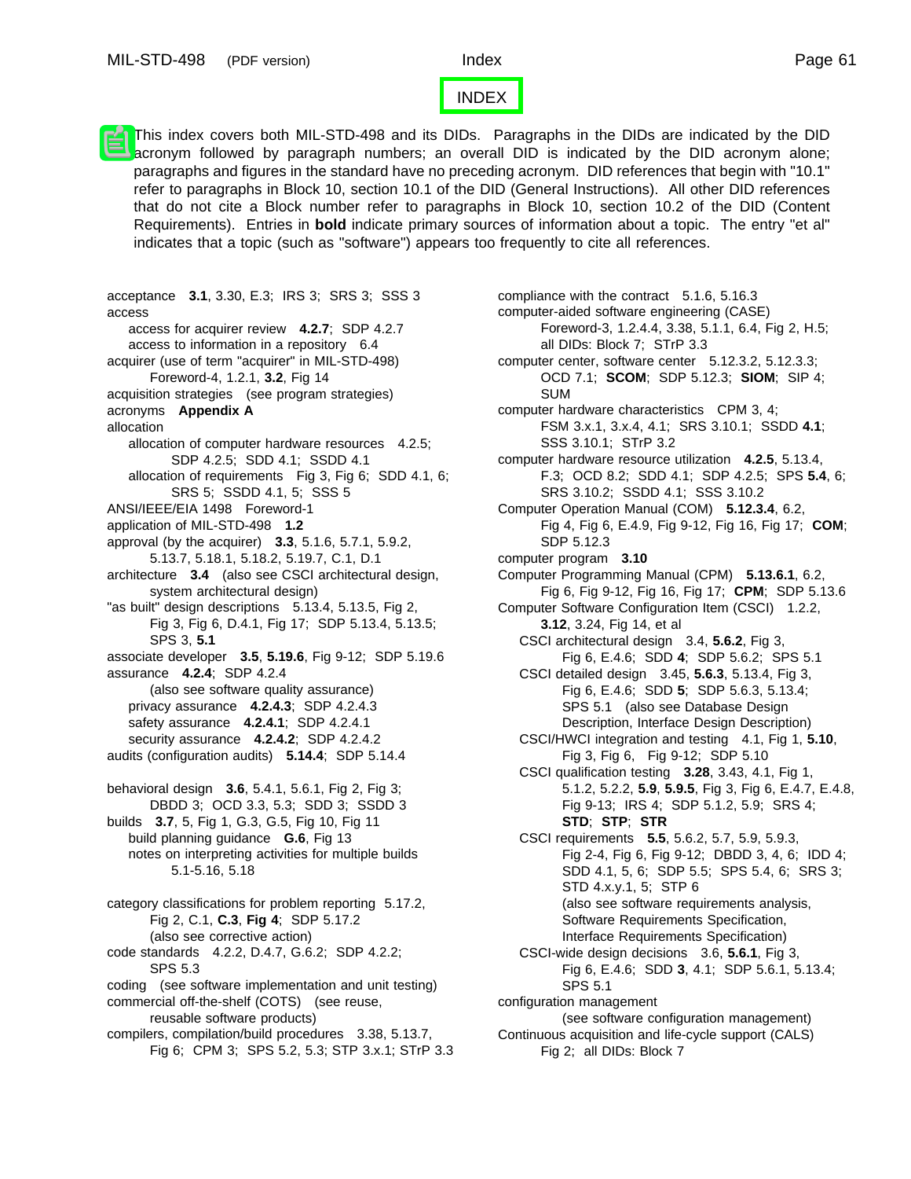# INDEX

This index covers both MIL-STD-498 and its DIDs. Paragraphs in the DIDs are indicated by the DID acronym followed by paragraph numbers; an overall DID is indicated by the DID acronym alone; paragraphs and figures in the standard have no preceding acronym. DID references that begin with "10.1" refer to paragraphs in Block 10, section 10.1 of the DID (General Instructions). All other DID references that do not cite a Block number refer to paragraphs in Block 10, section 10.2 of the DID (Content Requirements). Entries in **bold** indicate primary sources of information about a topic. The entry "et al" indicates that a topic (such as "software") appears too frequently to cite all references.

acceptance **3.1**, 3.30, E.3; IRS 3; SRS 3; SSS 3
access
- access for acquirer review **4.2.7**; SDP 4.2.7
- access to information in a repository 6.4

acquirer (use of term "acquirer" in MIL-STD-498) Foreword-4, 1.2.1, **3.2**, Fig 14
acquisition strategies (see program strategies)
acronyms **Appendix A**
allocation
- allocation of computer hardware resources 4.2.5; SDP 4.2.5; SDD 4.1; SSDD 4.1
- allocation of requirements Fig 3, Fig 6; SDD 4.1, 6; SRS 5; SSDD 4.1, 5; SSS 5

ANSI/IEEE/EIA 1498 Foreword-1
application of MIL-STD-498 **1.2**
approval (by the acquirer) **3.3**, 5.1.6, 5.7.1, 5.9.2, 5.13.7, 5.18.1, 5.18.2, 5.19.7, C.1, D.1
architecture **3.4** (also see CSCI architectural design, system architectural design)
"as built" design descriptions 5.13.4, 5.13.5, Fig 2, Fig 3, Fig 6, D.4.1, Fig 17; SDP 5.13.4, 5.13.5; SPS 3, **5.1**
associate developer **3.5**, **5.19.6**, Fig 9-12; SDP 5.19.6
assurance **4.2.4**; SDP 4.2.4 (also see software quality assurance)
- privacy assurance **4.2.4.3**; SDP 4.2.4.3
- safety assurance **4.2.4.1**; SDP 4.2.4.1
- security assurance **4.2.4.2**; SDP 4.2.4.2

audits (configuration audits) **5.14.4**; SDP 5.14.4

behavioral design **3.6**, 5.4.1, 5.6.1, Fig 2, Fig 3; DBDD 3; OCD 3.3, 5.3; SDD 3; SSDD 3
builds **3.7**, 5, Fig 1, G.3, G.5, Fig 10, Fig 11
- build planning guidance **G.6**, Fig 13
- notes on interpreting activities for multiple builds 5.1-5.16, 5.18

category classifications for problem reporting 5.17.2, Fig 2, C.1, **C.3**, **Fig 4**; SDP 5.17.2 (also see corrective action)
code standards 4.2.2, D.4.7, G.6.2; SDP 4.2.2; SPS 5.3
coding (see software implementation and unit testing)
commercial off-the-shelf (COTS) (see reuse, reusable software products)
compilers, compilation/build procedures 3.38, 5.13.7, Fig 6; CPM 3; SPS 5.2, 5.3; STP 3.x.1; STrP 3.3
compliance with the contract 5.1.6, 5.16.3
computer-aided software engineering (CASE) Foreword-3, 1.2.4.4, 3.38, 5.1.1, 6.4, Fig 2, H.5; all DIDs: Block 7; STrP 3.3
computer center, software center 5.12.3.2, 5.12.3.3; OCD 7.1; **SCOM**; SDP 5.12.3; **SIOM**; SIP 4; SUM
computer hardware characteristics CPM 3, 4; FSM 3.x.1, 3.x.4, 4.1; SRS 3.10.1; SSDD **4.1**; SSS 3.10.1; STrP 3.2
computer hardware resource utilization **4.2.5**, 5.13.4, F.3; OCD 8.2; SDD 4.1; SDP 4.2.5; SPS **5.4**, 6; SRS 3.10.2; SSDD 4.1; SSS 3.10.2
Computer Operation Manual (COM) **5.12.3.4**, 6.2, Fig 4, Fig 6, E.4.9, Fig 9-12, Fig 16, Fig 17; **COM**; SDP 5.12.3
computer program **3.10**
Computer Programming Manual (CPM) **5.13.6.1**, 6.2, Fig 6, Fig 9-12, Fig 16, Fig 17; **CPM**; SDP 5.13.6
Computer Software Configuration Item (CSCI) 1.2.2, **3.12**, 3.24, Fig 14, et al
- CSCI architectural design 3.4, **5.6.2**, Fig 3, Fig 6, E.4.6; SDD **4**; SDP 5.6.2; SPS 5.1
- CSCI detailed design 3.45, **5.6.3**, 5.13.4, Fig 3, Fig 6, E.4.6; SDD **5**; SDP 5.6.3, 5.13.4; SPS 5.1 (also see Database Design Description, Interface Design Description)
- CSCI/HWCI integration and testing 4.1, Fig 1, **5.10**, Fig 3, Fig 6, Fig 9-12; SDP 5.10
- CSCI qualification testing **3.28**, 3.43, 4.1, Fig 1, 5.1.2, 5.2.2, **5.9**, **5.9.5**, Fig 3, Fig 6, E.4.7, E.4.8, Fig 9-13; IRS 4; SDP 5.1.2, 5.9; SRS 4; **STD**; **STP**; **STR**
- CSCI requirements **5.5**, 5.6.2, 5.7, 5.9, 5.9.3, Fig 2-4, Fig 6, Fig 9-12; DBDD 3, 4, 6; IDD 4; SDD 4.1, 5, 6; SDP 5.5; SPS 5.4, 6; SRS 3; STD 4.x.y.1, 5; STP 6 (also see software requirements analysis, Software Requirements Specification, Interface Requirements Specification)
- CSCI-wide design decisions 3.6, **5.6.1**, Fig 3, Fig 6, E.4.6; SDD **3**, 4.1; SDP 5.6.1, 5.13.4; SPS 5.1

configuration management (see software configuration management)
Continuous acquisition and life-cycle support (CALS) Fig 2; all DIDs: Block 7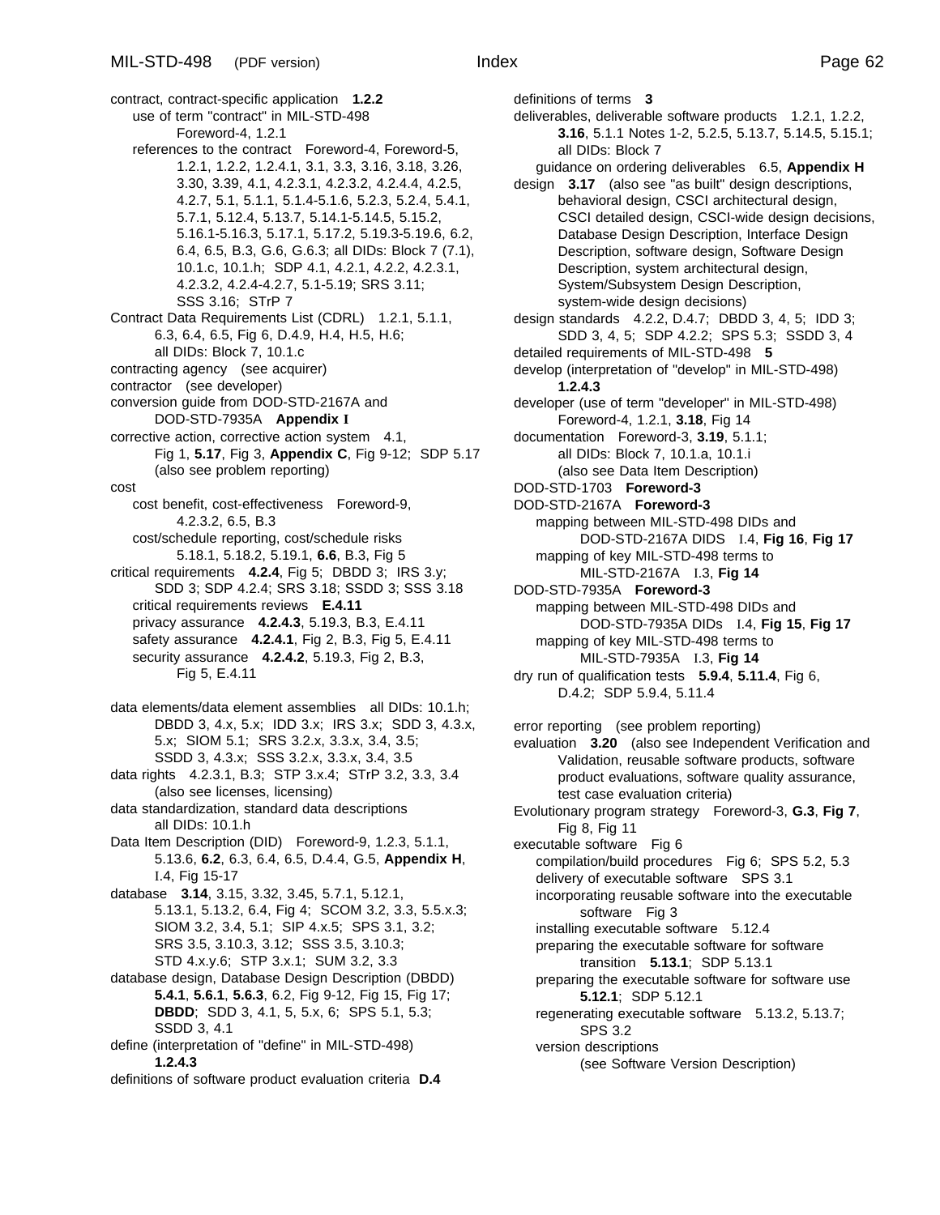contract, contract-specific application **1.2.2**
- use of term "contract" in MIL-STD-498 Foreword-4, 1.2.1
- references to the contract Foreword-4, Foreword-5, 1.2.1, 1.2.2, 1.2.4.1, 3.1, 3.3, 3.16, 3.18, 3.26, 3.30, 3.39, 4.1, 4.2.3.1, 4.2.3.2, 4.2.4.4, 4.2.5, 4.2.7, 5.1, 5.1.1, 5.1.4-5.1.6, 5.2.3, 5.2.4, 5.4.1, 5.7.1, 5.12.4, 5.13.7, 5.14.1-5.14.5, 5.15.2, 5.16.1-5.16.3, 5.17.1, 5.17.2, 5.19.3-5.19.6, 6.2, 6.4, 6.5, B.3, G.6, G.6.3; all DIDs: Block 7 (7.1), 10.1.c, 10.1.h; SDP 4.1, 4.2.1, 4.2.2, 4.2.3.1, 4.2.3.2, 4.2.4-4.2.7, 5.1-5.19; SRS 3.11; SSS 3.16; STrP 7

Contract Data Requirements List (CDRL) 1.2.1, 5.1.1, 6.3, 6.4, 6.5, Fig 6, D.4.9, H.4, H.5, H.6; all DIDs: Block 7, 10.1.c

contracting agency (see acquirer)

contractor (see developer)

conversion guide from DOD-STD-2167A and DOD-STD-7935A **Appendix I**

corrective action, corrective action system 4.1, Fig 1, **5.17**, Fig 3, **Appendix C**, Fig 9-12; SDP 5.17 (also see problem reporting)

cost
- cost benefit, cost-effectiveness Foreword-9, 4.2.3.2, 6.5, B.3
- cost/schedule reporting, cost/schedule risks 5.18.1, 5.18.2, 5.19.1, **6.6**, B.3, Fig 5

critical requirements **4.2.4**, Fig 5; DBDD 3; IRS 3.y; SDD 3; SDP 4.2.4; SRS 3.18; SSDD 3; SSS 3.18
- critical requirements reviews **E.4.11**
- privacy assurance **4.2.4.3**, 5.19.3, B.3, E.4.11
- safety assurance **4.2.4.1**, Fig 2, B.3, Fig 5, E.4.11
- security assurance **4.2.4.2**, 5.19.3, Fig 2, B.3, Fig 5, E.4.11

data elements/data element assemblies all DIDs: 10.1.h; DBDD 3, 4.x, 5.x; IDD 3.x; IRS 3.x; SDD 3, 4.3.x, 5.x; SIOM 5.1; SRS 3.2.x, 3.3.x, 3.4, 3.5; SSDD 3, 4.3.x; SSS 3.2.x, 3.3.x, 3.4, 3.5

data rights 4.2.3.1, B.3; STP 3.x.4; STrP 3.2, 3.3, 3.4 (also see licenses, licensing)

data standardization, standard data descriptions all DIDs: 10.1.h

Data Item Description (DID) Foreword-9, 1.2.3, 5.1.1, 5.13.6, **6.2**, 6.3, 6.4, 6.5, D.4.4, G.5, **Appendix H**, I.4, Fig 15-17

database **3.14**, 3.15, 3.32, 3.45, 5.7.1, 5.12.1, 5.13.1, 5.13.2, 6.4, Fig 4; SCOM 3.2, 3.3, 5.5.x.3; SIOM 3.2, 3.4, 5.1; SIP 4.x.5; SPS 3.1, 3.2; SRS 3.5, 3.10.3, 3.12; SSS 3.5, 3.10.3; STD 4.x.y.6; STP 3.x.1; SUM 3.2, 3.3

database design, Database Design Description (DBDD) **5.4.1**, **5.6.1**, **5.6.3**, 6.2, Fig 9-12, Fig 15, Fig 17; **DBDD**; SDD 3, 4.1, 5, 5.x, 6; SPS 5.1, 5.3; SSDD 3, 4.1

define (interpretation of "define" in MIL-STD-498) **1.2.4.3**

definitions of software product evaluation criteria **D.4**

definitions of terms **3**

deliverables, deliverable software products 1.2.1, 1.2.2, **3.16**, 5.1.1 Notes 1-2, 5.2.5, 5.13.7, 5.14.5, 5.15.1; all DIDs: Block 7
- guidance on ordering deliverables 6.5, **Appendix H**

design **3.17** (also see "as built" design descriptions, behavioral design, CSCI architectural design, CSCI detailed design, CSCI-wide design decisions, Database Design Description, Interface Design Description, software design, Software Design Description, system architectural design, System/Subsystem Design Description, system-wide design decisions)

design standards 4.2.2, D.4.7; DBDD 3, 4, 5; IDD 3; SDD 3, 4, 5; SDP 4.2.2; SPS 5.3; SSDD 3, 4

detailed requirements of MIL-STD-498 **5**

develop (interpretation of "develop" in MIL-STD-498) **1.2.4.3**

developer (use of term "developer" in MIL-STD-498) Foreword-4, 1.2.1, **3.18**, Fig 14

documentation Foreword-3, **3.19**, 5.1.1; all DIDs: Block 7, 10.1.a, 10.1.i (also see Data Item Description)

DOD-STD-1703 **Foreword-3**

DOD-STD-2167A **Foreword-3**
- mapping between MIL-STD-498 DIDs and DOD-STD-2167A DIDS I.4, **Fig 16**, **Fig 17**
- mapping of key MIL-STD-498 terms to MIL-STD-2167A I.3, **Fig 14**

DOD-STD-7935A **Foreword-3**
- mapping between MIL-STD-498 DIDs and DOD-STD-7935A DIDs I.4, **Fig 15**, **Fig 17**
- mapping of key MIL-STD-498 terms to MIL-STD-7935A I.3, **Fig 14**

dry run of qualification tests **5.9.4**, **5.11.4**, Fig 6, D.4.2; SDP 5.9.4, 5.11.4

error reporting (see problem reporting)

evaluation **3.20** (also see Independent Verification and Validation, reusable software products, software product evaluations, software quality assurance, test case evaluation criteria)

Evolutionary program strategy Foreword-3, **G.3**, **Fig 7**, Fig 8, Fig 11

executable software Fig 6
- compilation/build procedures Fig 6; SPS 5.2, 5.3
- delivery of executable software SPS 3.1
- incorporating reusable software into the executable software Fig 3
- installing executable software 5.12.4
- preparing the executable software for software transition **5.13.1**; SDP 5.13.1
- preparing the executable software for software use **5.12.1**; SDP 5.12.1
- regenerating executable software 5.13.2, 5.13.7; SPS 3.2
- version descriptions (see Software Version Description)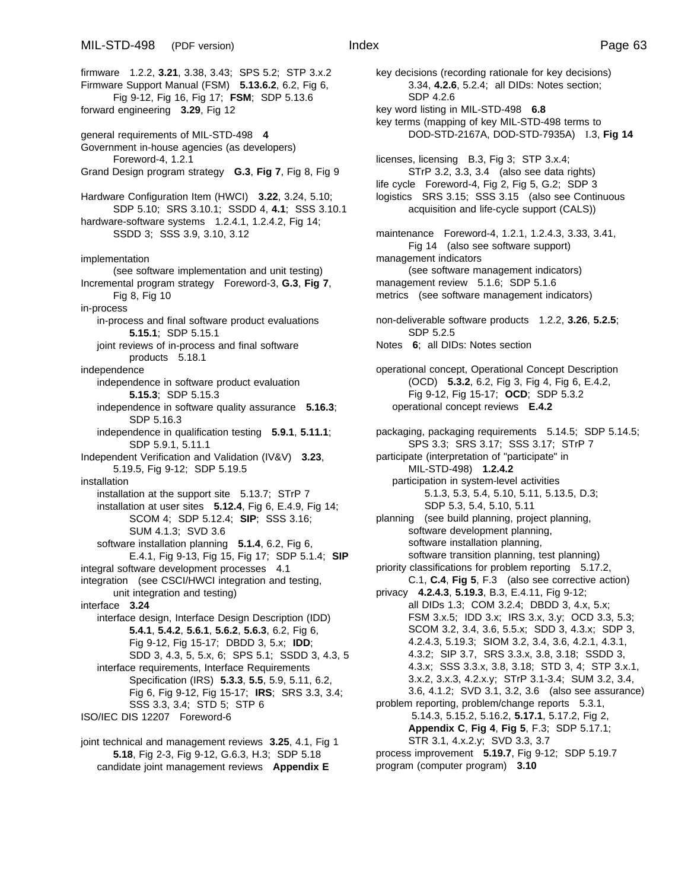firmware   1.2.2, **3.21**, 3.38, 3.43;  SPS 5.2;  STP 3.x.2
Firmware Support Manual (FSM)   **5.13.6.2**, 6.2, Fig 6, Fig 9-12, Fig 16, Fig 17;  **FSM**;  SDP 5.13.6
forward engineering   **3.29**, Fig 12

general requirements of MIL-STD-498   **4**
Government in-house agencies (as developers) Foreword-4, 1.2.1
Grand Design program strategy   **G.3**, **Fig 7**, Fig 8, Fig 9

Hardware Configuration Item (HWCI)   **3.22**, 3.24, 5.10;  SDP 5.10;  SRS 3.10.1;  SSDD 4, **4.1**;  SSS 3.10.1
hardware-software systems   1.2.4.1, 1.2.4.2, Fig 14;  SSDD 3;  SSS 3.9, 3.10, 3.12

implementation
(see software implementation and unit testing)
Incremental program strategy   Foreword-3, **G.3**, **Fig 7**, Fig 8, Fig 10
in-process
- in-process and final software product evaluations   **5.15.1**;  SDP 5.15.1
- joint reviews of in-process and final software products   5.18.1

independence
- independence in software product evaluation   **5.15.3**;  SDP 5.15.3
- independence in software quality assurance   **5.16.3**;  SDP 5.16.3
- independence in qualification testing   **5.9.1**, **5.11.1**;  SDP 5.9.1, 5.11.1

Independent Verification and Validation (IV&V)   **3.23**, 5.19.5, Fig 9-12;  SDP 5.19.5
installation
- installation at the support site   5.13.7;  STrP 7
- installation at user sites   **5.12.4**, Fig 6, E.4.9, Fig 14;  SCOM 4;  SDP 5.12.4;  **SIP**;  SSS 3.16;  SUM 4.1.3;  SVD 3.6
- software installation planning   **5.1.4**, 6.2, Fig 6, E.4.1, Fig 9-13, Fig 15, Fig 17;  SDP 5.1.4;  **SIP**

integral software development processes   4.1
integration   (see CSCI/HWCI integration and testing, unit integration and testing)
interface   **3.24**
- interface design, Interface Design Description (IDD)   **5.4.1**, **5.4.2**, **5.6.1**, **5.6.2**, **5.6.3**, 6.2, Fig 6, Fig 9-12, Fig 15-17;  DBDD 3, 5.x;  **IDD**;  SDD 3, 4.3, 5, 5.x, 6;  SPS 5.1;  SSDD 3, 4.3, 5
- interface requirements, Interface Requirements Specification (IRS)   **5.3.3**, **5.5**, 5.9, 5.11, 6.2, Fig 6, Fig 9-12, Fig 15-17;  **IRS**;  SRS 3.3, 3.4;  SSS 3.3, 3.4;  STD 5;  STP 6

ISO/IEC DIS 12207   Foreword-6

joint technical and management reviews   **3.25**, 4.1, Fig 1 **5.18**, Fig 2-3, Fig 9-12, G.6.3, H.3;  SDP 5.18
- candidate joint management reviews   **Appendix E**

key decisions (recording rationale for key decisions) 3.34, **4.2.6**, 5.2.4;  all DIDs: Notes section;  SDP 4.2.6
key word listing in MIL-STD-498   **6.8**
key terms (mapping of key MIL-STD-498 terms to DOD-STD-2167A, DOD-STD-7935A)   I.3, **Fig 14**

licenses, licensing   B.3, Fig 3;  STP 3.x.4;  STrP 3.2, 3.3, 3.4   (also see data rights)
life cycle   Foreword-4, Fig 2, Fig 5, G.2;  SDP 3
logistics   SRS 3.15;  SSS 3.15   (also see Continuous acquisition and life-cycle support (CALS))

maintenance   Foreword-4, 1.2.1, 1.2.4.3, 3.33, 3.41, Fig 14   (also see software support)
management indicators
(see software management indicators)
management review   5.1.6;  SDP 5.1.6
metrics   (see software management indicators)

non-deliverable software products   1.2.2, **3.26**, **5.2.5**;  SDP 5.2.5
Notes   **6**;  all DIDs: Notes section

operational concept, Operational Concept Description (OCD)   **5.3.2**, 6.2, Fig 3, Fig 4, Fig 6, E.4.2, Fig 9-12, Fig 15-17;  **OCD**;  SDP 5.3.2
- operational concept reviews   **E.4.2**

packaging, packaging requirements   5.14.5;  SDP 5.14.5;  SPS 3.3;  SRS 3.17;  SSS 3.17;  STrP 7
participate (interpretation of "participate" in MIL-STD-498)   **1.2.4.2**
- participation in system-level activities   5.1.3, 5.3, 5.4, 5.10, 5.11, 5.13.5, D.3;  SDP 5.3, 5.4, 5.10, 5.11

planning   (see build planning, project planning, software development planning, software installation planning, software transition planning, test planning)
priority classifications for problem reporting   5.17.2, C.1, **C.4**, **Fig 5**, F.3   (also see corrective action)
privacy   **4.2.4.3**, **5.19.3**, B.3, E.4.11, Fig 9-12;  all DIDs 1.3;  COM 3.2.4;  DBDD 3, 4.x, 5.x;  FSM 3.x.5;  IDD 3.x;  IRS 3.x, 3.y;  OCD 3.3, 5.3;  SCOM 3.2, 3.4, 3.6, 5.5.x;  SDD 3, 4.3.x;  SDP 3, 4.2.4.3, 5.19.3;  SIOM 3.2, 3.4, 3.6, 4.2.1, 4.3.1, 4.3.2;  SIP 3.7,  SRS 3.3.x, 3.8, 3.18;  SSDD 3, 4.3.x;  SSS 3.3.x, 3.8, 3.18;  STD 3, 4;  STP 3.x.1, 3.x.2, 3.x.3, 4.2.x.y;  STrP 3.1-3.4;  SUM 3.2, 3.4, 3.6, 4.1.2;  SVD 3.1, 3.2, 3.6   (also see assurance)
problem reporting, problem/change reports   5.3.1, 5.14.3, 5.15.2, 5.16.2, **5.17.1**, 5.17.2, Fig 2, **Appendix C**, **Fig 4**, **Fig 5**, F.3;  SDP 5.17.1;  STR 3.1, 4.x.2.y;  SVD 3.3, 3.7
process improvement   **5.19.7**, Fig 9-12;  SDP 5.19.7
program (computer program)   **3.10**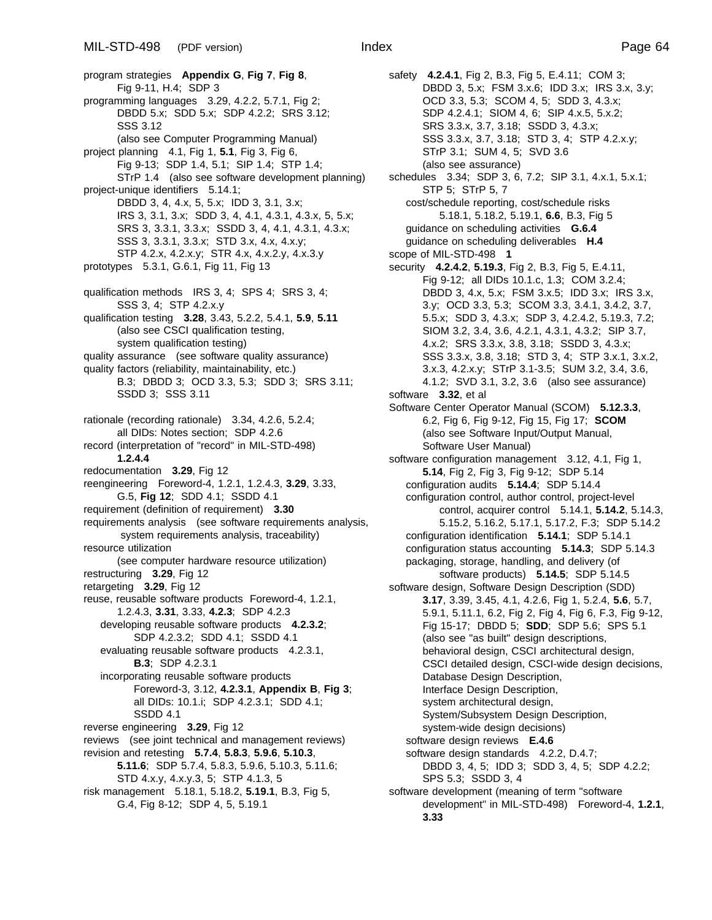program strategies **Appendix G**, **Fig 7**, **Fig 8**,
Fig 9-11, H.4; SDP 3

programming languages 3.29, 4.2.2, 5.7.1, Fig 2;
DBDD 5.x; SDD 5.x; SDP 4.2.2; SRS 3.12;
SSS 3.12
(also see Computer Programming Manual)

project planning 4.1, Fig 1, **5.1**, Fig 3, Fig 6,
Fig 9-13; SDP 1.4, 5.1; SIP 1.4; STP 1.4;
STrP 1.4 (also see software development planning)

project-unique identifiers 5.14.1;
DBDD 3, 4, 4.x, 5, 5.x; IDD 3, 3.1, 3.x;
IRS 3, 3.1, 3.x; SDD 3, 4, 4.1, 4.3.1, 4.3.x, 5, 5.x;
SRS 3, 3.3.1, 3.3.x; SSDD 3, 4, 4.1, 4.3.1, 4.3.x;
SSS 3, 3.3.1, 3.3.x; STD 3.x, 4.x, 4.x.y;
STP 4.2.x, 4.2.x.y; STR 4.x, 4.x.2.y, 4.x.3.y

prototypes 5.3.1, G.6.1, Fig 11, Fig 13

qualification methods IRS 3, 4; SPS 4; SRS 3, 4;
SSS 3, 4; STP 4.2.x.y

qualification testing **3.28**, 3.43, 5.2.2, 5.4.1, **5.9**, **5.11**
(also see CSCI qualification testing,
system qualification testing)

quality assurance (see software quality assurance)

quality factors (reliability, maintainability, etc.)
B.3; DBDD 3; OCD 3.3, 5.3; SDD 3; SRS 3.11;
SSDD 3; SSS 3.11

rationale (recording rationale) 3.34, 4.2.6, 5.2.4;
all DIDs: Notes section; SDP 4.2.6

record (interpretation of "record" in MIL-STD-498)
**1.2.4.4**

redocumentation **3.29**, Fig 12

reengineering Foreword-4, 1.2.1, 1.2.4.3, **3.29**, 3.33,
G.5, **Fig 12**; SDD 4.1; SSDD 4.1

requirement (definition of requirement) **3.30**

requirements analysis (see software requirements analysis,
system requirements analysis, traceability)

resource utilization
(see computer hardware resource utilization)

restructuring **3.29**, Fig 12

retargeting **3.29**, Fig 12

reuse, reusable software products Foreword-4, 1.2.1,
1.2.4.3, **3.31**, 3.33, **4.2.3**; SDP 4.2.3
- developing reusable software products **4.2.3.2**;
SDP 4.2.3.2; SDD 4.1; SSDD 4.1
- evaluating reusable software products 4.2.3.1,
**B.3**; SDP 4.2.3.1
- incorporating reusable software products
Foreword-3, 3.12, **4.2.3.1**, **Appendix B**, **Fig 3**;
all DIDs: 10.1.i; SDP 4.2.3.1; SDD 4.1;
SSDD 4.1

reverse engineering **3.29**, Fig 12

reviews (see joint technical and management reviews)

revision and retesting **5.7.4**, **5.8.3**, **5.9.6**, **5.10.3**,
**5.11.6**; SDP 5.7.4, 5.8.3, 5.9.6, 5.10.3, 5.11.6;
STD 4.x.y, 4.x.y.3, 5; STP 4.1.3, 5

risk management 5.18.1, 5.18.2, **5.19.1**, B.3, Fig 5,
G.4, Fig 8-12; SDP 4, 5, 5.19.1

safety **4.2.4.1**, Fig 2, B.3, Fig 5, E.4.11; COM 3;
DBDD 3, 5.x; FSM 3.x.6; IDD 3.x; IRS 3.x, 3.y;
OCD 3.3, 5.3; SCOM 4, 5; SDD 3, 4.3.x;
SDP 4.2.4.1; SIOM 4, 6; SIP 4.x.5, 5.x.2;
SRS 3.3.x, 3.7, 3.18; SSDD 3, 4.3.x;
SSS 3.3.x, 3.7, 3.18; STD 3, 4; STP 4.2.x.y;
STrP 3.1; SUM 4, 5; SVD 3.6
(also see assurance)

schedules 3.34; SDP 3, 6, 7.2; SIP 3.1, 4.x.1, 5.x.1;
STP 5; STrP 5, 7
- cost/schedule reporting, cost/schedule risks
5.18.1, 5.18.2, 5.19.1, **6.6**, B.3, Fig 5
- guidance on scheduling activities **G.6.4**
- guidance on scheduling deliverables **H.4**

scope of MIL-STD-498 **1**

security **4.2.4.2**, **5.19.3**, Fig 2, B.3, Fig 5, E.4.11,
Fig 9-12; all DIDs 10.1.c, 1.3; COM 3.2.4;
DBDD 3, 4.x, 5.x; FSM 3.x.5; IDD 3.x; IRS 3.x,
3.y; OCD 3.3, 5.3; SCOM 3.3, 3.4.1, 3.4.2, 3.7,
5.5.x; SDD 3, 4.3.x; SDP 3, 4.2.4.2, 5.19.3, 7.2;
SIOM 3.2, 3.4, 3.6, 4.2.1, 4.3.1, 4.3.2; SIP 3.7,
4.x.2; SRS 3.3.x, 3.8, 3.18; SSDD 3, 4.3.x;
SSS 3.3.x, 3.8, 3.18; STD 3, 4; STP 3.x.1, 3.x.2,
3.x.3, 4.2.x.y; STrP 3.1-3.5; SUM 3.2, 3.4, 3.6,
4.1.2; SVD 3.1, 3.2, 3.6 (also see assurance)

software **3.32**, et al

Software Center Operator Manual (SCOM) **5.12.3.3**,
6.2, Fig 6, Fig 9-12, Fig 15, Fig 17; **SCOM**
(also see Software Input/Output Manual,
Software User Manual)

software configuration management 3.12, 4.1, Fig 1,
**5.14**, Fig 2, Fig 3, Fig 9-12; SDP 5.14
- configuration audits **5.14.4**; SDP 5.14.4
- configuration control, author control, project-level
control, acquirer control 5.14.1, **5.14.2**, 5.14.3,
5.15.2, 5.16.2, 5.17.1, 5.17.2, F.3; SDP 5.14.2
- configuration identification **5.14.1**; SDP 5.14.1
- configuration status accounting **5.14.3**; SDP 5.14.3
- packaging, storage, handling, and delivery (of
software products) **5.14.5**; SDP 5.14.5

software design, Software Design Description (SDD)
**3.17**, 3.39, 3.45, 4.1, 4.2.6, Fig 1, 5.2.4, **5.6**, 5.7,
5.9.1, 5.11.1, 6.2, Fig 2, Fig 4, Fig 6, F.3, Fig 9-12,
Fig 15-17; DBDD 5; **SDD**; SDP 5.6; SPS 5.1
(also see "as built" design descriptions,
behavioral design, CSCI architectural design,
CSCI detailed design, CSCI-wide design decisions,
Database Design Description,
Interface Design Description,
system architectural design,
System/Subsystem Design Description,
system-wide design decisions)
- software design reviews **E.4.6**
- software design standards 4.2.2, D.4.7;
DBDD 3, 4, 5; IDD 3; SDD 3, 4, 5; SDP 4.2.2;
SPS 5.3; SSDD 3, 4

software development (meaning of term "software
development" in MIL-STD-498) Foreword-4, **1.2.1**,
**3.33**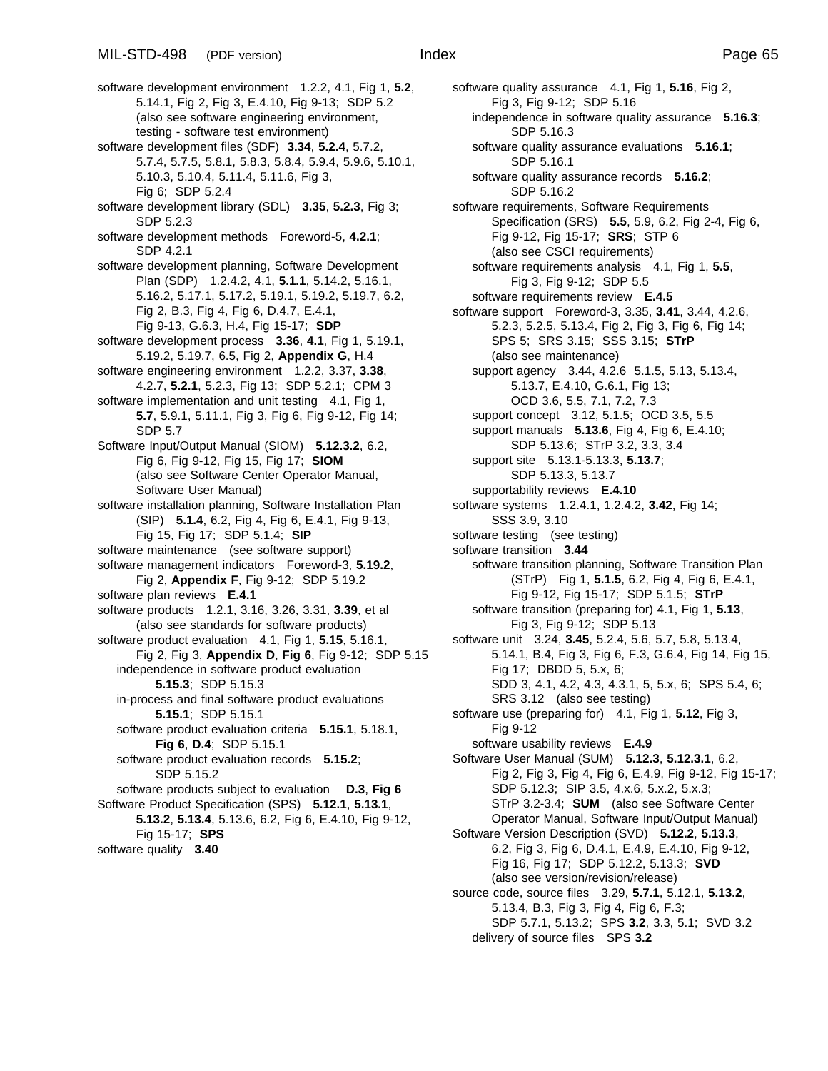software development environment 1.2.2, 4.1, Fig 1, **5.2**, 5.14.1, Fig 2, Fig 3, E.4.10, Fig 9-13; SDP 5.2 (also see software engineering environment, testing - software test environment)

software development files (SDF) **3.34**, **5.2.4**, 5.7.2, 5.7.4, 5.7.5, 5.8.1, 5.8.3, 5.8.4, 5.9.4, 5.9.6, 5.10.1, 5.10.3, 5.10.4, 5.11.4, 5.11.6, Fig 3, Fig 6; SDP 5.2.4

software development library (SDL) **3.35**, **5.2.3**, Fig 3; SDP 5.2.3

software development methods Foreword-5, **4.2.1**; SDP 4.2.1

software development planning, Software Development Plan (SDP) 1.2.4.2, 4.1, **5.1.1**, 5.14.2, 5.16.1, 5.16.2, 5.17.1, 5.17.2, 5.19.1, 5.19.2, 5.19.7, 6.2, Fig 2, B.3, Fig 4, Fig 6, D.4.7, E.4.1, Fig 9-13, G.6.3, H.4, Fig 15-17; **SDP**

software development process **3.36**, **4.1**, Fig 1, 5.19.1, 5.19.2, 5.19.7, 6.5, Fig 2, **Appendix G**, H.4

software engineering environment 1.2.2, 3.37, **3.38**, 4.2.7, **5.2.1**, 5.2.3, Fig 13; SDP 5.2.1; CPM 3

software implementation and unit testing 4.1, Fig 1, **5.7**, 5.9.1, 5.11.1, Fig 3, Fig 6, Fig 9-12, Fig 14; SDP 5.7

Software Input/Output Manual (SIOM) **5.12.3.2**, 6.2, Fig 6, Fig 9-12, Fig 15, Fig 17; **SIOM** (also see Software Center Operator Manual, Software User Manual)

software installation planning, Software Installation Plan (SIP) **5.1.4**, 6.2, Fig 4, Fig 6, E.4.1, Fig 9-13, Fig 15, Fig 17; SDP 5.1.4; **SIP**

software maintenance (see software support)

software management indicators Foreword-3, **5.19.2**, Fig 2, **Appendix F**, Fig 9-12; SDP 5.19.2

software plan reviews **E.4.1**

software products 1.2.1, 3.16, 3.26, 3.31, **3.39**, et al (also see standards for software products)

software product evaluation 4.1, Fig 1, **5.15**, 5.16.1, Fig 2, Fig 3, **Appendix D**, **Fig 6**, Fig 9-12; SDP 5.15
- independence in software product evaluation **5.15.3**; SDP 5.15.3
- in-process and final software product evaluations **5.15.1**; SDP 5.15.1
- software product evaluation criteria **5.15.1**, 5.18.1, **Fig 6**, **D.4**; SDP 5.15.1
- software product evaluation records **5.15.2**; SDP 5.15.2
- software products subject to evaluation **D.3**, **Fig 6**

Software Product Specification (SPS) **5.12.1**, **5.13.1**, **5.13.2**, **5.13.4**, 5.13.6, 6.2, Fig 6, E.4.10, Fig 9-12, Fig 15-17; **SPS**

software quality **3.40**

software quality assurance 4.1, Fig 1, **5.16**, Fig 2, Fig 3, Fig 9-12; SDP 5.16
- independence in software quality assurance **5.16.3**; SDP 5.16.3
- software quality assurance evaluations **5.16.1**; SDP 5.16.1
- software quality assurance records **5.16.2**; SDP 5.16.2

software requirements, Software Requirements Specification (SRS) **5.5**, 5.9, 6.2, Fig 2-4, Fig 6, Fig 9-12, Fig 15-17; **SRS**; STP 6 (also see CSCI requirements)
- software requirements analysis 4.1, Fig 1, **5.5**, Fig 3, Fig 9-12; SDP 5.5
- software requirements review **E.4.5**

software support Foreword-3, 3.35, **3.41**, 3.44, 4.2.6, 5.2.3, 5.2.5, 5.13.4, Fig 2, Fig 3, Fig 6, Fig 14; SPS 5; SRS 3.15; SSS 3.15; **STrP** (also see maintenance)
- support agency 3.44, 4.2.6 5.1.5, 5.13, 5.13.4, 5.13.7, E.4.10, G.6.1, Fig 13; OCD 3.6, 5.5, 7.1, 7.2, 7.3
- support concept 3.12, 5.1.5; OCD 3.5, 5.5
- support manuals **5.13.6**, Fig 4, Fig 6, E.4.10; SDP 5.13.6; STrP 3.2, 3.3, 3.4
- support site 5.13.1-5.13.3, **5.13.7**; SDP 5.13.3, 5.13.7
- supportability reviews **E.4.10**

software systems 1.2.4.1, 1.2.4.2, **3.42**, Fig 14; SSS 3.9, 3.10

software testing (see testing)

software transition **3.44**
- software transition planning, Software Transition Plan (STrP) Fig 1, **5.1.5**, 6.2, Fig 4, Fig 6, E.4.1, Fig 9-12, Fig 15-17; SDP 5.1.5; **STrP**
- software transition (preparing for) 4.1, Fig 1, **5.13**, Fig 3, Fig 9-12; SDP 5.13

software unit 3.24, **3.45**, 5.2.4, 5.6, 5.7, 5.8, 5.13.4, 5.14.1, B.4, Fig 3, Fig 6, F.3, G.6.4, Fig 14, Fig 15, Fig 17; DBDD 5, 5.x, 6; SDD 3, 4.1, 4.2, 4.3, 4.3.1, 5, 5.x, 6; SPS 5.4, 6; SRS 3.12 (also see testing)

software use (preparing for) 4.1, Fig 1, **5.12**, Fig 3, Fig 9-12
- software usability reviews **E.4.9**

Software User Manual (SUM) **5.12.3**, **5.12.3.1**, 6.2, Fig 2, Fig 3, Fig 4, Fig 6, E.4.9, Fig 9-12, Fig 15-17; SDP 5.12.3; SIP 3.5, 4.x.6, 5.x.2, 5.x.3; STrP 3.2-3.4; **SUM** (also see Software Center Operator Manual, Software Input/Output Manual)

Software Version Description (SVD) **5.12.2**, **5.13.3**, 6.2, Fig 3, Fig 6, D.4.1, E.4.9, E.4.10, Fig 9-12, Fig 16, Fig 17; SDP 5.12.2, 5.13.3; **SVD** (also see version/revision/release)

source code, source files 3.29, **5.7.1**, 5.12.1, **5.13.2**, 5.13.4, B.3, Fig 3, Fig 4, Fig 6, F.3; SDP 5.7.1, 5.13.2; SPS **3.2**, 3.3, 5.1; SVD 3.2
- delivery of source files SPS **3.2**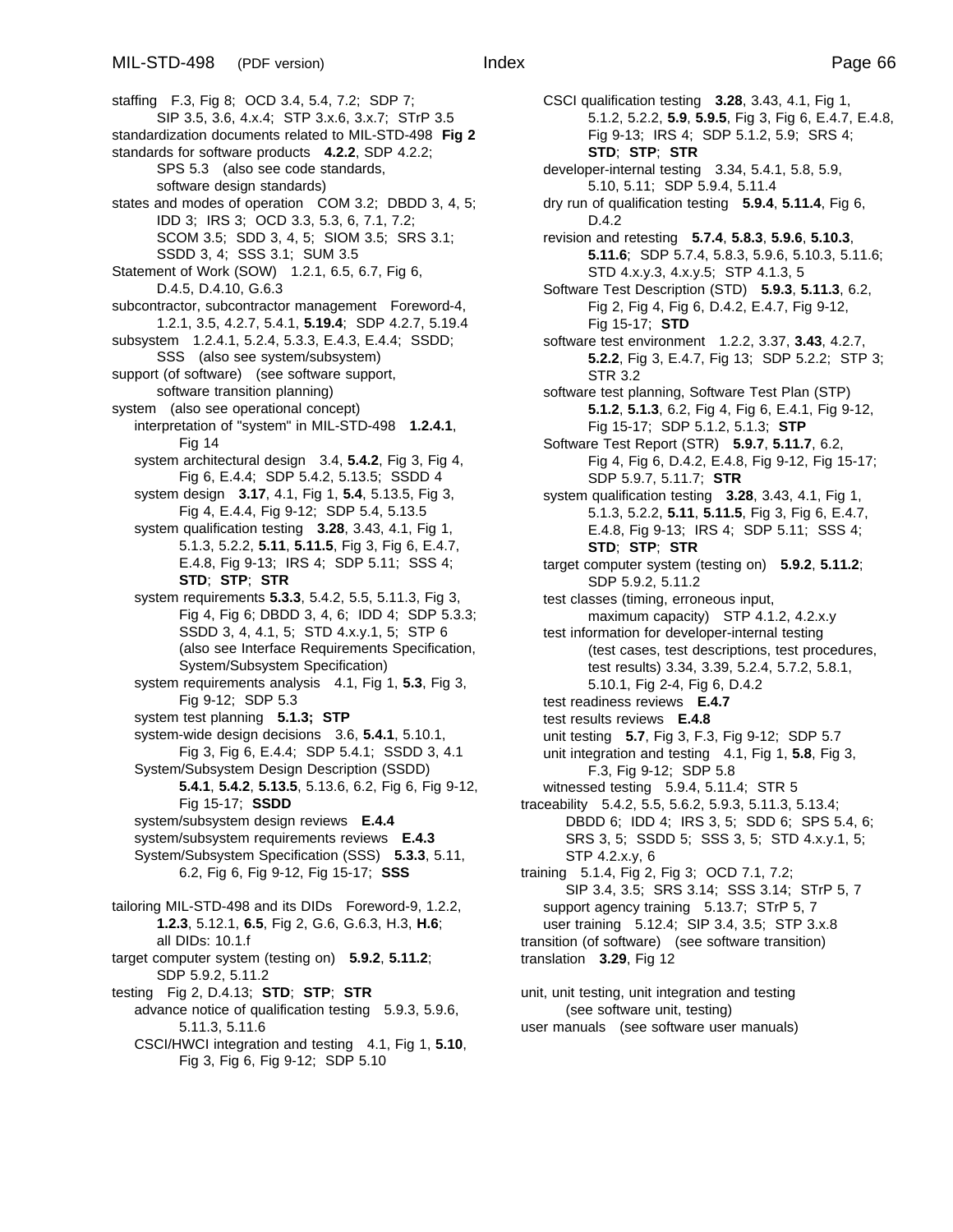staffing   F.3, Fig 8;  OCD 3.4, 5.4, 7.2;  SDP 7;
SIP 3.5, 3.6, 4.x.4;  STP 3.x.6, 3.x.7;  STrP 3.5

standardization documents related to MIL-STD-498   **Fig 2**

standards for software products   **4.2.2**, SDP 4.2.2;
SPS 5.3   (also see code standards,
software design standards)

states and modes of operation   COM 3.2;  DBDD 3, 4, 5;
IDD 3;  IRS 3;  OCD 3.3, 5.3, 6, 7.1, 7.2;
SCOM 3.5;  SDD 3, 4, 5;  SIOM 3.5;  SRS 3.1;
SSDD 3, 4;  SSS 3.1;  SUM 3.5

Statement of Work (SOW)   1.2.1, 6.5, 6.7, Fig 6,
D.4.5, D.4.10, G.6.3

subcontractor, subcontractor management   Foreword-4,
1.2.1, 3.5, 4.2.7, 5.4.1, **5.19.4**;  SDP 4.2.7, 5.19.4

subsystem   1.2.4.1, 5.2.4, 5.3.3, E.4.3, E.4.4;  SSDD;
SSS   (also see system/subsystem)

support (of software)   (see software support,
software transition planning)

system   (also see operational concept)
- interpretation of "system" in MIL-STD-498   **1.2.4.1**, Fig 14
- system architectural design   3.4, **5.4.2**, Fig 3, Fig 4, Fig 6, E.4.4;  SDP 5.4.2, 5.13.5;  SSDD 4
- system design   **3.17**, 4.1, Fig 1, **5.4**, 5.13.5, Fig 3, Fig 4, E.4.4, Fig 9-12;  SDP 5.4, 5.13.5
- system qualification testing   **3.28**, 3.43, 4.1, Fig 1, 5.1.3, 5.2.2, **5.11**, **5.11.5**, Fig 3, Fig 6, E.4.7, E.4.8, Fig 9-13;  IRS 4;  SDP 5.11;  SSS 4;  **STD**;  **STP**;  **STR**
- system requirements **5.3.3**, 5.4.2, 5.5, 5.11.3, Fig 3, Fig 4, Fig 6; DBDD 3, 4, 6;  IDD 4;  SDP 5.3.3;  SSDD 3, 4, 4.1, 5;  STD 4.x.y.1, 5;  STP 6  (also see Interface Requirements Specification, System/Subsystem Specification)
- system requirements analysis   4.1, Fig 1, **5.3**, Fig 3, Fig 9-12;  SDP 5.3
- system test planning   **5.1.3;  STP**
- system-wide design decisions   3.6, **5.4.1**, 5.10.1, Fig 3, Fig 6, E.4.4;  SDP 5.4.1;  SSDD 3, 4.1
- System/Subsystem Design Description (SSDD)   **5.4.1**, **5.4.2**, **5.13.5**, 5.13.6, 6.2, Fig 6, Fig 9-12, Fig 15-17;  **SSDD**
- system/subsystem design reviews   **E.4.4**
- system/subsystem requirements reviews   **E.4.3**
- System/Subsystem Specification (SSS)   **5.3.3**, 5.11, 6.2, Fig 6, Fig 9-12, Fig 15-17;  **SSS**

tailoring MIL-STD-498 and its DIDs   Foreword-9, 1.2.2,
**1.2.3**, 5.12.1, **6.5**, Fig 2, G.6, G.6.3, H.3, **H.6**;
all DIDs: 10.1.f

target computer system (testing on)   **5.9.2**, **5.11.2**;
SDP 5.9.2, 5.11.2

testing   Fig 2, D.4.13;  **STD**;  **STP**;  **STR**
- advance notice of qualification testing   5.9.3, 5.9.6, 5.11.3, 5.11.6
- CSCI/HWCI integration and testing   4.1, Fig 1, **5.10**, Fig 3, Fig 6, Fig 9-12;  SDP 5.10
- CSCI qualification testing   **3.28**, 3.43, 4.1, Fig 1, 5.1.2, 5.2.2, **5.9**, **5.9.5**, Fig 3, Fig 6, E.4.7, E.4.8, Fig 9-13;  IRS 4;  SDP 5.1.2, 5.9;  SRS 4;  **STD**;  **STP**;  **STR**
- developer-internal testing   3.34, 5.4.1, 5.8, 5.9, 5.10, 5.11;  SDP 5.9.4, 5.11.4
- dry run of qualification testing   **5.9.4**, **5.11.4**, Fig 6, D.4.2
- revision and retesting   **5.7.4**, **5.8.3**, **5.9.6**, **5.10.3**, **5.11.6**;  SDP 5.7.4, 5.8.3, 5.9.6, 5.10.3, 5.11.6;  STD 4.x.y.3, 4.x.y.5;  STP 4.1.3, 5
- Software Test Description (STD)   **5.9.3**, **5.11.3**, 6.2, Fig 2, Fig 4, Fig 6, D.4.2, E.4.7, Fig 9-12, Fig 15-17;  **STD**
- software test environment   1.2.2, 3.37, **3.43**, 4.2.7, **5.2.2**, Fig 3, E.4.7, Fig 13;  SDP 5.2.2;  STP 3;  STR 3.2
- software test planning, Software Test Plan (STP)   **5.1.2**, **5.1.3**, 6.2, Fig 4, Fig 6, E.4.1, Fig 9-12, Fig 15-17;  SDP 5.1.2, 5.1.3;  **STP**
- Software Test Report (STR)   **5.9.7**, **5.11.7**, 6.2, Fig 4, Fig 6, D.4.2, E.4.8, Fig 9-12, Fig 15-17;  SDP 5.9.7, 5.11.7;  **STR**
- system qualification testing   **3.28**, 3.43, 4.1, Fig 1, 5.1.3, 5.2.2, **5.11**, **5.11.5**, Fig 3, Fig 6, E.4.7, E.4.8, Fig 9-13;  IRS 4;  SDP 5.11;  SSS 4;  **STD**;  **STP**;  **STR**
- target computer system (testing on)   **5.9.2**, **5.11.2**;  SDP 5.9.2, 5.11.2
- test classes (timing, erroneous input, maximum capacity)   STP 4.1.2, 4.2.x.y
- test information for developer-internal testing (test cases, test descriptions, test procedures, test results) 3.34, 3.39, 5.2.4, 5.7.2, 5.8.1, 5.10.1, Fig 2-4, Fig 6, D.4.2
- test readiness reviews   **E.4.7**
- test results reviews   **E.4.8**
- unit testing   **5.7**, Fig 3, F.3, Fig 9-12;  SDP 5.7
- unit integration and testing   4.1, Fig 1, **5.8**, Fig 3, F.3, Fig 9-12;  SDP 5.8
- witnessed testing   5.9.4, 5.11.4;  STR 5

traceability   5.4.2, 5.5, 5.6.2, 5.9.3, 5.11.3, 5.13.4;
DBDD 6;  IDD 4;  IRS 3, 5;  SDD 6;  SPS 5.4, 6;
SRS 3, 5;  SSDD 5;  SSS 3, 5;  STD 4.x.y.1, 5;
STP 4.2.x.y, 6

training   5.1.4, Fig 2, Fig 3;  OCD 7.1, 7.2;
SIP 3.4, 3.5;  SRS 3.14;  SSS 3.14;  STrP 5, 7
- support agency training   5.13.7;  STrP 5, 7
- user training   5.12.4;  SIP 3.4, 3.5;  STP 3.x.8

transition (of software)   (see software transition)

translation   **3.29**, Fig 12

unit, unit testing, unit integration and testing
(see software unit, testing)

user manuals   (see software user manuals)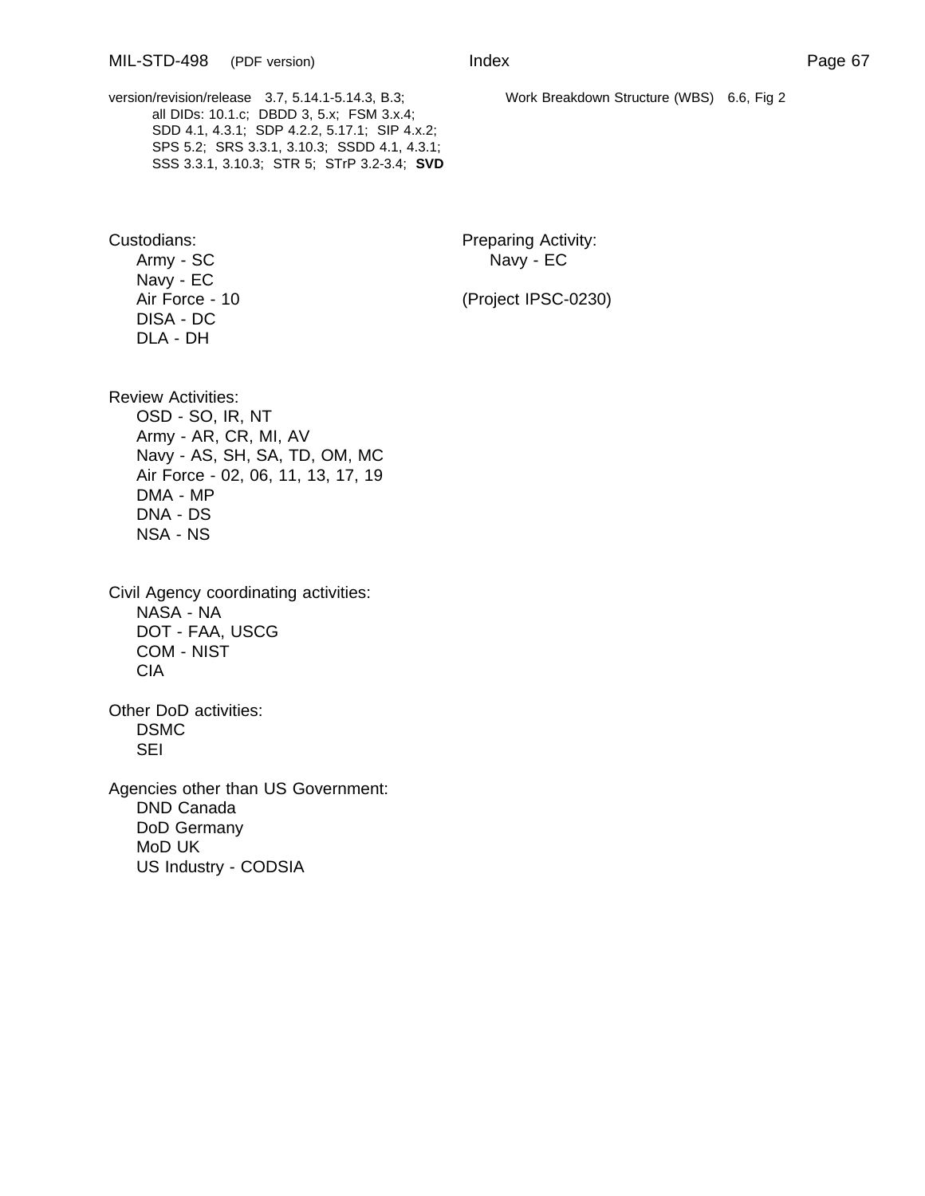version/revision/release 3.7, 5.14.1-5.14.3, B.3;
all DIDs: 10.1.c; DBDD 3, 5.x; FSM 3.x.4;
SDD 4.1, 4.3.1; SDP 4.2.2, 5.17.1; SIP 4.x.2;
SPS 5.2; SRS 3.3.1, 3.10.3; SSDD 4.1, 4.3.1;
SSS 3.3.1, 3.10.3; STR 5; STrP 3.2-3.4; **SVD**

Work Breakdown Structure (WBS) 6.6, Fig 2

Custodians:
Army - SC
Navy - EC
Air Force - 10
DISA - DC
DLA - DH

Preparing Activity:
Navy - EC

(Project IPSC-0230)

Review Activities:
OSD - SO, IR, NT
Army - AR, CR, MI, AV
Navy - AS, SH, SA, TD, OM, MC
Air Force - 02, 06, 11, 13, 17, 19
DMA - MP
DNA - DS
NSA - NS

Civil Agency coordinating activities:
NASA - NA
DOT - FAA, USCG
COM - NIST
CIA

Other DoD activities:
DSMC
SEI

Agencies other than US Government:
DND Canada
DoD Germany
MoD UK
US Industry - CODSIA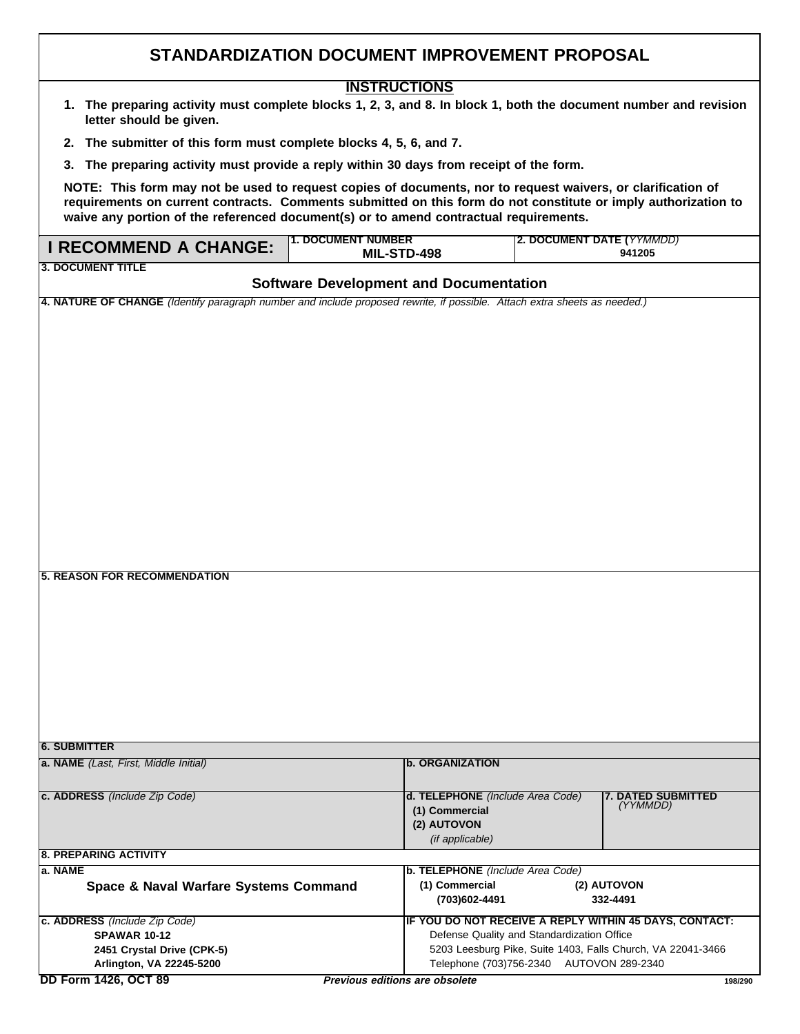# STANDARDIZATION DOCUMENT IMPROVEMENT PROPOSAL

## INSTRUCTIONS

1. **The preparing activity must complete blocks 1, 2, 3, and 8. In block 1, both the document number and revision letter should be given.**
2. **The submitter of this form must complete blocks 4, 5, 6, and 7.**
3. **The preparing activity must provide a reply within 30 days from receipt of the form.**

**NOTE: This form may not be used to request copies of documents, nor to request waivers, or clarification of requirements on current contracts. Comments submitted on this form do not constitute or imply authorization to waive any portion of the referenced document(s) or to amend contractual requirements.**

| **I RECOMMEND A CHANGE:** | **1. DOCUMENT NUMBER** MIL-STD-498 | **2. DOCUMENT DATE (*YYMMDD*)** 941205 |
|---|---|---|

**3. DOCUMENT TITLE**
**Software Development and Documentation**

**4. NATURE OF CHANGE** *(Identify paragraph number and include proposed rewrite, if possible. Attach extra sheets as needed.)*

**5. REASON FOR RECOMMENDATION**

**6. SUBMITTER**

| | | |
|---|---|---|
| **a. NAME** *(Last, First, Middle Initial)* | **b. ORGANIZATION** | |
| **c. ADDRESS** *(Include Zip Code)* | **d. TELEPHONE** *(Include Area Code)* **(1) Commercial** **(2) AUTOVON** *(if applicable)* | **7. DATED SUBMITTED** *(YYMMDD)* |

**8. PREPARING ACTIVITY**

| | |
|---|---|
| **a. NAME** **Space & Naval Warfare Systems Command** | **b. TELEPHONE** *(Include Area Code)* **(1) Commercial (703)602-4491** **(2) AUTOVON 332-4491** |
| **c. ADDRESS** *(Include Zip Code)* **SPAWAR 10-12** **2451 Crystal Drive (CPK-5)** **Arlington, VA 22245-5200** | **IF YOU DO NOT RECEIVE A REPLY WITHIN 45 DAYS, CONTACT:** Defense Quality and Standardization Office 5203 Leesburg Pike, Suite 1403, Falls Church, VA 22041-3466 Telephone (703)756-2340 AUTOVON 289-2340 |

**DD Form 1426, OCT 89** *Previous editions are obsolete* 198/290